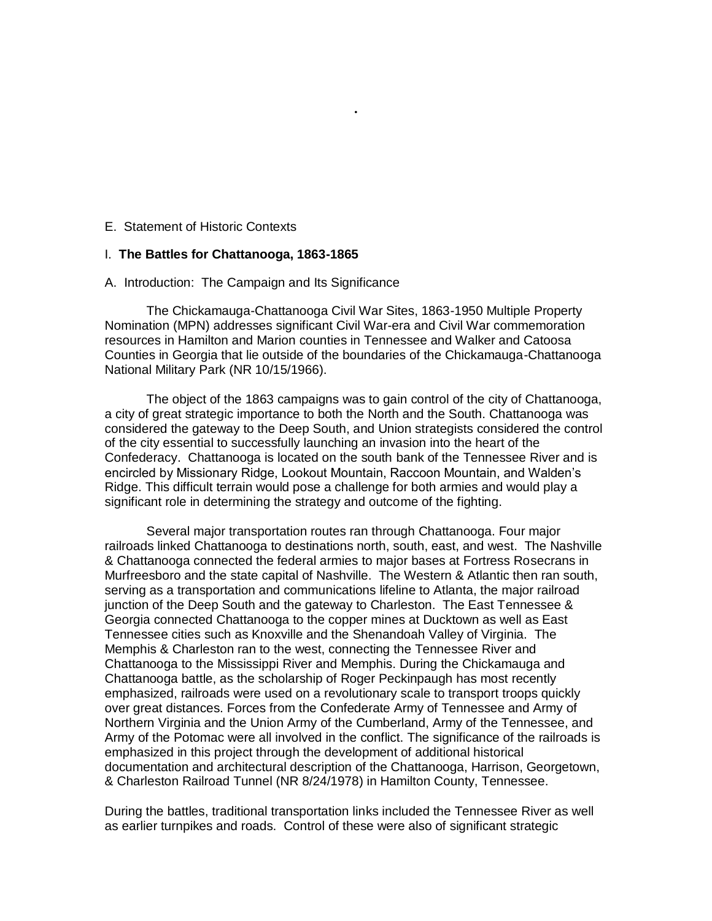## E. Statement of Historic Contexts

### I. **The Battles for Chattanooga, 1863-1865**

#### A. Introduction: The Campaign and Its Significance

The Chickamauga-Chattanooga Civil War Sites, 1863-1950 Multiple Property Nomination (MPN) addresses significant Civil War-era and Civil War commemoration resources in Hamilton and Marion counties in Tennessee and Walker and Catoosa Counties in Georgia that lie outside of the boundaries of the Chickamauga-Chattanooga National Military Park (NR 10/15/1966).

The object of the 1863 campaigns was to gain control of the city of Chattanooga, a city of great strategic importance to both the North and the South. Chattanooga was considered the gateway to the Deep South, and Union strategists considered the control of the city essential to successfully launching an invasion into the heart of the Confederacy. Chattanooga is located on the south bank of the Tennessee River and is encircled by Missionary Ridge, Lookout Mountain, Raccoon Mountain, and Walden's Ridge. This difficult terrain would pose a challenge for both armies and would play a significant role in determining the strategy and outcome of the fighting.

Several major transportation routes ran through Chattanooga. Four major railroads linked Chattanooga to destinations north, south, east, and west. The Nashville & Chattanooga connected the federal armies to major bases at Fortress Rosecrans in Murfreesboro and the state capital of Nashville. The Western & Atlantic then ran south, serving as a transportation and communications lifeline to Atlanta, the major railroad junction of the Deep South and the gateway to Charleston. The East Tennessee & Georgia connected Chattanooga to the copper mines at Ducktown as well as East Tennessee cities such as Knoxville and the Shenandoah Valley of Virginia. The Memphis & Charleston ran to the west, connecting the Tennessee River and Chattanooga to the Mississippi River and Memphis. During the Chickamauga and Chattanooga battle, as the scholarship of Roger Peckinpaugh has most recently emphasized, railroads were used on a revolutionary scale to transport troops quickly over great distances. Forces from the Confederate Army of Tennessee and Army of Northern Virginia and the Union Army of the Cumberland, Army of the Tennessee, and Army of the Potomac were all involved in the conflict. The significance of the railroads is emphasized in this project through the development of additional historical documentation and architectural description of the Chattanooga, Harrison, Georgetown, & Charleston Railroad Tunnel (NR 8/24/1978) in Hamilton County, Tennessee.

During the battles, traditional transportation links included the Tennessee River as well as earlier turnpikes and roads. Control of these were also of significant strategic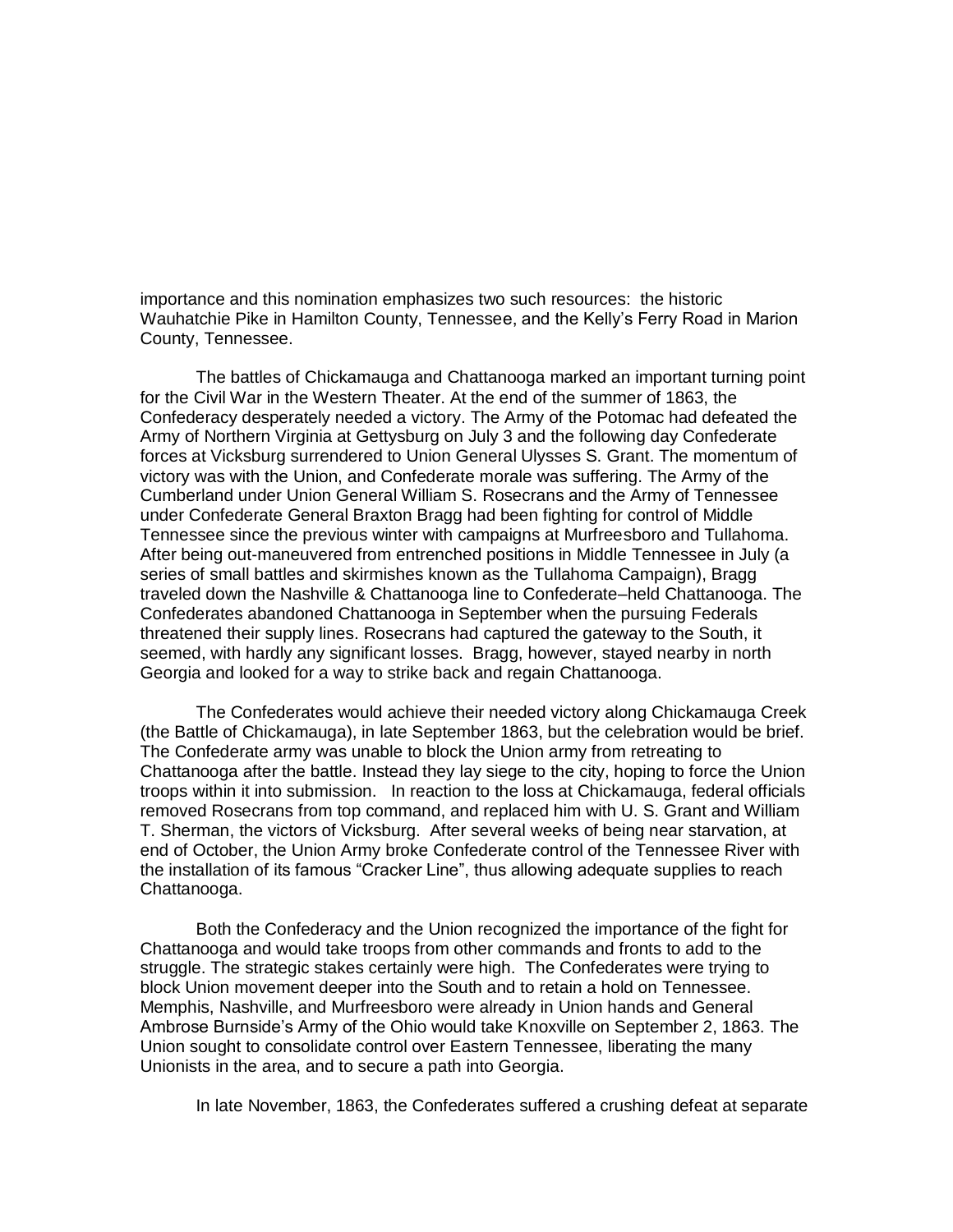importance and this nomination emphasizes two such resources: the historic Wauhatchie Pike in Hamilton County, Tennessee, and the Kelly's Ferry Road in Marion County, Tennessee.

The battles of Chickamauga and Chattanooga marked an important turning point for the Civil War in the Western Theater. At the end of the summer of 1863, the Confederacy desperately needed a victory. The Army of the Potomac had defeated the Army of Northern Virginia at Gettysburg on July 3 and the following day Confederate forces at Vicksburg surrendered to Union General Ulysses S. Grant. The momentum of victory was with the Union, and Confederate morale was suffering. The Army of the Cumberland under Union General William S. Rosecrans and the Army of Tennessee under Confederate General Braxton Bragg had been fighting for control of Middle Tennessee since the previous winter with campaigns at Murfreesboro and Tullahoma. After being out-maneuvered from entrenched positions in Middle Tennessee in July (a series of small battles and skirmishes known as the Tullahoma Campaign), Bragg traveled down the Nashville & Chattanooga line to Confederate–held Chattanooga. The Confederates abandoned Chattanooga in September when the pursuing Federals threatened their supply lines. Rosecrans had captured the gateway to the South, it seemed, with hardly any significant losses. Bragg, however, stayed nearby in north Georgia and looked for a way to strike back and regain Chattanooga.

The Confederates would achieve their needed victory along Chickamauga Creek (the Battle of Chickamauga), in late September 1863, but the celebration would be brief. The Confederate army was unable to block the Union army from retreating to Chattanooga after the battle. Instead they lay siege to the city, hoping to force the Union troops within it into submission. In reaction to the loss at Chickamauga, federal officials removed Rosecrans from top command, and replaced him with U. S. Grant and William T. Sherman, the victors of Vicksburg. After several weeks of being near starvation, at end of October, the Union Army broke Confederate control of the Tennessee River with the installation of its famous "Cracker Line", thus allowing adequate supplies to reach Chattanooga.

Both the Confederacy and the Union recognized the importance of the fight for Chattanooga and would take troops from other commands and fronts to add to the struggle. The strategic stakes certainly were high. The Confederates were trying to block Union movement deeper into the South and to retain a hold on Tennessee. Memphis, Nashville, and Murfreesboro were already in Union hands and General Ambrose Burnside's Army of the Ohio would take Knoxville on September 2, 1863. The Union sought to consolidate control over Eastern Tennessee, liberating the many Unionists in the area, and to secure a path into Georgia.

In late November, 1863, the Confederates suffered a crushing defeat at separate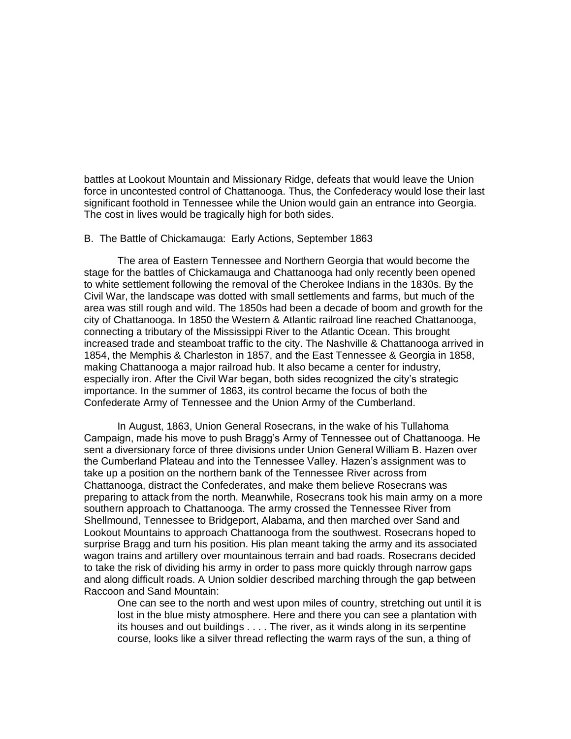battles at Lookout Mountain and Missionary Ridge, defeats that would leave the Union force in uncontested control of Chattanooga. Thus, the Confederacy would lose their last significant foothold in Tennessee while the Union would gain an entrance into Georgia. The cost in lives would be tragically high for both sides.

## B. The Battle of Chickamauga: Early Actions, September 1863

The area of Eastern Tennessee and Northern Georgia that would become the stage for the battles of Chickamauga and Chattanooga had only recently been opened to white settlement following the removal of the Cherokee Indians in the 1830s. By the Civil War, the landscape was dotted with small settlements and farms, but much of the area was still rough and wild. The 1850s had been a decade of boom and growth for the city of Chattanooga. In 1850 the Western & Atlantic railroad line reached Chattanooga, connecting a tributary of the Mississippi River to the Atlantic Ocean. This brought increased trade and steamboat traffic to the city. The Nashville & Chattanooga arrived in 1854, the Memphis & Charleston in 1857, and the East Tennessee & Georgia in 1858, making Chattanooga a major railroad hub. It also became a center for industry, especially iron. After the Civil War began, both sides recognized the city's strategic importance. In the summer of 1863, its control became the focus of both the Confederate Army of Tennessee and the Union Army of the Cumberland.

In August, 1863, Union General Rosecrans, in the wake of his Tullahoma Campaign, made his move to push Bragg's Army of Tennessee out of Chattanooga. He sent a diversionary force of three divisions under Union General William B. Hazen over the Cumberland Plateau and into the Tennessee Valley. Hazen's assignment was to take up a position on the northern bank of the Tennessee River across from Chattanooga, distract the Confederates, and make them believe Rosecrans was preparing to attack from the north. Meanwhile, Rosecrans took his main army on a more southern approach to Chattanooga. The army crossed the Tennessee River from Shellmound, Tennessee to Bridgeport, Alabama, and then marched over Sand and Lookout Mountains to approach Chattanooga from the southwest. Rosecrans hoped to surprise Bragg and turn his position. His plan meant taking the army and its associated wagon trains and artillery over mountainous terrain and bad roads. Rosecrans decided to take the risk of dividing his army in order to pass more quickly through narrow gaps and along difficult roads. A Union soldier described marching through the gap between Raccoon and Sand Mountain:

> One can see to the north and west upon miles of country, stretching out until it is lost in the blue misty atmosphere. Here and there you can see a plantation with its houses and out buildings . . . . The river, as it winds along in its serpentine course, looks like a silver thread reflecting the warm rays of the sun, a thing of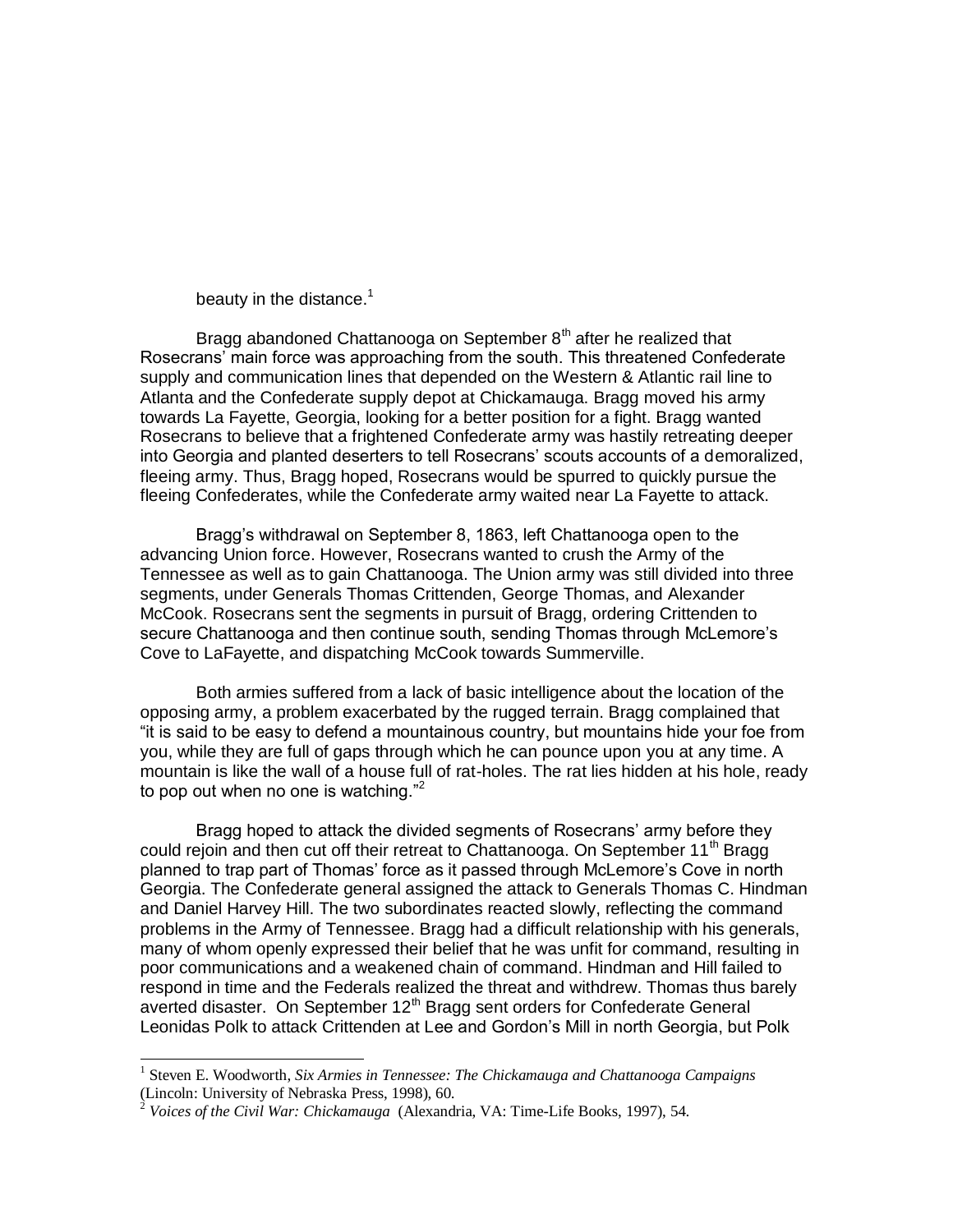beauty in the distance.[1]

Bragg abandoned Chattanooga on September 8th after he realized that Rosecrans' main force was approaching from the south. This threatened Confederate supply and communication lines that depended on the Western & Atlantic rail line to Atlanta and the Confederate supply depot at Chickamauga. Bragg moved his army towards La Fayette, Georgia, looking for a better position for a fight. Bragg wanted Rosecrans to believe that a frightened Confederate army was hastily retreating deeper into Georgia and planted deserters to tell Rosecrans' scouts accounts of a demoralized, fleeing army. Thus, Bragg hoped, Rosecrans would be spurred to quickly pursue the fleeing Confederates, while the Confederate army waited near La Fayette to attack.

Bragg's withdrawal on September 8, 1863, left Chattanooga open to the advancing Union force. However, Rosecrans wanted to crush the Army of the Tennessee as well as to gain Chattanooga. The Union army was still divided into three segments, under Generals Thomas Crittenden, George Thomas, and Alexander McCook. Rosecrans sent the segments in pursuit of Bragg, ordering Crittenden to secure Chattanooga and then continue south, sending Thomas through McLemore's Cove to LaFayette, and dispatching McCook towards Summerville.

Both armies suffered from a lack of basic intelligence about the location of the opposing army, a problem exacerbated by the rugged terrain. Bragg complained that "it is said to be easy to defend a mountainous country, but mountains hide your foe from you, while they are full of gaps through which he can pounce upon you at any time. A mountain is like the wall of a house full of rat-holes. The rat lies hidden at his hole, ready to pop out when no one is watching."[2]

Bragg hoped to attack the divided segments of Rosecrans' army before they could rejoin and then cut off their retreat to Chattanooga. On September 11th Bragg planned to trap part of Thomas' force as it passed through McLemore's Cove in north Georgia. The Confederate general assigned the attack to Generals Thomas C. Hindman and Daniel Harvey Hill. The two subordinates reacted slowly, reflecting the command problems in the Army of Tennessee. Bragg had a difficult relationship with his generals, many of whom openly expressed their belief that he was unfit for command, resulting in poor communications and a weakened chain of command. Hindman and Hill failed to respond in time and the Federals realized the threat and withdrew. Thomas thus barely averted disaster. On September 12th Bragg sent orders for Confederate General Leonidas Polk to attack Crittenden at Lee and Gordon's Mill in north Georgia, but Polk

---

[1] Steven E. Woodworth, *Six Armies in Tennessee: The Chickamauga and Chattanooga Campaigns* (Lincoln: University of Nebraska Press, 1998), 60.

[2] *Voices of the Civil War: Chickamauga* (Alexandria, VA: Time-Life Books, 1997), 54.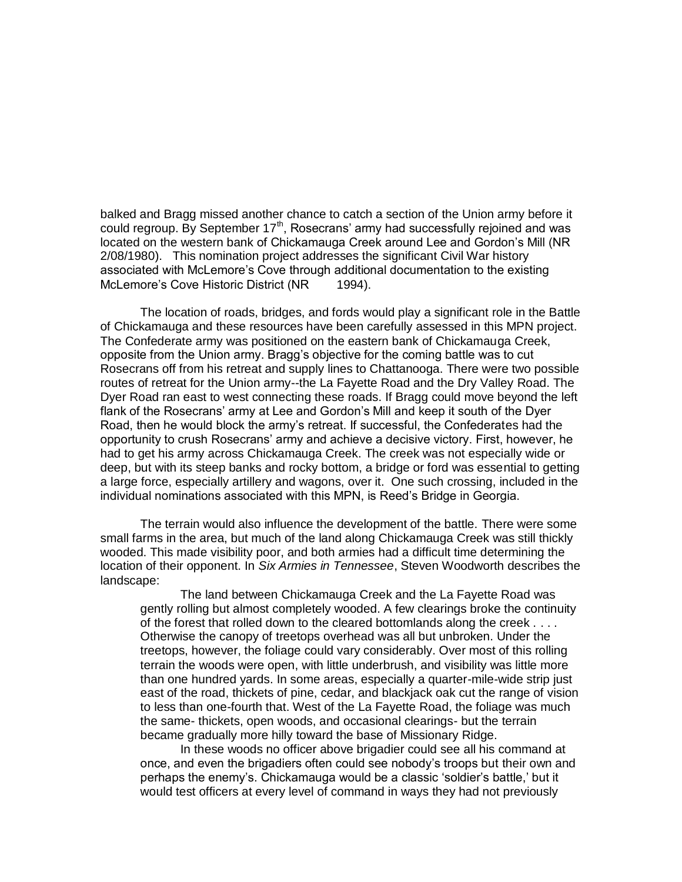balked and Bragg missed another chance to catch a section of the Union army before it could regroup. By September 17th, Rosecrans' army had successfully rejoined and was located on the western bank of Chickamauga Creek around Lee and Gordon's Mill (NR 2/08/1980). This nomination project addresses the significant Civil War history associated with McLemore's Cove through additional documentation to the existing McLemore's Cove Historic District (NR 1994).

The location of roads, bridges, and fords would play a significant role in the Battle of Chickamauga and these resources have been carefully assessed in this MPN project. The Confederate army was positioned on the eastern bank of Chickamauga Creek, opposite from the Union army. Bragg's objective for the coming battle was to cut Rosecrans off from his retreat and supply lines to Chattanooga. There were two possible routes of retreat for the Union army--the La Fayette Road and the Dry Valley Road. The Dyer Road ran east to west connecting these roads. If Bragg could move beyond the left flank of the Rosecrans' army at Lee and Gordon's Mill and keep it south of the Dyer Road, then he would block the army's retreat. If successful, the Confederates had the opportunity to crush Rosecrans' army and achieve a decisive victory. First, however, he had to get his army across Chickamauga Creek. The creek was not especially wide or deep, but with its steep banks and rocky bottom, a bridge or ford was essential to getting a large force, especially artillery and wagons, over it. One such crossing, included in the individual nominations associated with this MPN, is Reed's Bridge in Georgia.

The terrain would also influence the development of the battle. There were some small farms in the area, but much of the land along Chickamauga Creek was still thickly wooded. This made visibility poor, and both armies had a difficult time determining the location of their opponent. In *Six Armies in Tennessee*, Steven Woodworth describes the landscape:

> The land between Chickamauga Creek and the La Fayette Road was gently rolling but almost completely wooded. A few clearings broke the continuity of the forest that rolled down to the cleared bottomlands along the creek . . . . Otherwise the canopy of treetops overhead was all but unbroken. Under the treetops, however, the foliage could vary considerably. Over most of this rolling terrain the woods were open, with little underbrush, and visibility was little more than one hundred yards. In some areas, especially a quarter-mile-wide strip just east of the road, thickets of pine, cedar, and blackjack oak cut the range of vision to less than one-fourth that. West of the La Fayette Road, the foliage was much the same- thickets, open woods, and occasional clearings- but the terrain became gradually more hilly toward the base of Missionary Ridge.
>
> In these woods no officer above brigadier could see all his command at once, and even the brigadiers often could see nobody's troops but their own and perhaps the enemy's. Chickamauga would be a classic 'soldier's battle,' but it would test officers at every level of command in ways they had not previously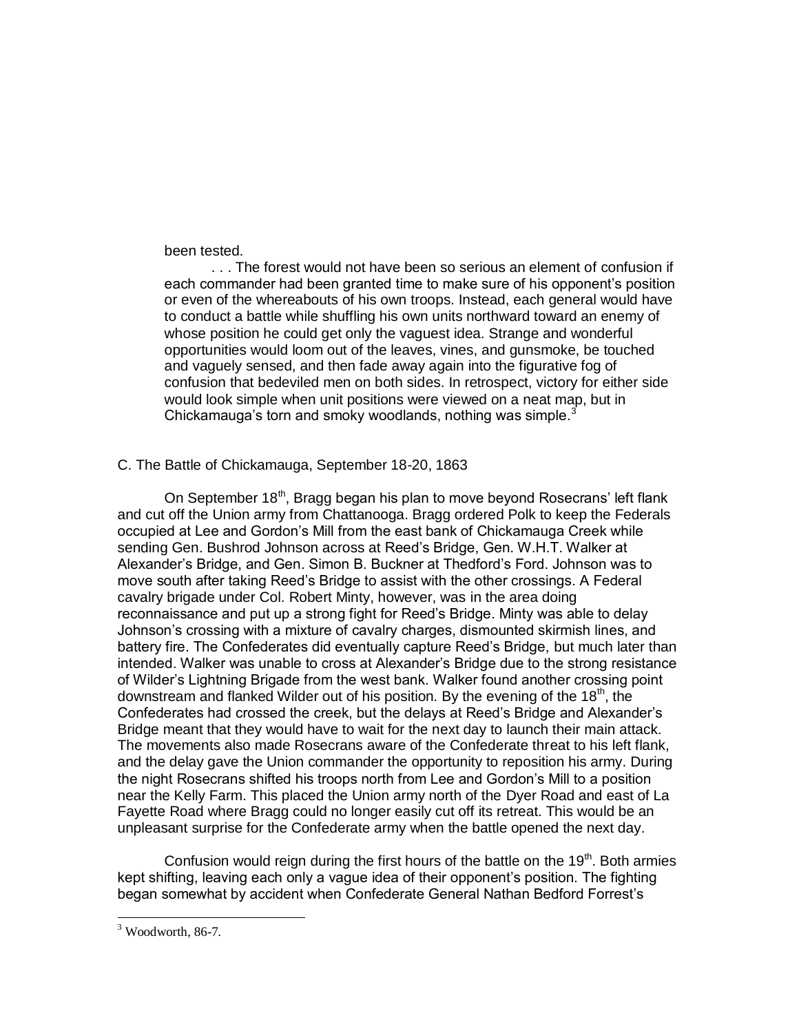been tested.

> . . . The forest would not have been so serious an element of confusion if each commander had been granted time to make sure of his opponent's position or even of the whereabouts of his own troops. Instead, each general would have to conduct a battle while shuffling his own units northward toward an enemy of whose position he could get only the vaguest idea. Strange and wonderful opportunities would loom out of the leaves, vines, and gunsmoke, be touched and vaguely sensed, and then fade away again into the figurative fog of confusion that bedeviled men on both sides. In retrospect, victory for either side would look simple when unit positions were viewed on a neat map, but in Chickamauga's torn and smoky woodlands, nothing was simple.[3]

### C. The Battle of Chickamauga, September 18-20, 1863

On September 18th, Bragg began his plan to move beyond Rosecrans' left flank and cut off the Union army from Chattanooga. Bragg ordered Polk to keep the Federals occupied at Lee and Gordon's Mill from the east bank of Chickamauga Creek while sending Gen. Bushrod Johnson across at Reed's Bridge, Gen. W.H.T. Walker at Alexander's Bridge, and Gen. Simon B. Buckner at Thedford's Ford. Johnson was to move south after taking Reed's Bridge to assist with the other crossings. A Federal cavalry brigade under Col. Robert Minty, however, was in the area doing reconnaissance and put up a strong fight for Reed's Bridge. Minty was able to delay Johnson's crossing with a mixture of cavalry charges, dismounted skirmish lines, and battery fire. The Confederates did eventually capture Reed's Bridge, but much later than intended. Walker was unable to cross at Alexander's Bridge due to the strong resistance of Wilder's Lightning Brigade from the west bank. Walker found another crossing point downstream and flanked Wilder out of his position. By the evening of the 18th, the Confederates had crossed the creek, but the delays at Reed's Bridge and Alexander's Bridge meant that they would have to wait for the next day to launch their main attack. The movements also made Rosecrans aware of the Confederate threat to his left flank, and the delay gave the Union commander the opportunity to reposition his army. During the night Rosecrans shifted his troops north from Lee and Gordon's Mill to a position near the Kelly Farm. This placed the Union army north of the Dyer Road and east of La Fayette Road where Bragg could no longer easily cut off its retreat. This would be an unpleasant surprise for the Confederate army when the battle opened the next day.

Confusion would reign during the first hours of the battle on the 19th. Both armies kept shifting, leaving each only a vague idea of their opponent's position. The fighting began somewhat by accident when Confederate General Nathan Bedford Forrest's

[3] Woodworth, 86-7.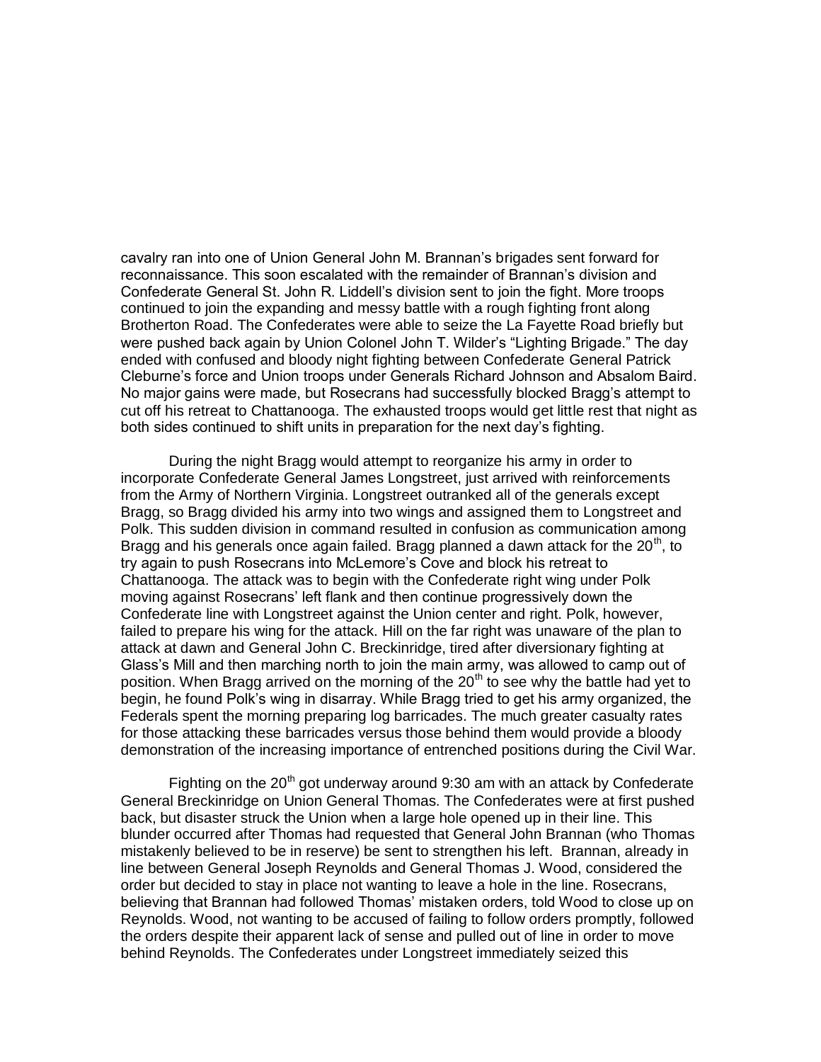cavalry ran into one of Union General John M. Brannan's brigades sent forward for reconnaissance. This soon escalated with the remainder of Brannan's division and Confederate General St. John R. Liddell's division sent to join the fight. More troops continued to join the expanding and messy battle with a rough fighting front along Brotherton Road. The Confederates were able to seize the La Fayette Road briefly but were pushed back again by Union Colonel John T. Wilder's "Lighting Brigade." The day ended with confused and bloody night fighting between Confederate General Patrick Cleburne's force and Union troops under Generals Richard Johnson and Absalom Baird. No major gains were made, but Rosecrans had successfully blocked Bragg's attempt to cut off his retreat to Chattanooga. The exhausted troops would get little rest that night as both sides continued to shift units in preparation for the next day's fighting.

During the night Bragg would attempt to reorganize his army in order to incorporate Confederate General James Longstreet, just arrived with reinforcements from the Army of Northern Virginia. Longstreet outranked all of the generals except Bragg, so Bragg divided his army into two wings and assigned them to Longstreet and Polk. This sudden division in command resulted in confusion as communication among Bragg and his generals once again failed. Bragg planned a dawn attack for the 20th, to try again to push Rosecrans into McLemore's Cove and block his retreat to Chattanooga. The attack was to begin with the Confederate right wing under Polk moving against Rosecrans' left flank and then continue progressively down the Confederate line with Longstreet against the Union center and right. Polk, however, failed to prepare his wing for the attack. Hill on the far right was unaware of the plan to attack at dawn and General John C. Breckinridge, tired after diversionary fighting at Glass's Mill and then marching north to join the main army, was allowed to camp out of position. When Bragg arrived on the morning of the 20th to see why the battle had yet to begin, he found Polk's wing in disarray. While Bragg tried to get his army organized, the Federals spent the morning preparing log barricades. The much greater casualty rates for those attacking these barricades versus those behind them would provide a bloody demonstration of the increasing importance of entrenched positions during the Civil War.

Fighting on the 20th got underway around 9:30 am with an attack by Confederate General Breckinridge on Union General Thomas. The Confederates were at first pushed back, but disaster struck the Union when a large hole opened up in their line. This blunder occurred after Thomas had requested that General John Brannan (who Thomas mistakenly believed to be in reserve) be sent to strengthen his left. Brannan, already in line between General Joseph Reynolds and General Thomas J. Wood, considered the order but decided to stay in place not wanting to leave a hole in the line. Rosecrans, believing that Brannan had followed Thomas' mistaken orders, told Wood to close up on Reynolds. Wood, not wanting to be accused of failing to follow orders promptly, followed the orders despite their apparent lack of sense and pulled out of line in order to move behind Reynolds. The Confederates under Longstreet immediately seized this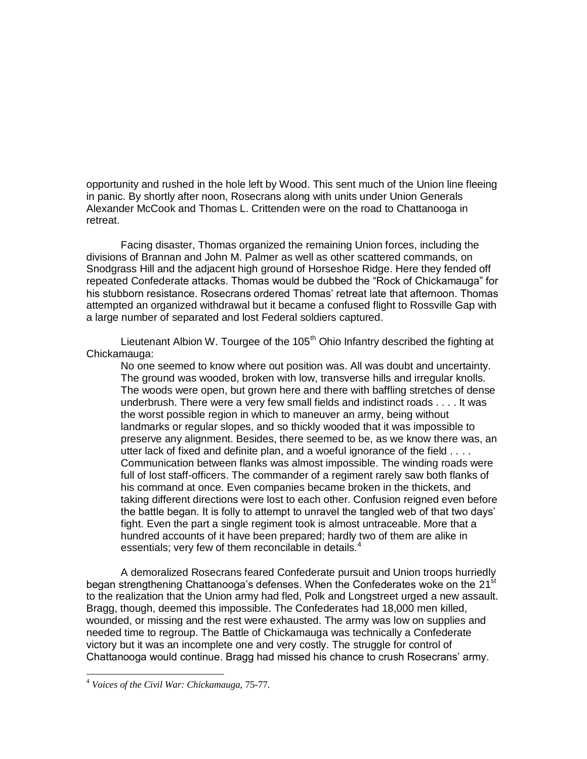opportunity and rushed in the hole left by Wood. This sent much of the Union line fleeing in panic. By shortly after noon, Rosecrans along with units under Union Generals Alexander McCook and Thomas L. Crittenden were on the road to Chattanooga in retreat.

Facing disaster, Thomas organized the remaining Union forces, including the divisions of Brannan and John M. Palmer as well as other scattered commands, on Snodgrass Hill and the adjacent high ground of Horseshoe Ridge. Here they fended off repeated Confederate attacks. Thomas would be dubbed the "Rock of Chickamauga" for his stubborn resistance. Rosecrans ordered Thomas' retreat late that afternoon. Thomas attempted an organized withdrawal but it became a confused flight to Rossville Gap with a large number of separated and lost Federal soldiers captured.

Lieutenant Albion W. Tourgee of the 105th Ohio Infantry described the fighting at Chickamauga:

> No one seemed to know where out position was. All was doubt and uncertainty. The ground was wooded, broken with low, transverse hills and irregular knolls. The woods were open, but grown here and there with baffling stretches of dense underbrush. There were a very few small fields and indistinct roads . . . . It was the worst possible region in which to maneuver an army, being without landmarks or regular slopes, and so thickly wooded that it was impossible to preserve any alignment. Besides, there seemed to be, as we know there was, an utter lack of fixed and definite plan, and a woeful ignorance of the field . . . . Communication between flanks was almost impossible. The winding roads were full of lost staff-officers. The commander of a regiment rarely saw both flanks of his command at once. Even companies became broken in the thickets, and taking different directions were lost to each other. Confusion reigned even before the battle began. It is folly to attempt to unravel the tangled web of that two days' fight. Even the part a single regiment took is almost untraceable. More that a hundred accounts of it have been prepared; hardly two of them are alike in essentials; very few of them reconcilable in details.[4]

A demoralized Rosecrans feared Confederate pursuit and Union troops hurriedly began strengthening Chattanooga's defenses. When the Confederates woke on the 21st to the realization that the Union army had fled, Polk and Longstreet urged a new assault. Bragg, though, deemed this impossible. The Confederates had 18,000 men killed, wounded, or missing and the rest were exhausted. The army was low on supplies and needed time to regroup. The Battle of Chickamauga was technically a Confederate victory but it was an incomplete one and very costly. The struggle for control of Chattanooga would continue. Bragg had missed his chance to crush Rosecrans' army.

---

[4] *Voices of the Civil War: Chickamauga*, 75-77.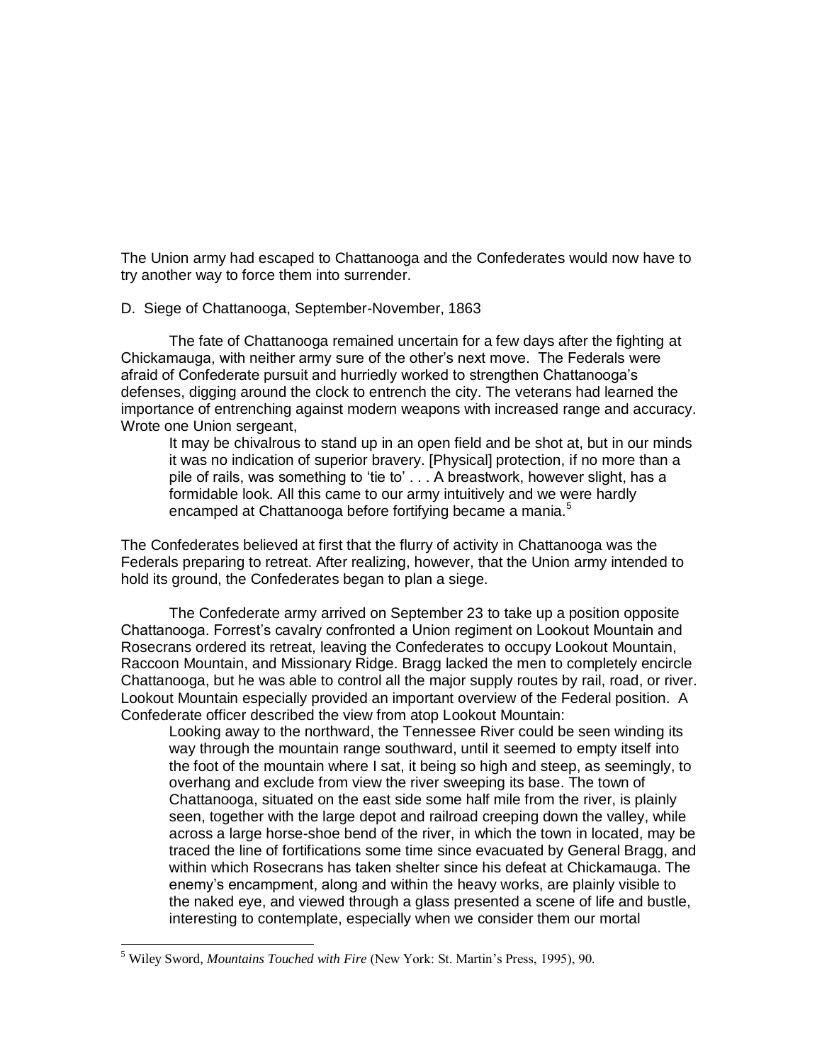The Union army had escaped to Chattanooga and the Confederates would now have to try another way to force them into surrender.

D. Siege of Chattanooga, September-November, 1863

The fate of Chattanooga remained uncertain for a few days after the fighting at Chickamauga, with neither army sure of the other's next move. The Federals were afraid of Confederate pursuit and hurriedly worked to strengthen Chattanooga's defenses, digging around the clock to entrench the city. The veterans had learned the importance of entrenching against modern weapons with increased range and accuracy. Wrote one Union sergeant,

> It may be chivalrous to stand up in an open field and be shot at, but in our minds it was no indication of superior bravery. [Physical] protection, if no more than a pile of rails, was something to 'tie to' . . . A breastwork, however slight, has a formidable look. All this came to our army intuitively and we were hardly encamped at Chattanooga before fortifying became a mania.[5]

The Confederates believed at first that the flurry of activity in Chattanooga was the Federals preparing to retreat. After realizing, however, that the Union army intended to hold its ground, the Confederates began to plan a siege.

The Confederate army arrived on September 23 to take up a position opposite Chattanooga. Forrest's cavalry confronted a Union regiment on Lookout Mountain and Rosecrans ordered its retreat, leaving the Confederates to occupy Lookout Mountain, Raccoon Mountain, and Missionary Ridge. Bragg lacked the men to completely encircle Chattanooga, but he was able to control all the major supply routes by rail, road, or river. Lookout Mountain especially provided an important overview of the Federal position. A Confederate officer described the view from atop Lookout Mountain:

> Looking away to the northward, the Tennessee River could be seen winding its way through the mountain range southward, until it seemed to empty itself into the foot of the mountain where I sat, it being so high and steep, as seemingly, to overhang and exclude from view the river sweeping its base. The town of Chattanooga, situated on the east side some half mile from the river, is plainly seen, together with the large depot and railroad creeping down the valley, while across a large horse-shoe bend of the river, in which the town in located, may be traced the line of fortifications some time since evacuated by General Bragg, and within which Rosecrans has taken shelter since his defeat at Chickamauga. The enemy's encampment, along and within the heavy works, are plainly visible to the naked eye, and viewed through a glass presented a scene of life and bustle, interesting to contemplate, especially when we consider them our mortal

---

[5] Wiley Sword, *Mountains Touched with Fire* (New York: St. Martin's Press, 1995), 90.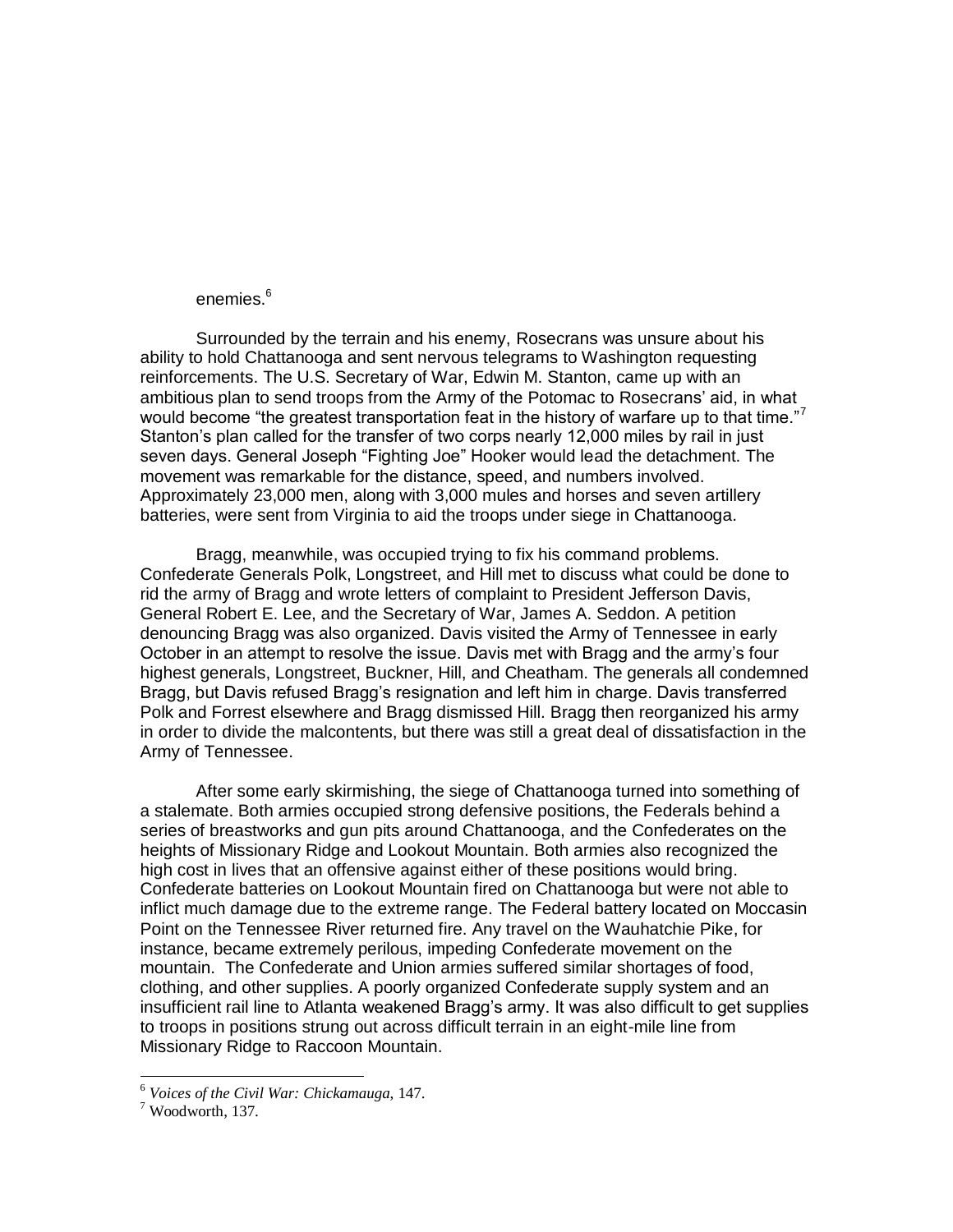enemies.[6]

Surrounded by the terrain and his enemy, Rosecrans was unsure about his ability to hold Chattanooga and sent nervous telegrams to Washington requesting reinforcements. The U.S. Secretary of War, Edwin M. Stanton, came up with an ambitious plan to send troops from the Army of the Potomac to Rosecrans' aid, in what would become "the greatest transportation feat in the history of warfare up to that time."[7] Stanton's plan called for the transfer of two corps nearly 12,000 miles by rail in just seven days. General Joseph "Fighting Joe" Hooker would lead the detachment. The movement was remarkable for the distance, speed, and numbers involved. Approximately 23,000 men, along with 3,000 mules and horses and seven artillery batteries, were sent from Virginia to aid the troops under siege in Chattanooga.

Bragg, meanwhile, was occupied trying to fix his command problems. Confederate Generals Polk, Longstreet, and Hill met to discuss what could be done to rid the army of Bragg and wrote letters of complaint to President Jefferson Davis, General Robert E. Lee, and the Secretary of War, James A. Seddon. A petition denouncing Bragg was also organized. Davis visited the Army of Tennessee in early October in an attempt to resolve the issue. Davis met with Bragg and the army's four highest generals, Longstreet, Buckner, Hill, and Cheatham. The generals all condemned Bragg, but Davis refused Bragg's resignation and left him in charge. Davis transferred Polk and Forrest elsewhere and Bragg dismissed Hill. Bragg then reorganized his army in order to divide the malcontents, but there was still a great deal of dissatisfaction in the Army of Tennessee.

After some early skirmishing, the siege of Chattanooga turned into something of a stalemate. Both armies occupied strong defensive positions, the Federals behind a series of breastworks and gun pits around Chattanooga, and the Confederates on the heights of Missionary Ridge and Lookout Mountain. Both armies also recognized the high cost in lives that an offensive against either of these positions would bring. Confederate batteries on Lookout Mountain fired on Chattanooga but were not able to inflict much damage due to the extreme range. The Federal battery located on Moccasin Point on the Tennessee River returned fire. Any travel on the Wauhatchie Pike, for instance, became extremely perilous, impeding Confederate movement on the mountain. The Confederate and Union armies suffered similar shortages of food, clothing, and other supplies. A poorly organized Confederate supply system and an insufficient rail line to Atlanta weakened Bragg's army. It was also difficult to get supplies to troops in positions strung out across difficult terrain in an eight-mile line from Missionary Ridge to Raccoon Mountain.

---

[6] *Voices of the Civil War: Chickamauga*, 147.

[7] Woodworth, 137.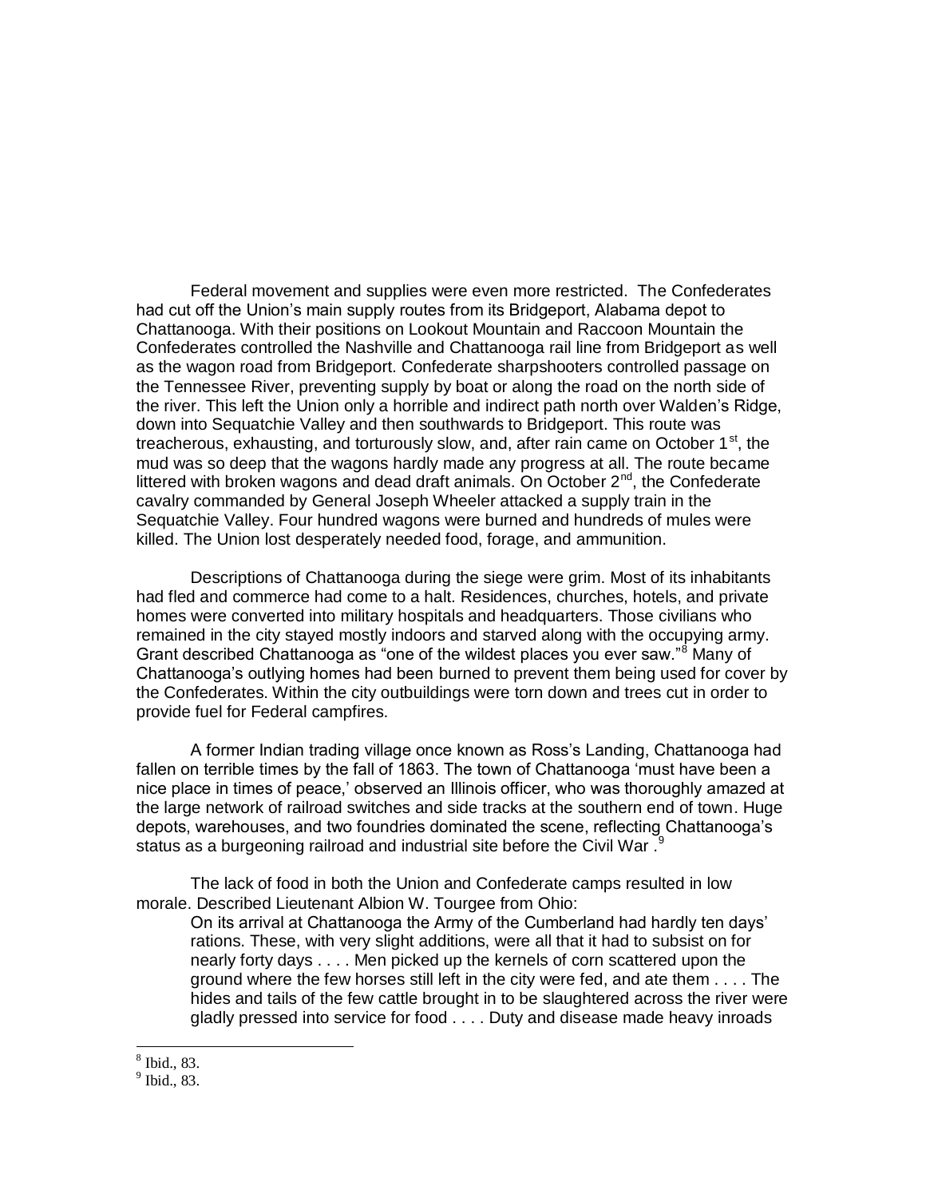Federal movement and supplies were even more restricted. The Confederates had cut off the Union's main supply routes from its Bridgeport, Alabama depot to Chattanooga. With their positions on Lookout Mountain and Raccoon Mountain the Confederates controlled the Nashville and Chattanooga rail line from Bridgeport as well as the wagon road from Bridgeport. Confederate sharpshooters controlled passage on the Tennessee River, preventing supply by boat or along the road on the north side of the river. This left the Union only a horrible and indirect path north over Walden's Ridge, down into Sequatchie Valley and then southwards to Bridgeport. This route was treacherous, exhausting, and torturously slow, and, after rain came on October 1st, the mud was so deep that the wagons hardly made any progress at all. The route became littered with broken wagons and dead draft animals. On October 2nd, the Confederate cavalry commanded by General Joseph Wheeler attacked a supply train in the Sequatchie Valley. Four hundred wagons were burned and hundreds of mules were killed. The Union lost desperately needed food, forage, and ammunition.

Descriptions of Chattanooga during the siege were grim. Most of its inhabitants had fled and commerce had come to a halt. Residences, churches, hotels, and private homes were converted into military hospitals and headquarters. Those civilians who remained in the city stayed mostly indoors and starved along with the occupying army. Grant described Chattanooga as "one of the wildest places you ever saw."[8] Many of Chattanooga's outlying homes had been burned to prevent them being used for cover by the Confederates. Within the city outbuildings were torn down and trees cut in order to provide fuel for Federal campfires.

A former Indian trading village once known as Ross's Landing, Chattanooga had fallen on terrible times by the fall of 1863. The town of Chattanooga 'must have been a nice place in times of peace,' observed an Illinois officer, who was thoroughly amazed at the large network of railroad switches and side tracks at the southern end of town. Huge depots, warehouses, and two foundries dominated the scene, reflecting Chattanooga's status as a burgeoning railroad and industrial site before the Civil War.[9]

The lack of food in both the Union and Confederate camps resulted in low morale. Described Lieutenant Albion W. Tourgee from Ohio:

> On its arrival at Chattanooga the Army of the Cumberland had hardly ten days' rations. These, with very slight additions, were all that it had to subsist on for nearly forty days . . . . Men picked up the kernels of corn scattered upon the ground where the few horses still left in the city were fed, and ate them . . . . The hides and tails of the few cattle brought in to be slaughtered across the river were gladly pressed into service for food . . . . Duty and disease made heavy inroads

---

[8] Ibid., 83.

[9] Ibid., 83.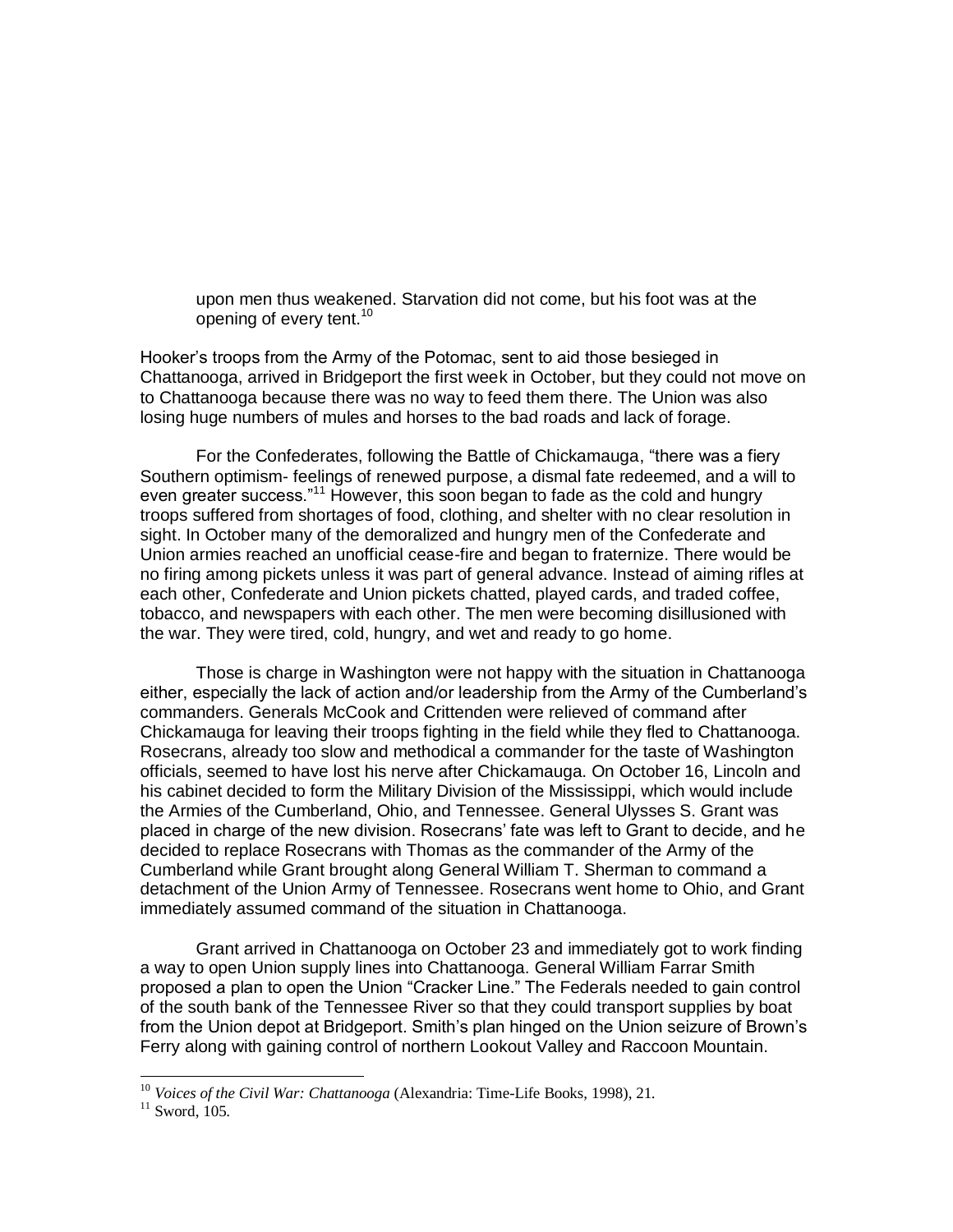> upon men thus weakened. Starvation did not come, but his foot was at the opening of every tent.[10]

Hooker's troops from the Army of the Potomac, sent to aid those besieged in Chattanooga, arrived in Bridgeport the first week in October, but they could not move on to Chattanooga because there was no way to feed them there. The Union was also losing huge numbers of mules and horses to the bad roads and lack of forage.

For the Confederates, following the Battle of Chickamauga, "there was a fiery Southern optimism- feelings of renewed purpose, a dismal fate redeemed, and a will to even greater success."[11] However, this soon began to fade as the cold and hungry troops suffered from shortages of food, clothing, and shelter with no clear resolution in sight. In October many of the demoralized and hungry men of the Confederate and Union armies reached an unofficial cease-fire and began to fraternize. There would be no firing among pickets unless it was part of general advance. Instead of aiming rifles at each other, Confederate and Union pickets chatted, played cards, and traded coffee, tobacco, and newspapers with each other. The men were becoming disillusioned with the war. They were tired, cold, hungry, and wet and ready to go home.

Those is charge in Washington were not happy with the situation in Chattanooga either, especially the lack of action and/or leadership from the Army of the Cumberland's commanders. Generals McCook and Crittenden were relieved of command after Chickamauga for leaving their troops fighting in the field while they fled to Chattanooga. Rosecrans, already too slow and methodical a commander for the taste of Washington officials, seemed to have lost his nerve after Chickamauga. On October 16, Lincoln and his cabinet decided to form the Military Division of the Mississippi, which would include the Armies of the Cumberland, Ohio, and Tennessee. General Ulysses S. Grant was placed in charge of the new division. Rosecrans' fate was left to Grant to decide, and he decided to replace Rosecrans with Thomas as the commander of the Army of the Cumberland while Grant brought along General William T. Sherman to command a detachment of the Union Army of Tennessee. Rosecrans went home to Ohio, and Grant immediately assumed command of the situation in Chattanooga.

Grant arrived in Chattanooga on October 23 and immediately got to work finding a way to open Union supply lines into Chattanooga. General William Farrar Smith proposed a plan to open the Union "Cracker Line." The Federals needed to gain control of the south bank of the Tennessee River so that they could transport supplies by boat from the Union depot at Bridgeport. Smith's plan hinged on the Union seizure of Brown's Ferry along with gaining control of northern Lookout Valley and Raccoon Mountain.

---

[10] *Voices of the Civil War: Chattanooga* (Alexandria: Time-Life Books, 1998), 21.

[11] Sword, 105.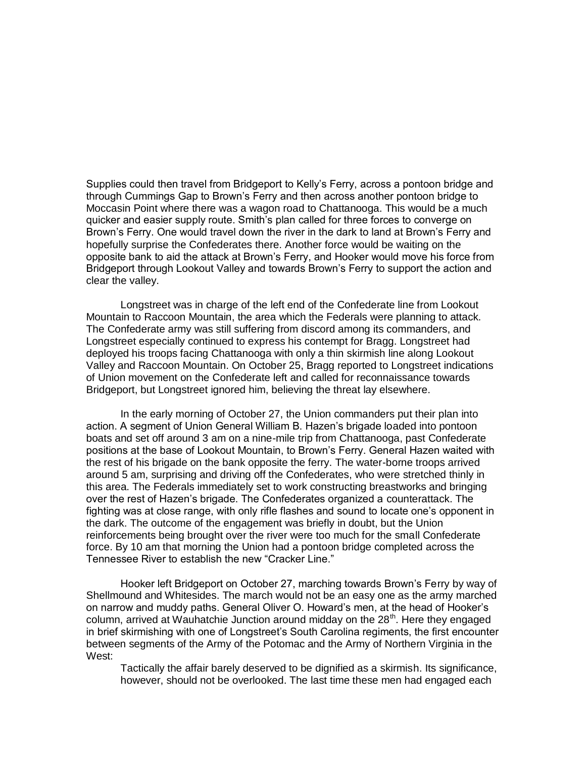Supplies could then travel from Bridgeport to Kelly's Ferry, across a pontoon bridge and through Cummings Gap to Brown's Ferry and then across another pontoon bridge to Moccasin Point where there was a wagon road to Chattanooga. This would be a much quicker and easier supply route. Smith's plan called for three forces to converge on Brown's Ferry. One would travel down the river in the dark to land at Brown's Ferry and hopefully surprise the Confederates there. Another force would be waiting on the opposite bank to aid the attack at Brown's Ferry, and Hooker would move his force from Bridgeport through Lookout Valley and towards Brown's Ferry to support the action and clear the valley.

Longstreet was in charge of the left end of the Confederate line from Lookout Mountain to Raccoon Mountain, the area which the Federals were planning to attack. The Confederate army was still suffering from discord among its commanders, and Longstreet especially continued to express his contempt for Bragg. Longstreet had deployed his troops facing Chattanooga with only a thin skirmish line along Lookout Valley and Raccoon Mountain. On October 25, Bragg reported to Longstreet indications of Union movement on the Confederate left and called for reconnaissance towards Bridgeport, but Longstreet ignored him, believing the threat lay elsewhere.

In the early morning of October 27, the Union commanders put their plan into action. A segment of Union General William B. Hazen's brigade loaded into pontoon boats and set off around 3 am on a nine-mile trip from Chattanooga, past Confederate positions at the base of Lookout Mountain, to Brown's Ferry. General Hazen waited with the rest of his brigade on the bank opposite the ferry. The water-borne troops arrived around 5 am, surprising and driving off the Confederates, who were stretched thinly in this area. The Federals immediately set to work constructing breastworks and bringing over the rest of Hazen's brigade. The Confederates organized a counterattack. The fighting was at close range, with only rifle flashes and sound to locate one's opponent in the dark. The outcome of the engagement was briefly in doubt, but the Union reinforcements being brought over the river were too much for the small Confederate force. By 10 am that morning the Union had a pontoon bridge completed across the Tennessee River to establish the new "Cracker Line."

Hooker left Bridgeport on October 27, marching towards Brown's Ferry by way of Shellmound and Whitesides. The march would not be an easy one as the army marched on narrow and muddy paths. General Oliver O. Howard's men, at the head of Hooker's column, arrived at Wauhatchie Junction around midday on the 28th. Here they engaged in brief skirmishing with one of Longstreet's South Carolina regiments, the first encounter between segments of the Army of the Potomac and the Army of Northern Virginia in the West:

> Tactically the affair barely deserved to be dignified as a skirmish. Its significance, however, should not be overlooked. The last time these men had engaged each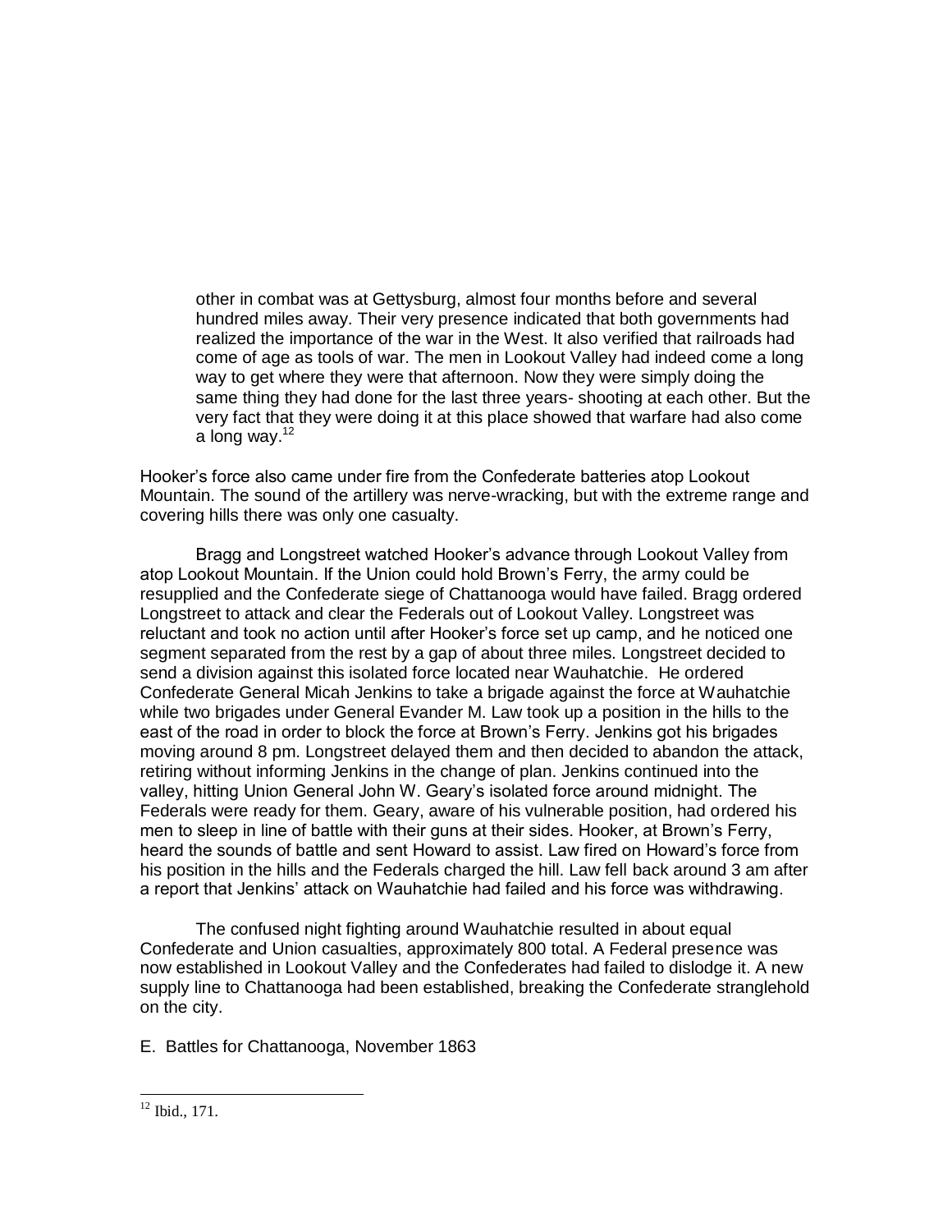> other in combat was at Gettysburg, almost four months before and several hundred miles away. Their very presence indicated that both governments had realized the importance of the war in the West. It also verified that railroads had come of age as tools of war. The men in Lookout Valley had indeed come a long way to get where they were that afternoon. Now they were simply doing the same thing they had done for the last three years- shooting at each other. But the very fact that they were doing it at this place showed that warfare had also come a long way.[12]

Hooker's force also came under fire from the Confederate batteries atop Lookout Mountain. The sound of the artillery was nerve-wracking, but with the extreme range and covering hills there was only one casualty.

Bragg and Longstreet watched Hooker's advance through Lookout Valley from atop Lookout Mountain. If the Union could hold Brown's Ferry, the army could be resupplied and the Confederate siege of Chattanooga would have failed. Bragg ordered Longstreet to attack and clear the Federals out of Lookout Valley. Longstreet was reluctant and took no action until after Hooker's force set up camp, and he noticed one segment separated from the rest by a gap of about three miles. Longstreet decided to send a division against this isolated force located near Wauhatchie. He ordered Confederate General Micah Jenkins to take a brigade against the force at Wauhatchie while two brigades under General Evander M. Law took up a position in the hills to the east of the road in order to block the force at Brown's Ferry. Jenkins got his brigades moving around 8 pm. Longstreet delayed them and then decided to abandon the attack, retiring without informing Jenkins in the change of plan. Jenkins continued into the valley, hitting Union General John W. Geary's isolated force around midnight. The Federals were ready for them. Geary, aware of his vulnerable position, had ordered his men to sleep in line of battle with their guns at their sides. Hooker, at Brown's Ferry, heard the sounds of battle and sent Howard to assist. Law fired on Howard's force from his position in the hills and the Federals charged the hill. Law fell back around 3 am after a report that Jenkins' attack on Wauhatchie had failed and his force was withdrawing.

The confused night fighting around Wauhatchie resulted in about equal Confederate and Union casualties, approximately 800 total. A Federal presence was now established in Lookout Valley and the Confederates had failed to dislodge it. A new supply line to Chattanooga had been established, breaking the Confederate stranglehold on the city.

E. Battles for Chattanooga, November 1863

---

[12] Ibid., 171.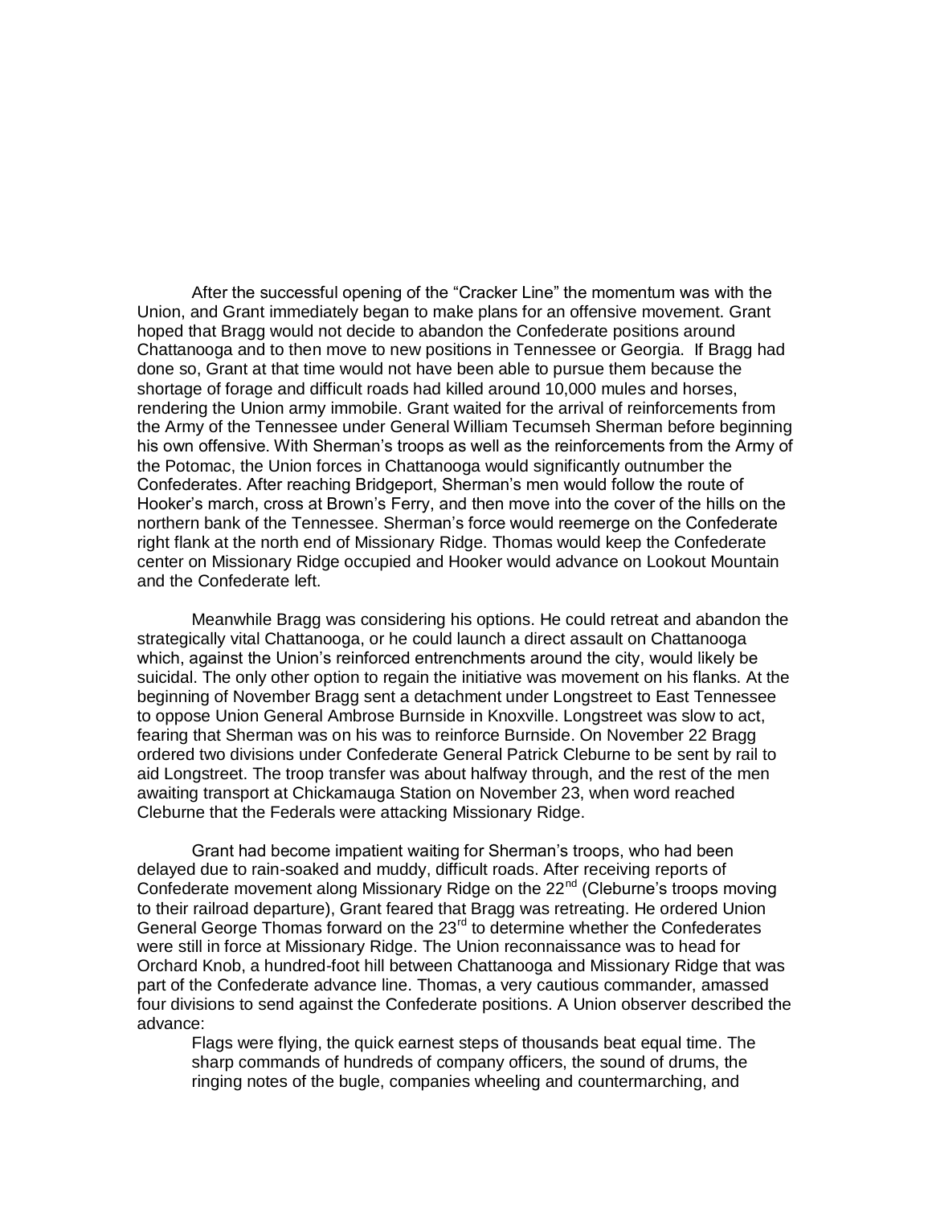After the successful opening of the “Cracker Line” the momentum was with the Union, and Grant immediately began to make plans for an offensive movement. Grant hoped that Bragg would not decide to abandon the Confederate positions around Chattanooga and to then move to new positions in Tennessee or Georgia. If Bragg had done so, Grant at that time would not have been able to pursue them because the shortage of forage and difficult roads had killed around 10,000 mules and horses, rendering the Union army immobile. Grant waited for the arrival of reinforcements from the Army of the Tennessee under General William Tecumseh Sherman before beginning his own offensive. With Sherman’s troops as well as the reinforcements from the Army of the Potomac, the Union forces in Chattanooga would significantly outnumber the Confederates. After reaching Bridgeport, Sherman’s men would follow the route of Hooker’s march, cross at Brown’s Ferry, and then move into the cover of the hills on the northern bank of the Tennessee. Sherman’s force would reemerge on the Confederate right flank at the north end of Missionary Ridge. Thomas would keep the Confederate center on Missionary Ridge occupied and Hooker would advance on Lookout Mountain and the Confederate left.

Meanwhile Bragg was considering his options. He could retreat and abandon the strategically vital Chattanooga, or he could launch a direct assault on Chattanooga which, against the Union’s reinforced entrenchments around the city, would likely be suicidal. The only other option to regain the initiative was movement on his flanks. At the beginning of November Bragg sent a detachment under Longstreet to East Tennessee to oppose Union General Ambrose Burnside in Knoxville. Longstreet was slow to act, fearing that Sherman was on his was to reinforce Burnside. On November 22 Bragg ordered two divisions under Confederate General Patrick Cleburne to be sent by rail to aid Longstreet. The troop transfer was about halfway through, and the rest of the men awaiting transport at Chickamauga Station on November 23, when word reached Cleburne that the Federals were attacking Missionary Ridge.

Grant had become impatient waiting for Sherman’s troops, who had been delayed due to rain-soaked and muddy, difficult roads. After receiving reports of Confederate movement along Missionary Ridge on the 22nd (Cleburne’s troops moving to their railroad departure), Grant feared that Bragg was retreating. He ordered Union General George Thomas forward on the 23rd to determine whether the Confederates were still in force at Missionary Ridge. The Union reconnaissance was to head for Orchard Knob, a hundred-foot hill between Chattanooga and Missionary Ridge that was part of the Confederate advance line. Thomas, a very cautious commander, amassed four divisions to send against the Confederate positions. A Union observer described the advance:

> Flags were flying, the quick earnest steps of thousands beat equal time. The sharp commands of hundreds of company officers, the sound of drums, the ringing notes of the bugle, companies wheeling and countermarching, and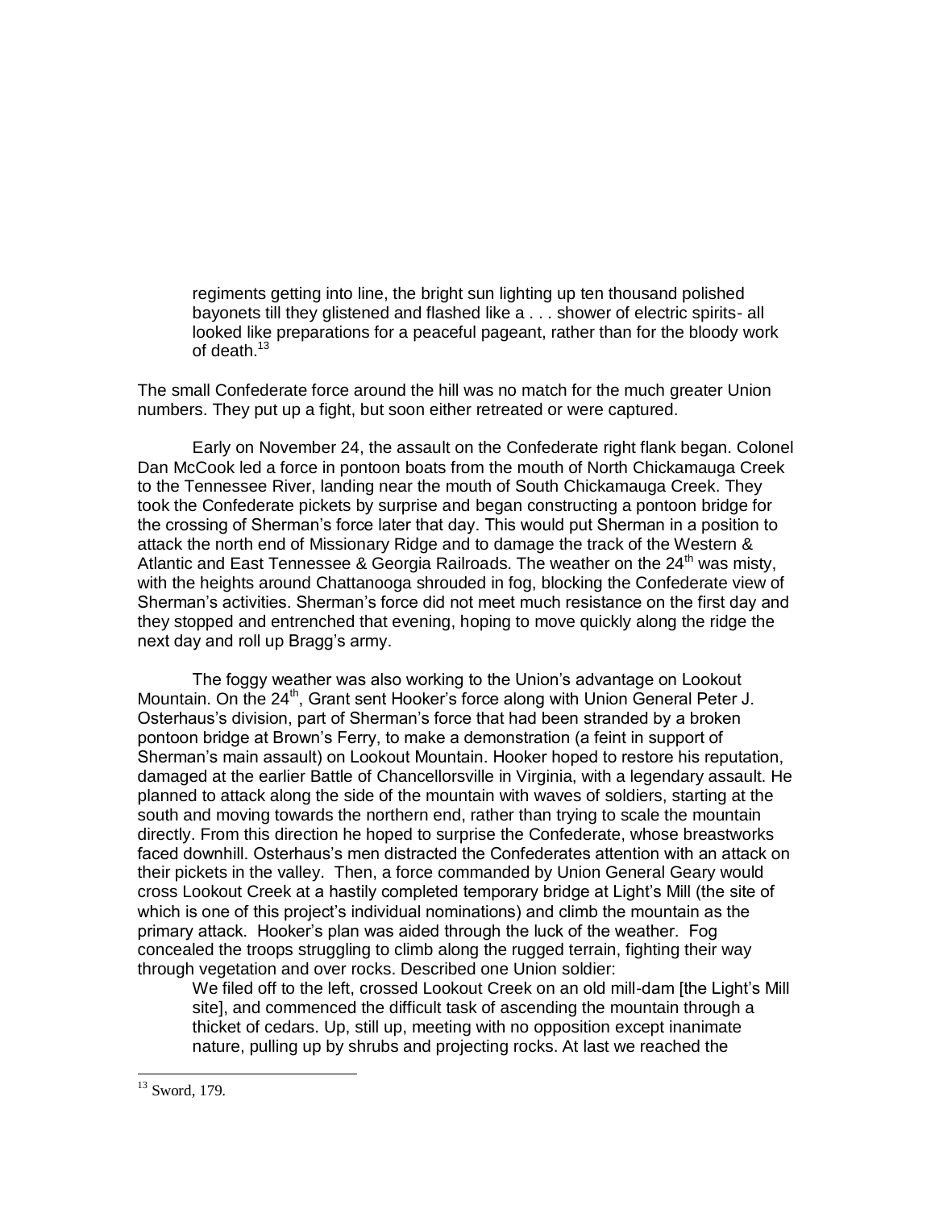> regiments getting into line, the bright sun lighting up ten thousand polished bayonets till they glistened and flashed like a . . . shower of electric spirits- all looked like preparations for a peaceful pageant, rather than for the bloody work of death.[13]

The small Confederate force around the hill was no match for the much greater Union numbers. They put up a fight, but soon either retreated or were captured.

Early on November 24, the assault on the Confederate right flank began. Colonel Dan McCook led a force in pontoon boats from the mouth of North Chickamauga Creek to the Tennessee River, landing near the mouth of South Chickamauga Creek. They took the Confederate pickets by surprise and began constructing a pontoon bridge for the crossing of Sherman's force later that day. This would put Sherman in a position to attack the north end of Missionary Ridge and to damage the track of the Western & Atlantic and East Tennessee & Georgia Railroads. The weather on the 24th was misty, with the heights around Chattanooga shrouded in fog, blocking the Confederate view of Sherman's activities. Sherman's force did not meet much resistance on the first day and they stopped and entrenched that evening, hoping to move quickly along the ridge the next day and roll up Bragg's army.

The foggy weather was also working to the Union's advantage on Lookout Mountain. On the 24th, Grant sent Hooker's force along with Union General Peter J. Osterhaus's division, part of Sherman's force that had been stranded by a broken pontoon bridge at Brown's Ferry, to make a demonstration (a feint in support of Sherman's main assault) on Lookout Mountain. Hooker hoped to restore his reputation, damaged at the earlier Battle of Chancellorsville in Virginia, with a legendary assault. He planned to attack along the side of the mountain with waves of soldiers, starting at the south and moving towards the northern end, rather than trying to scale the mountain directly. From this direction he hoped to surprise the Confederate, whose breastworks faced downhill. Osterhaus's men distracted the Confederates attention with an attack on their pickets in the valley. Then, a force commanded by Union General Geary would cross Lookout Creek at a hastily completed temporary bridge at Light's Mill (the site of which is one of this project's individual nominations) and climb the mountain as the primary attack. Hooker's plan was aided through the luck of the weather. Fog concealed the troops struggling to climb along the rugged terrain, fighting their way through vegetation and over rocks. Described one Union soldier:

> We filed off to the left, crossed Lookout Creek on an old mill-dam [the Light's Mill site], and commenced the difficult task of ascending the mountain through a thicket of cedars. Up, still up, meeting with no opposition except inanimate nature, pulling up by shrubs and projecting rocks. At last we reached the

[13] Sword, 179.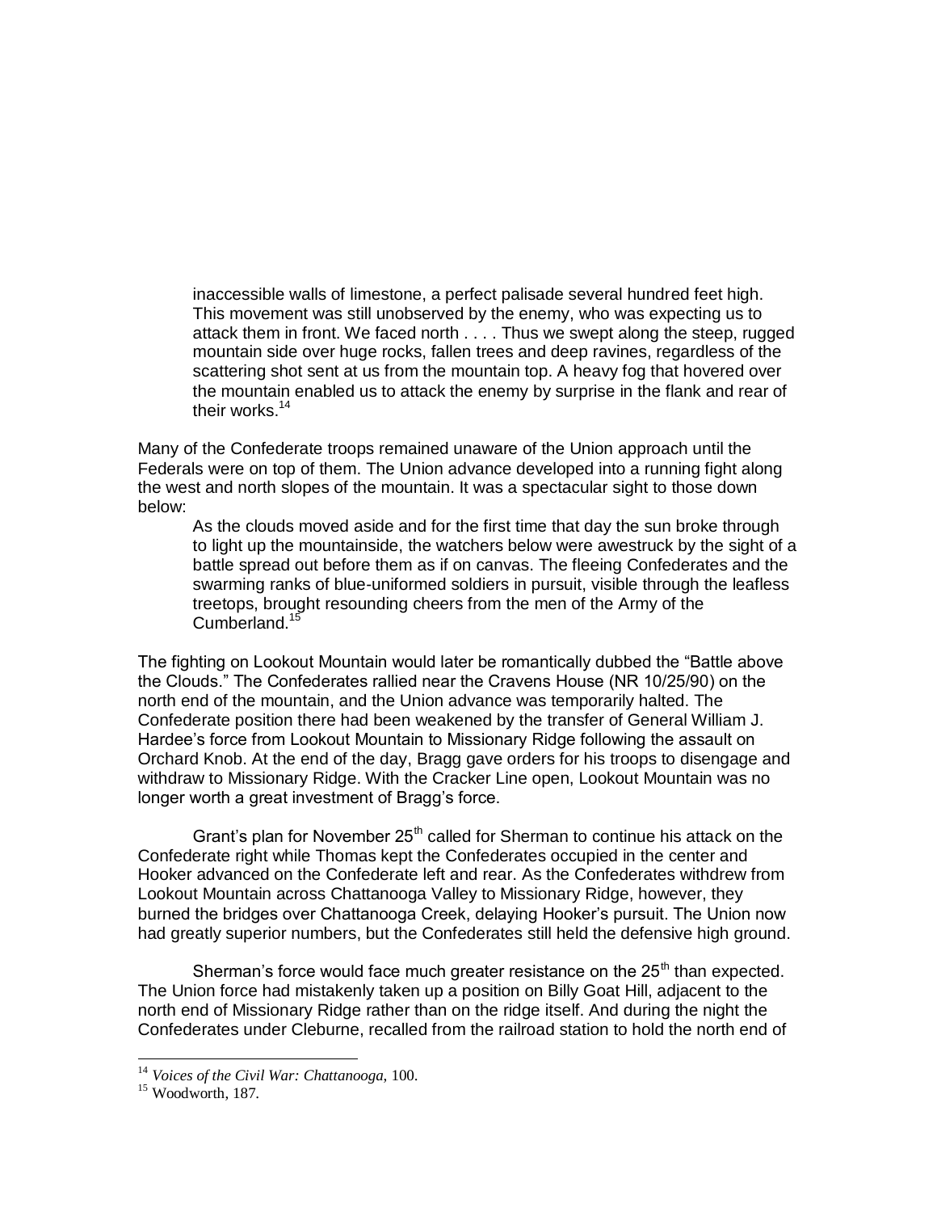> inaccessible walls of limestone, a perfect palisade several hundred feet high. This movement was still unobserved by the enemy, who was expecting us to attack them in front. We faced north . . . . Thus we swept along the steep, rugged mountain side over huge rocks, fallen trees and deep ravines, regardless of the scattering shot sent at us from the mountain top. A heavy fog that hovered over the mountain enabled us to attack the enemy by surprise in the flank and rear of their works.[14]

Many of the Confederate troops remained unaware of the Union approach until the Federals were on top of them. The Union advance developed into a running fight along the west and north slopes of the mountain. It was a spectacular sight to those down below:

> As the clouds moved aside and for the first time that day the sun broke through to light up the mountainside, the watchers below were awestruck by the sight of a battle spread out before them as if on canvas. The fleeing Confederates and the swarming ranks of blue-uniformed soldiers in pursuit, visible through the leafless treetops, brought resounding cheers from the men of the Army of the Cumberland.[15]

The fighting on Lookout Mountain would later be romantically dubbed the "Battle above the Clouds." The Confederates rallied near the Cravens House (NR 10/25/90) on the north end of the mountain, and the Union advance was temporarily halted. The Confederate position there had been weakened by the transfer of General William J. Hardee's force from Lookout Mountain to Missionary Ridge following the assault on Orchard Knob. At the end of the day, Bragg gave orders for his troops to disengage and withdraw to Missionary Ridge. With the Cracker Line open, Lookout Mountain was no longer worth a great investment of Bragg's force.

Grant's plan for November 25th called for Sherman to continue his attack on the Confederate right while Thomas kept the Confederates occupied in the center and Hooker advanced on the Confederate left and rear. As the Confederates withdrew from Lookout Mountain across Chattanooga Valley to Missionary Ridge, however, they burned the bridges over Chattanooga Creek, delaying Hooker's pursuit. The Union now had greatly superior numbers, but the Confederates still held the defensive high ground.

Sherman's force would face much greater resistance on the 25th than expected. The Union force had mistakenly taken up a position on Billy Goat Hill, adjacent to the north end of Missionary Ridge rather than on the ridge itself. And during the night the Confederates under Cleburne, recalled from the railroad station to hold the north end of

---

[14] *Voices of the Civil War: Chattanooga*, 100.

[15] Woodworth, 187.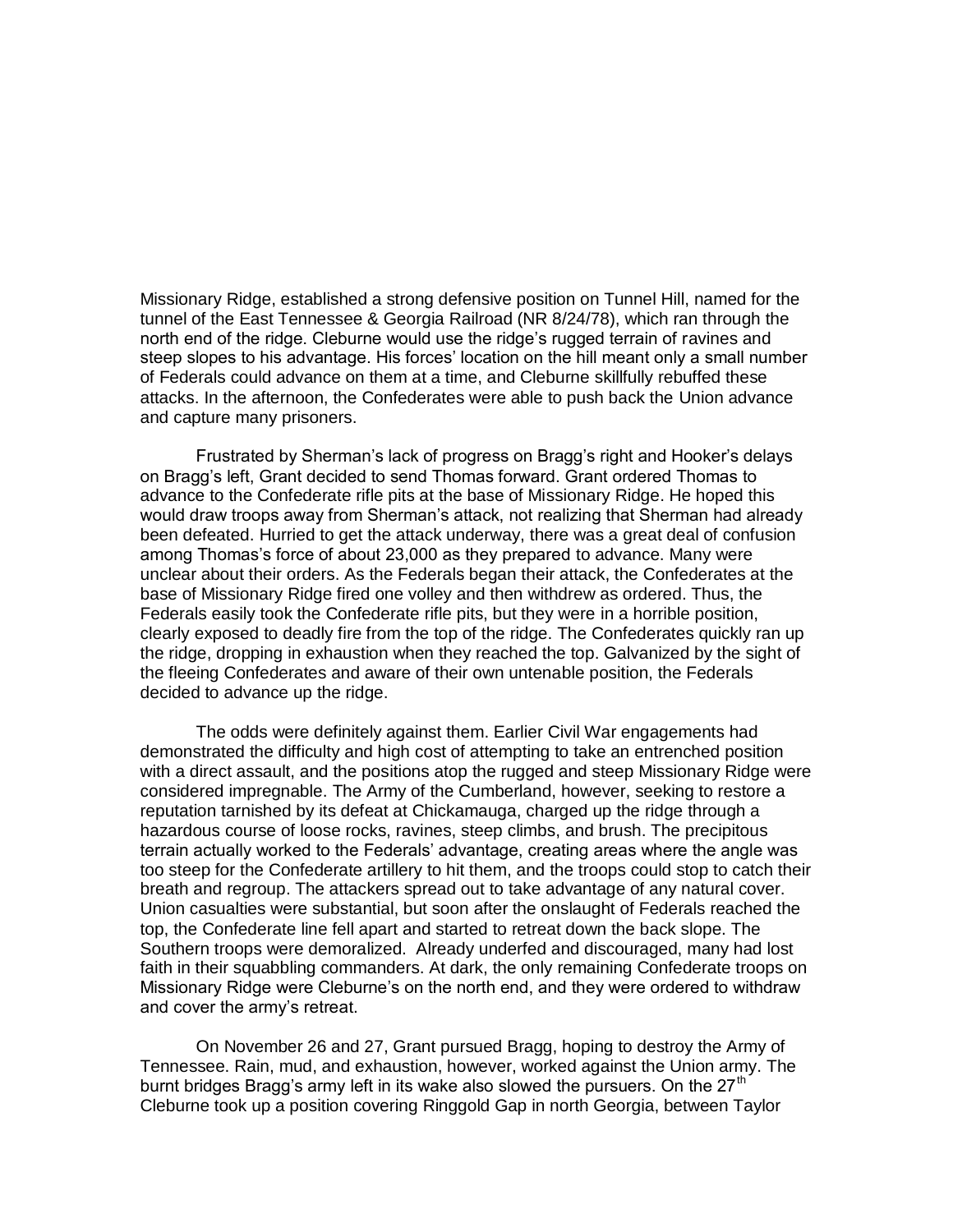Missionary Ridge, established a strong defensive position on Tunnel Hill, named for the tunnel of the East Tennessee & Georgia Railroad (NR 8/24/78), which ran through the north end of the ridge. Cleburne would use the ridge's rugged terrain of ravines and steep slopes to his advantage. His forces' location on the hill meant only a small number of Federals could advance on them at a time, and Cleburne skillfully rebuffed these attacks. In the afternoon, the Confederates were able to push back the Union advance and capture many prisoners.

Frustrated by Sherman's lack of progress on Bragg's right and Hooker's delays on Bragg's left, Grant decided to send Thomas forward. Grant ordered Thomas to advance to the Confederate rifle pits at the base of Missionary Ridge. He hoped this would draw troops away from Sherman's attack, not realizing that Sherman had already been defeated. Hurried to get the attack underway, there was a great deal of confusion among Thomas's force of about 23,000 as they prepared to advance. Many were unclear about their orders. As the Federals began their attack, the Confederates at the base of Missionary Ridge fired one volley and then withdrew as ordered. Thus, the Federals easily took the Confederate rifle pits, but they were in a horrible position, clearly exposed to deadly fire from the top of the ridge. The Confederates quickly ran up the ridge, dropping in exhaustion when they reached the top. Galvanized by the sight of the fleeing Confederates and aware of their own untenable position, the Federals decided to advance up the ridge.

The odds were definitely against them. Earlier Civil War engagements had demonstrated the difficulty and high cost of attempting to take an entrenched position with a direct assault, and the positions atop the rugged and steep Missionary Ridge were considered impregnable. The Army of the Cumberland, however, seeking to restore a reputation tarnished by its defeat at Chickamauga, charged up the ridge through a hazardous course of loose rocks, ravines, steep climbs, and brush. The precipitous terrain actually worked to the Federals' advantage, creating areas where the angle was too steep for the Confederate artillery to hit them, and the troops could stop to catch their breath and regroup. The attackers spread out to take advantage of any natural cover. Union casualties were substantial, but soon after the onslaught of Federals reached the top, the Confederate line fell apart and started to retreat down the back slope. The Southern troops were demoralized. Already underfed and discouraged, many had lost faith in their squabbling commanders. At dark, the only remaining Confederate troops on Missionary Ridge were Cleburne's on the north end, and they were ordered to withdraw and cover the army's retreat.

On November 26 and 27, Grant pursued Bragg, hoping to destroy the Army of Tennessee. Rain, mud, and exhaustion, however, worked against the Union army. The burnt bridges Bragg's army left in its wake also slowed the pursuers. On the 27th Cleburne took up a position covering Ringgold Gap in north Georgia, between Taylor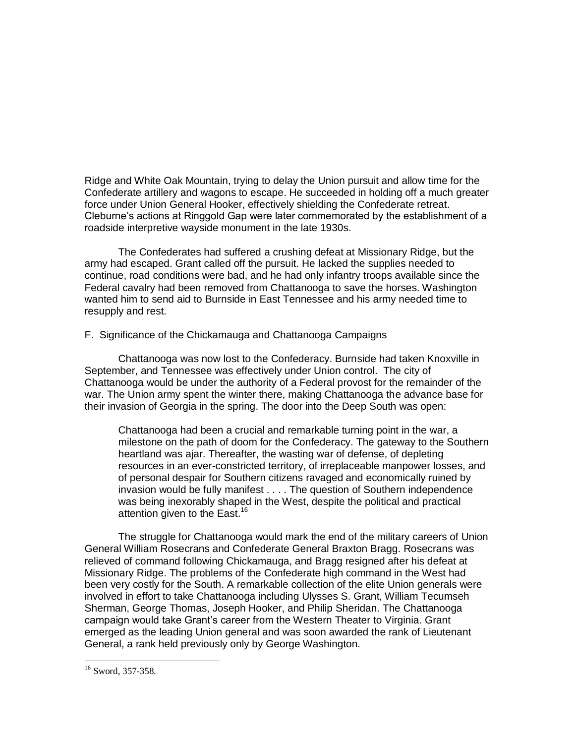Ridge and White Oak Mountain, trying to delay the Union pursuit and allow time for the Confederate artillery and wagons to escape. He succeeded in holding off a much greater force under Union General Hooker, effectively shielding the Confederate retreat. Cleburne's actions at Ringgold Gap were later commemorated by the establishment of a roadside interpretive wayside monument in the late 1930s.

The Confederates had suffered a crushing defeat at Missionary Ridge, but the army had escaped. Grant called off the pursuit. He lacked the supplies needed to continue, road conditions were bad, and he had only infantry troops available since the Federal cavalry had been removed from Chattanooga to save the horses. Washington wanted him to send aid to Burnside in East Tennessee and his army needed time to resupply and rest.

F. Significance of the Chickamauga and Chattanooga Campaigns

Chattanooga was now lost to the Confederacy. Burnside had taken Knoxville in September, and Tennessee was effectively under Union control. The city of Chattanooga would be under the authority of a Federal provost for the remainder of the war. The Union army spent the winter there, making Chattanooga the advance base for their invasion of Georgia in the spring. The door into the Deep South was open:

> Chattanooga had been a crucial and remarkable turning point in the war, a milestone on the path of doom for the Confederacy. The gateway to the Southern heartland was ajar. Thereafter, the wasting war of defense, of depleting resources in an ever-constricted territory, of irreplaceable manpower losses, and of personal despair for Southern citizens ravaged and economically ruined by invasion would be fully manifest . . . . The question of Southern independence was being inexorably shaped in the West, despite the political and practical attention given to the East.[16]

The struggle for Chattanooga would mark the end of the military careers of Union General William Rosecrans and Confederate General Braxton Bragg. Rosecrans was relieved of command following Chickamauga, and Bragg resigned after his defeat at Missionary Ridge. The problems of the Confederate high command in the West had been very costly for the South. A remarkable collection of the elite Union generals were involved in effort to take Chattanooga including Ulysses S. Grant, William Tecumseh Sherman, George Thomas, Joseph Hooker, and Philip Sheridan. The Chattanooga campaign would take Grant's career from the Western Theater to Virginia. Grant emerged as the leading Union general and was soon awarded the rank of Lieutenant General, a rank held previously only by George Washington.

---

[16] Sword, 357-358.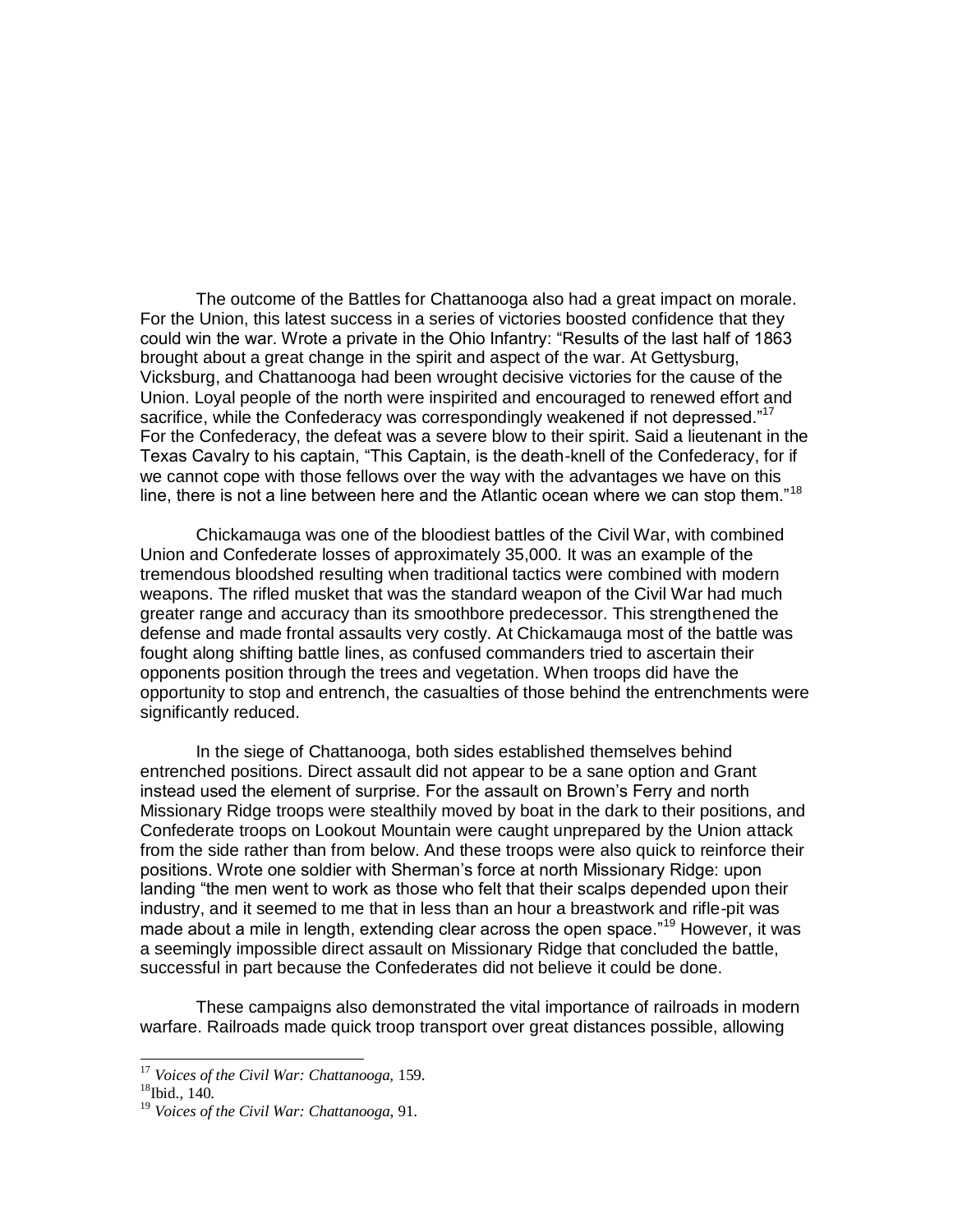The outcome of the Battles for Chattanooga also had a great impact on morale. For the Union, this latest success in a series of victories boosted confidence that they could win the war. Wrote a private in the Ohio Infantry: “Results of the last half of 1863 brought about a great change in the spirit and aspect of the war. At Gettysburg, Vicksburg, and Chattanooga had been wrought decisive victories for the cause of the Union. Loyal people of the north were inspirited and encouraged to renewed effort and sacrifice, while the Confederacy was correspondingly weakened if not depressed.”[17] For the Confederacy, the defeat was a severe blow to their spirit. Said a lieutenant in the Texas Cavalry to his captain, “This Captain, is the death-knell of the Confederacy, for if we cannot cope with those fellows over the way with the advantages we have on this line, there is not a line between here and the Atlantic ocean where we can stop them.”[18]

Chickamauga was one of the bloodiest battles of the Civil War, with combined Union and Confederate losses of approximately 35,000. It was an example of the tremendous bloodshed resulting when traditional tactics were combined with modern weapons. The rifled musket that was the standard weapon of the Civil War had much greater range and accuracy than its smoothbore predecessor. This strengthened the defense and made frontal assaults very costly. At Chickamauga most of the battle was fought along shifting battle lines, as confused commanders tried to ascertain their opponents position through the trees and vegetation. When troops did have the opportunity to stop and entrench, the casualties of those behind the entrenchments were significantly reduced.

In the siege of Chattanooga, both sides established themselves behind entrenched positions. Direct assault did not appear to be a sane option and Grant instead used the element of surprise. For the assault on Brown’s Ferry and north Missionary Ridge troops were stealthily moved by boat in the dark to their positions, and Confederate troops on Lookout Mountain were caught unprepared by the Union attack from the side rather than from below. And these troops were also quick to reinforce their positions. Wrote one soldier with Sherman’s force at north Missionary Ridge: upon landing “the men went to work as those who felt that their scalps depended upon their industry, and it seemed to me that in less than an hour a breastwork and rifle-pit was made about a mile in length, extending clear across the open space.”[19] However, it was a seemingly impossible direct assault on Missionary Ridge that concluded the battle, successful in part because the Confederates did not believe it could be done.

These campaigns also demonstrated the vital importance of railroads in modern warfare. Railroads made quick troop transport over great distances possible, allowing

---

[17] *Voices of the Civil War: Chattanooga,* 159.

[18] Ibid., 140.

[19] *Voices of the Civil War: Chattanooga,* 91.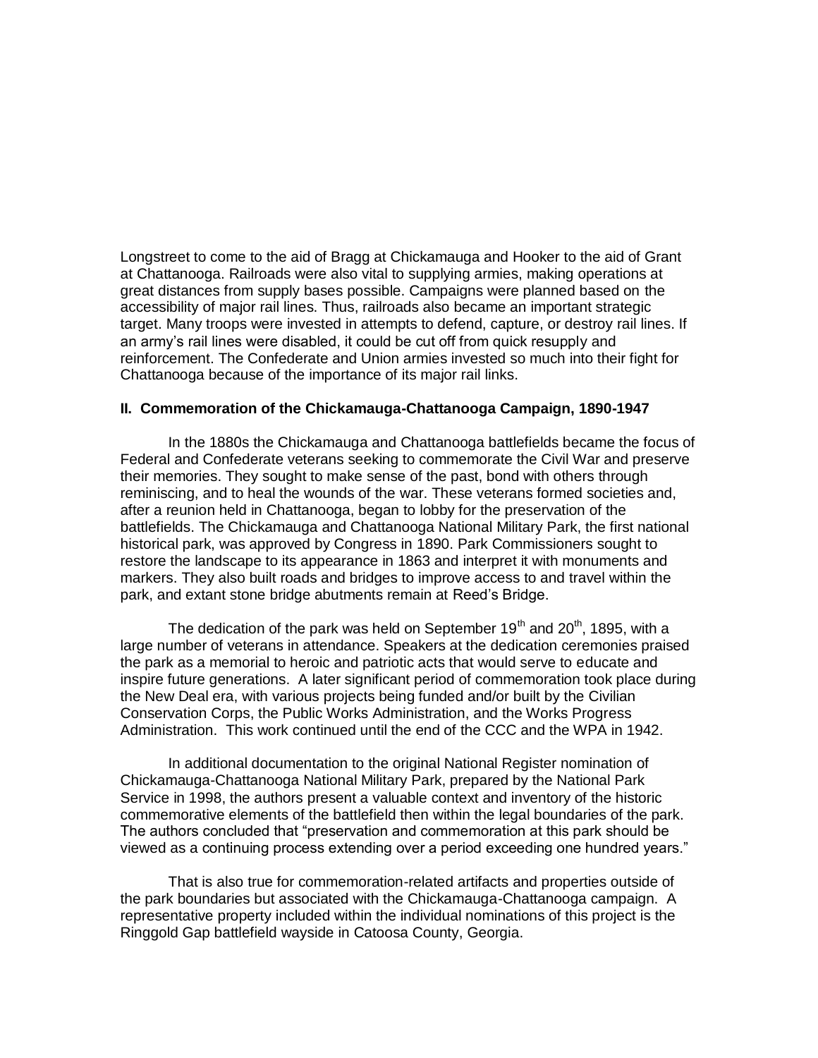Longstreet to come to the aid of Bragg at Chickamauga and Hooker to the aid of Grant at Chattanooga. Railroads were also vital to supplying armies, making operations at great distances from supply bases possible. Campaigns were planned based on the accessibility of major rail lines. Thus, railroads also became an important strategic target. Many troops were invested in attempts to defend, capture, or destroy rail lines. If an army's rail lines were disabled, it could be cut off from quick resupply and reinforcement. The Confederate and Union armies invested so much into their fight for Chattanooga because of the importance of its major rail links.

### II. Commemoration of the Chickamauga-Chattanooga Campaign, 1890-1947

In the 1880s the Chickamauga and Chattanooga battlefields became the focus of Federal and Confederate veterans seeking to commemorate the Civil War and preserve their memories. They sought to make sense of the past, bond with others through reminiscing, and to heal the wounds of the war. These veterans formed societies and, after a reunion held in Chattanooga, began to lobby for the preservation of the battlefields. The Chickamauga and Chattanooga National Military Park, the first national historical park, was approved by Congress in 1890. Park Commissioners sought to restore the landscape to its appearance in 1863 and interpret it with monuments and markers. They also built roads and bridges to improve access to and travel within the park, and extant stone bridge abutments remain at Reed's Bridge.

The dedication of the park was held on September 19th and 20th, 1895, with a large number of veterans in attendance. Speakers at the dedication ceremonies praised the park as a memorial to heroic and patriotic acts that would serve to educate and inspire future generations. A later significant period of commemoration took place during the New Deal era, with various projects being funded and/or built by the Civilian Conservation Corps, the Public Works Administration, and the Works Progress Administration. This work continued until the end of the CCC and the WPA in 1942.

In additional documentation to the original National Register nomination of Chickamauga-Chattanooga National Military Park, prepared by the National Park Service in 1998, the authors present a valuable context and inventory of the historic commemorative elements of the battlefield then within the legal boundaries of the park. The authors concluded that "preservation and commemoration at this park should be viewed as a continuing process extending over a period exceeding one hundred years."

That is also true for commemoration-related artifacts and properties outside of the park boundaries but associated with the Chickamauga-Chattanooga campaign. A representative property included within the individual nominations of this project is the Ringgold Gap battlefield wayside in Catoosa County, Georgia.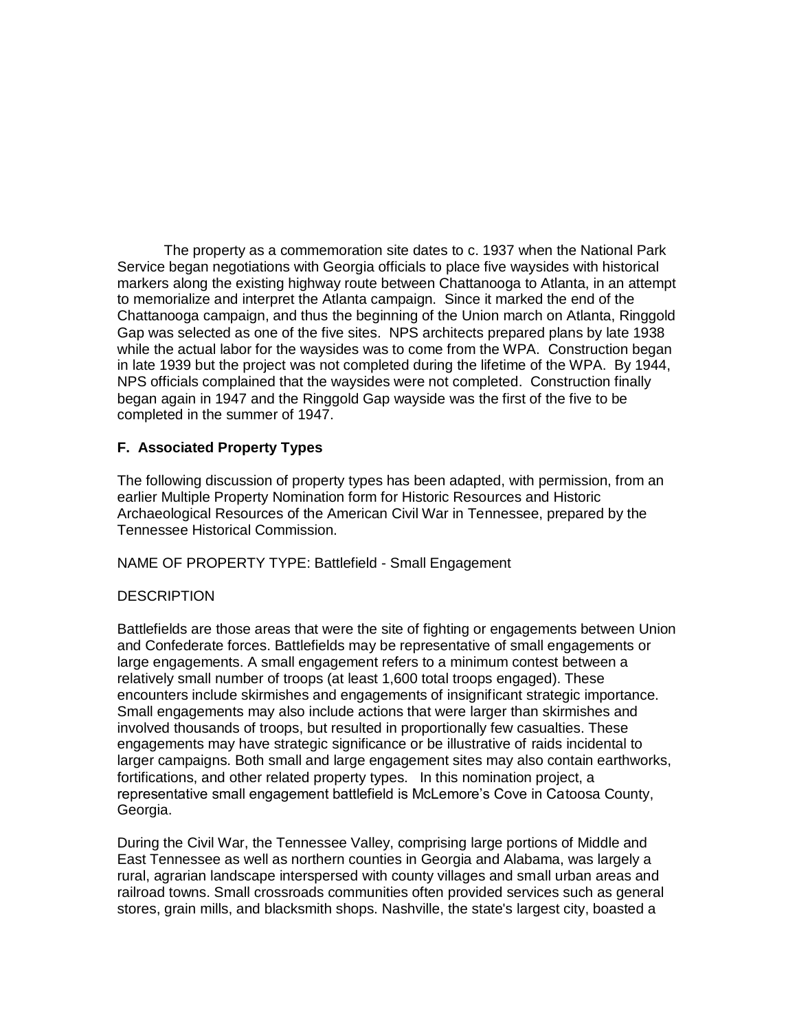The property as a commemoration site dates to c. 1937 when the National Park Service began negotiations with Georgia officials to place five waysides with historical markers along the existing highway route between Chattanooga to Atlanta, in an attempt to memorialize and interpret the Atlanta campaign. Since it marked the end of the Chattanooga campaign, and thus the beginning of the Union march on Atlanta, Ringgold Gap was selected as one of the five sites. NPS architects prepared plans by late 1938 while the actual labor for the waysides was to come from the WPA. Construction began in late 1939 but the project was not completed during the lifetime of the WPA. By 1944, NPS officials complained that the waysides were not completed. Construction finally began again in 1947 and the Ringgold Gap wayside was the first of the five to be completed in the summer of 1947.

### F. Associated Property Types

The following discussion of property types has been adapted, with permission, from an earlier Multiple Property Nomination form for Historic Resources and Historic Archaeological Resources of the American Civil War in Tennessee, prepared by the Tennessee Historical Commission.

NAME OF PROPERTY TYPE: Battlefield - Small Engagement

DESCRIPTION

Battlefields are those areas that were the site of fighting or engagements between Union and Confederate forces. Battlefields may be representative of small engagements or large engagements. A small engagement refers to a minimum contest between a relatively small number of troops (at least 1,600 total troops engaged). These encounters include skirmishes and engagements of insignificant strategic importance. Small engagements may also include actions that were larger than skirmishes and involved thousands of troops, but resulted in proportionally few casualties. These engagements may have strategic significance or be illustrative of raids incidental to larger campaigns. Both small and large engagement sites may also contain earthworks, fortifications, and other related property types. In this nomination project, a representative small engagement battlefield is McLemore's Cove in Catoosa County, Georgia.

During the Civil War, the Tennessee Valley, comprising large portions of Middle and East Tennessee as well as northern counties in Georgia and Alabama, was largely a rural, agrarian landscape interspersed with county villages and small urban areas and railroad towns. Small crossroads communities often provided services such as general stores, grain mills, and blacksmith shops. Nashville, the state's largest city, boasted a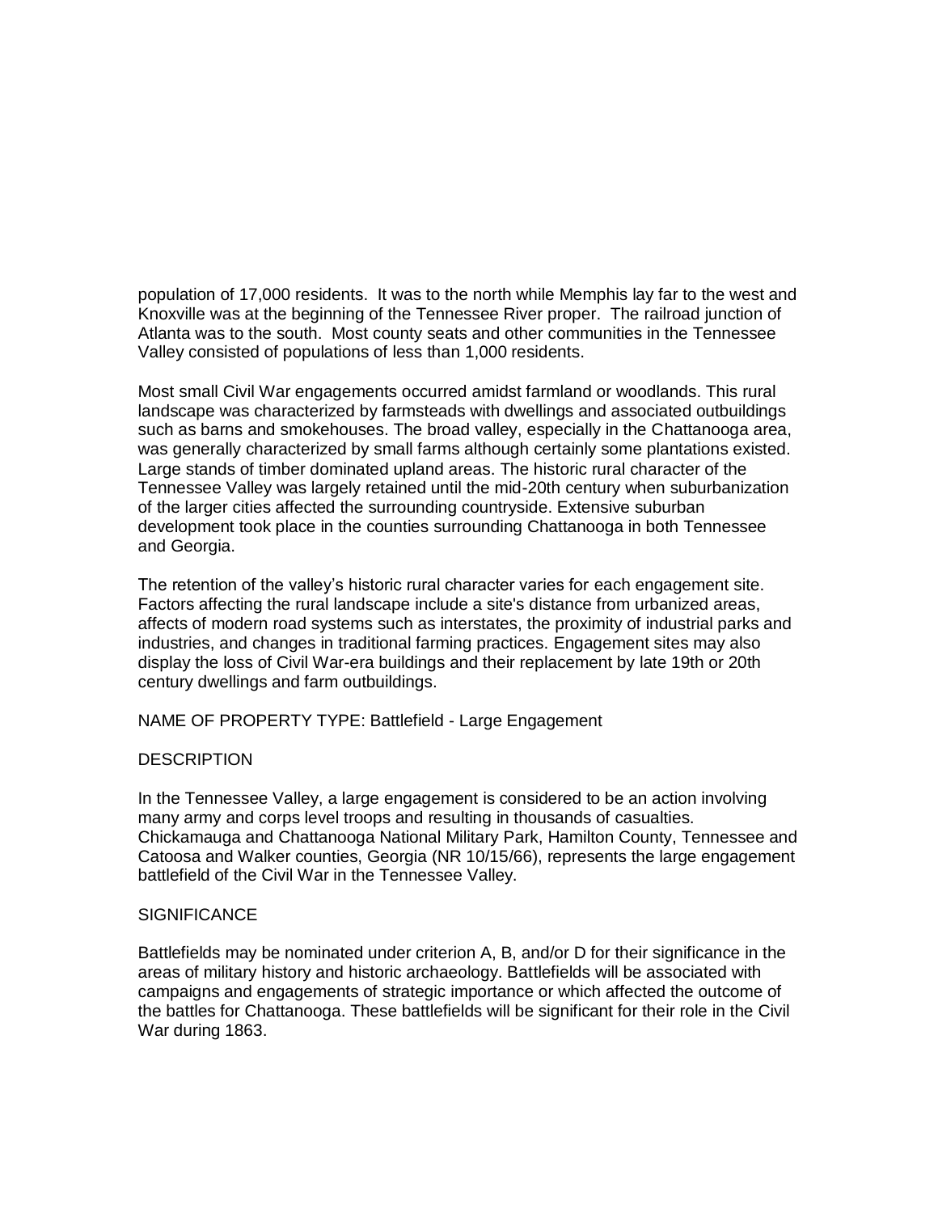population of 17,000 residents. It was to the north while Memphis lay far to the west and Knoxville was at the beginning of the Tennessee River proper. The railroad junction of Atlanta was to the south. Most county seats and other communities in the Tennessee Valley consisted of populations of less than 1,000 residents.

Most small Civil War engagements occurred amidst farmland or woodlands. This rural landscape was characterized by farmsteads with dwellings and associated outbuildings such as barns and smokehouses. The broad valley, especially in the Chattanooga area, was generally characterized by small farms although certainly some plantations existed. Large stands of timber dominated upland areas. The historic rural character of the Tennessee Valley was largely retained until the mid-20th century when suburbanization of the larger cities affected the surrounding countryside. Extensive suburban development took place in the counties surrounding Chattanooga in both Tennessee and Georgia.

The retention of the valley's historic rural character varies for each engagement site. Factors affecting the rural landscape include a site's distance from urbanized areas, affects of modern road systems such as interstates, the proximity of industrial parks and industries, and changes in traditional farming practices. Engagement sites may also display the loss of Civil War-era buildings and their replacement by late 19th or 20th century dwellings and farm outbuildings.

NAME OF PROPERTY TYPE: Battlefield - Large Engagement

DESCRIPTION

In the Tennessee Valley, a large engagement is considered to be an action involving many army and corps level troops and resulting in thousands of casualties. Chickamauga and Chattanooga National Military Park, Hamilton County, Tennessee and Catoosa and Walker counties, Georgia (NR 10/15/66), represents the large engagement battlefield of the Civil War in the Tennessee Valley.

SIGNIFICANCE

Battlefields may be nominated under criterion A, B, and/or D for their significance in the areas of military history and historic archaeology. Battlefields will be associated with campaigns and engagements of strategic importance or which affected the outcome of the battles for Chattanooga. These battlefields will be significant for their role in the Civil War during 1863.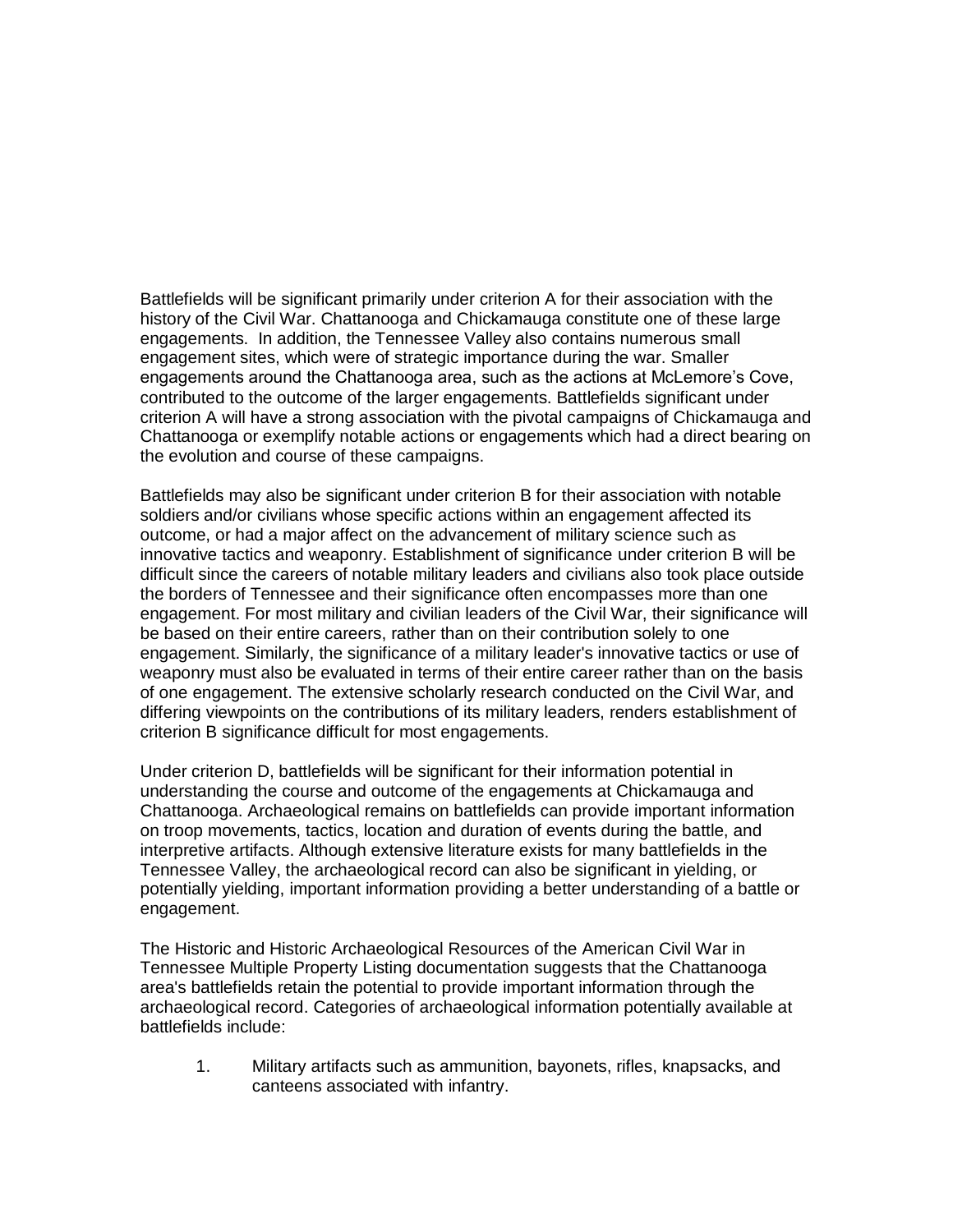Battlefields will be significant primarily under criterion A for their association with the history of the Civil War. Chattanooga and Chickamauga constitute one of these large engagements.  In addition, the Tennessee Valley also contains numerous small engagement sites, which were of strategic importance during the war. Smaller engagements around the Chattanooga area, such as the actions at McLemore's Cove, contributed to the outcome of the larger engagements. Battlefields significant under criterion A will have a strong association with the pivotal campaigns of Chickamauga and Chattanooga or exemplify notable actions or engagements which had a direct bearing on the evolution and course of these campaigns.

Battlefields may also be significant under criterion B for their association with notable soldiers and/or civilians whose specific actions within an engagement affected its outcome, or had a major affect on the advancement of military science such as innovative tactics and weaponry. Establishment of significance under criterion B will be difficult since the careers of notable military leaders and civilians also took place outside the borders of Tennessee and their significance often encompasses more than one engagement. For most military and civilian leaders of the Civil War, their significance will be based on their entire careers, rather than on their contribution solely to one engagement. Similarly, the significance of a military leader's innovative tactics or use of weaponry must also be evaluated in terms of their entire career rather than on the basis of one engagement. The extensive scholarly research conducted on the Civil War, and differing viewpoints on the contributions of its military leaders, renders establishment of criterion B significance difficult for most engagements.

Under criterion D, battlefields will be significant for their information potential in understanding the course and outcome of the engagements at Chickamauga and Chattanooga. Archaeological remains on battlefields can provide important information on troop movements, tactics, location and duration of events during the battle, and interpretive artifacts. Although extensive literature exists for many battlefields in the Tennessee Valley, the archaeological record can also be significant in yielding, or potentially yielding, important information providing a better understanding of a battle or engagement.

The Historic and Historic Archaeological Resources of the American Civil War in Tennessee Multiple Property Listing documentation suggests that the Chattanooga area's battlefields retain the potential to provide important information through the archaeological record. Categories of archaeological information potentially available at battlefields include:

1. Military artifacts such as ammunition, bayonets, rifles, knapsacks, and canteens associated with infantry.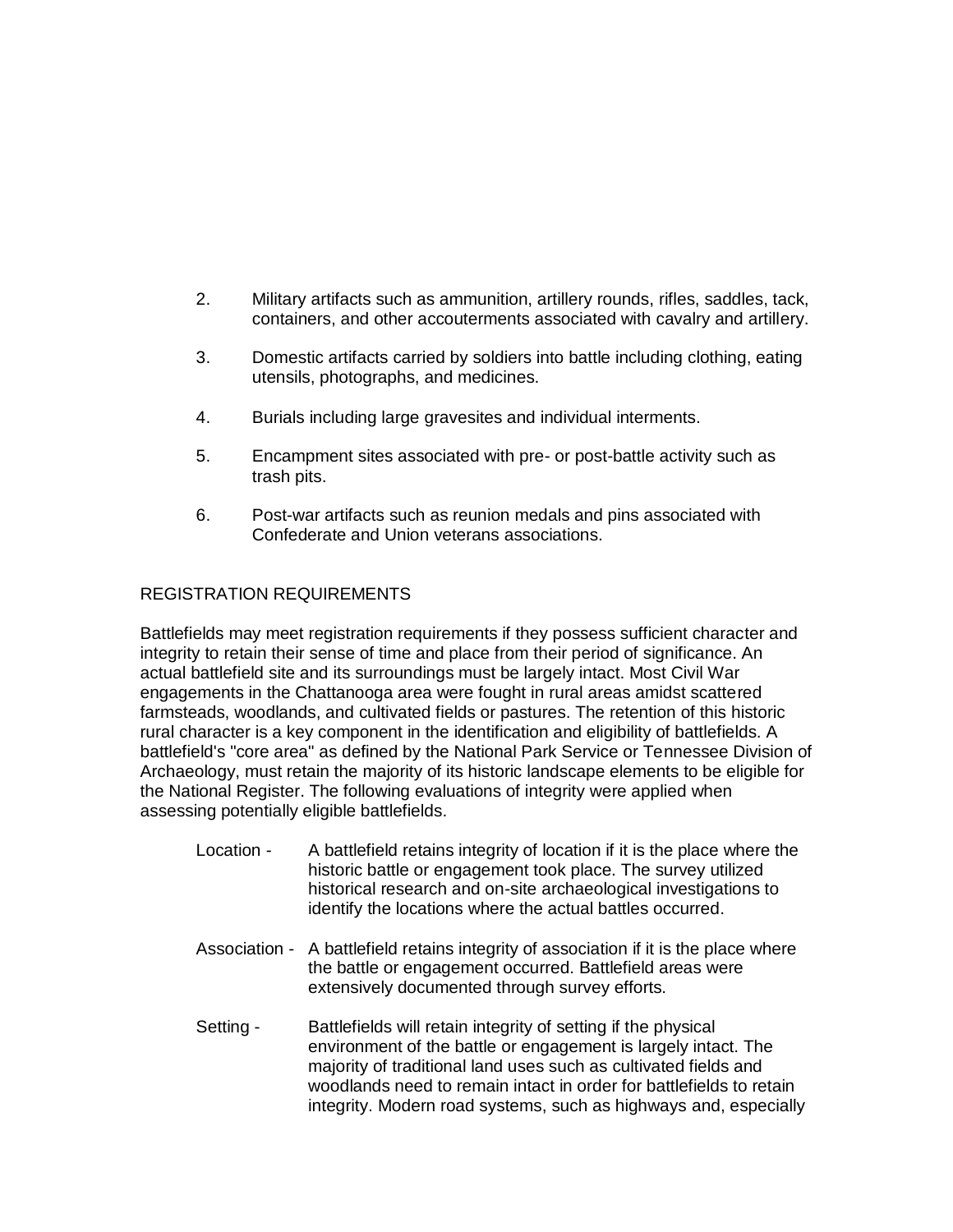2. Military artifacts such as ammunition, artillery rounds, rifles, saddles, tack, containers, and other accouterments associated with cavalry and artillery.

3. Domestic artifacts carried by soldiers into battle including clothing, eating utensils, photographs, and medicines.

4. Burials including large gravesites and individual interments.

5. Encampment sites associated with pre- or post-battle activity such as trash pits.

6. Post-war artifacts such as reunion medals and pins associated with Confederate and Union veterans associations.

## REGISTRATION REQUIREMENTS

Battlefields may meet registration requirements if they possess sufficient character and integrity to retain their sense of time and place from their period of significance. An actual battlefield site and its surroundings must be largely intact. Most Civil War engagements in the Chattanooga area were fought in rural areas amidst scattered farmsteads, woodlands, and cultivated fields or pastures. The retention of this historic rural character is a key component in the identification and eligibility of battlefields. A battlefield's "core area" as defined by the National Park Service or Tennessee Division of Archaeology, must retain the majority of its historic landscape elements to be eligible for the National Register. The following evaluations of integrity were applied when assessing potentially eligible battlefields.

Location - A battlefield retains integrity of location if it is the place where the historic battle or engagement took place. The survey utilized historical research and on-site archaeological investigations to identify the locations where the actual battles occurred.

Association - A battlefield retains integrity of association if it is the place where the battle or engagement occurred. Battlefield areas were extensively documented through survey efforts.

Setting - Battlefields will retain integrity of setting if the physical environment of the battle or engagement is largely intact. The majority of traditional land uses such as cultivated fields and woodlands need to remain intact in order for battlefields to retain integrity. Modern road systems, such as highways and, especially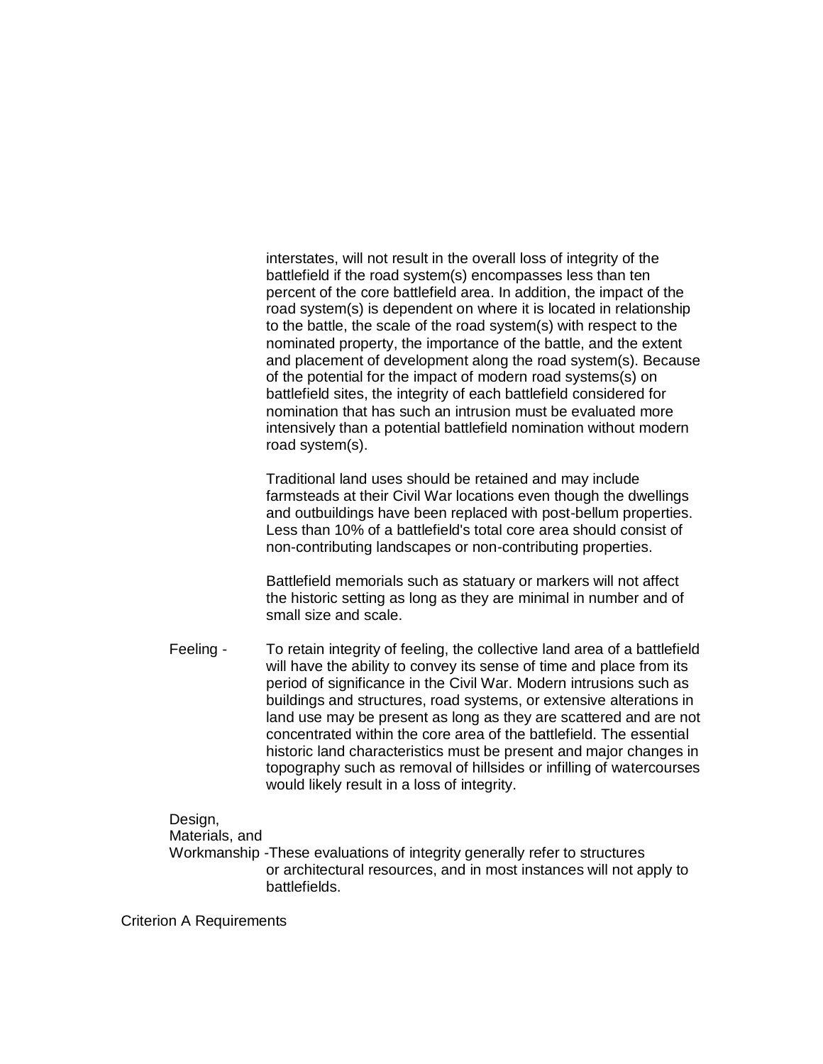interstates, will not result in the overall loss of integrity of the battlefield if the road system(s) encompasses less than ten percent of the core battlefield area. In addition, the impact of the road system(s) is dependent on where it is located in relationship to the battle, the scale of the road system(s) with respect to the nominated property, the importance of the battle, and the extent and placement of development along the road system(s). Because of the potential for the impact of modern road systems(s) on battlefield sites, the integrity of each battlefield considered for nomination that has such an intrusion must be evaluated more intensively than a potential battlefield nomination without modern road system(s).

Traditional land uses should be retained and may include farmsteads at their Civil War locations even though the dwellings and outbuildings have been replaced with post-bellum properties. Less than 10% of a battlefield's total core area should consist of non-contributing landscapes or non-contributing properties.

Battlefield memorials such as statuary or markers will not affect the historic setting as long as they are minimal in number and of small size and scale.

Feeling - To retain integrity of feeling, the collective land area of a battlefield will have the ability to convey its sense of time and place from its period of significance in the Civil War. Modern intrusions such as buildings and structures, road systems, or extensive alterations in land use may be present as long as they are scattered and are not concentrated within the core area of the battlefield. The essential historic land characteristics must be present and major changes in topography such as removal of hillsides or infilling of watercourses would likely result in a loss of integrity.

Design, Materials, and Workmanship - These evaluations of integrity generally refer to structures or architectural resources, and in most instances will not apply to battlefields.

Criterion A Requirements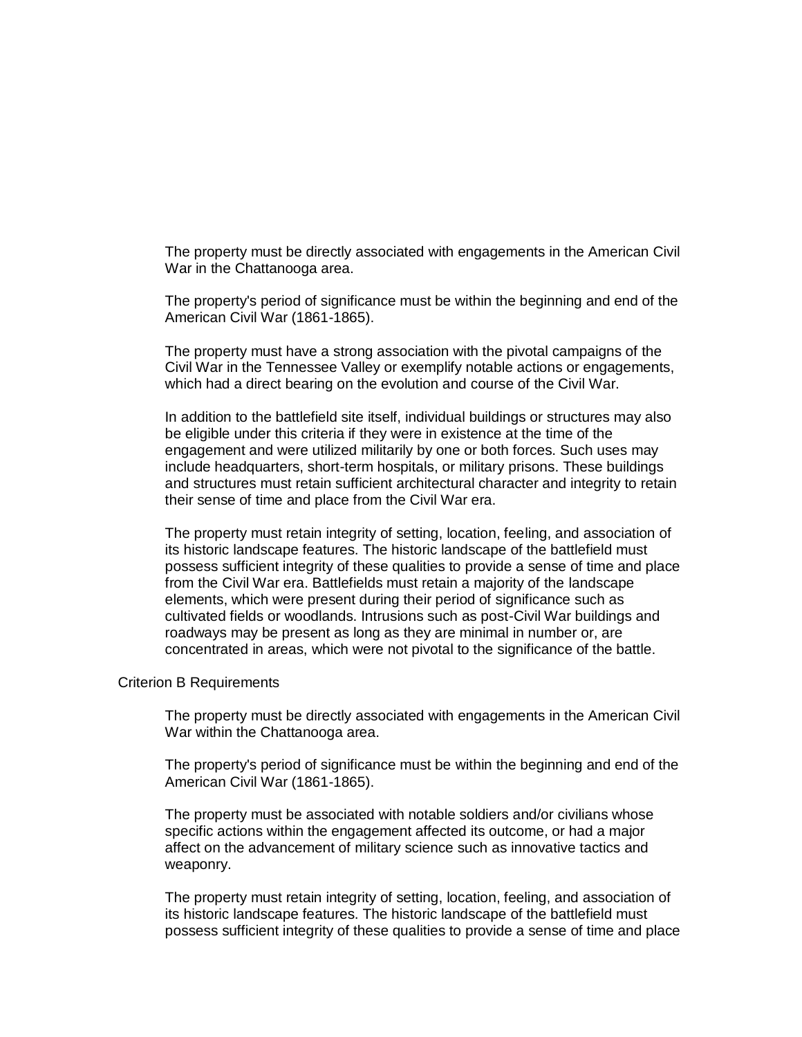The property must be directly associated with engagements in the American Civil War in the Chattanooga area.

The property's period of significance must be within the beginning and end of the American Civil War (1861-1865).

The property must have a strong association with the pivotal campaigns of the Civil War in the Tennessee Valley or exemplify notable actions or engagements, which had a direct bearing on the evolution and course of the Civil War.

In addition to the battlefield site itself, individual buildings or structures may also be eligible under this criteria if they were in existence at the time of the engagement and were utilized militarily by one or both forces. Such uses may include headquarters, short-term hospitals, or military prisons. These buildings and structures must retain sufficient architectural character and integrity to retain their sense of time and place from the Civil War era.

The property must retain integrity of setting, location, feeling, and association of its historic landscape features. The historic landscape of the battlefield must possess sufficient integrity of these qualities to provide a sense of time and place from the Civil War era. Battlefields must retain a majority of the landscape elements, which were present during their period of significance such as cultivated fields or woodlands. Intrusions such as post-Civil War buildings and roadways may be present as long as they are minimal in number or, are concentrated in areas, which were not pivotal to the significance of the battle.

Criterion B Requirements

The property must be directly associated with engagements in the American Civil War within the Chattanooga area.

The property's period of significance must be within the beginning and end of the American Civil War (1861-1865).

The property must be associated with notable soldiers and/or civilians whose specific actions within the engagement affected its outcome, or had a major affect on the advancement of military science such as innovative tactics and weaponry.

The property must retain integrity of setting, location, feeling, and association of its historic landscape features. The historic landscape of the battlefield must possess sufficient integrity of these qualities to provide a sense of time and place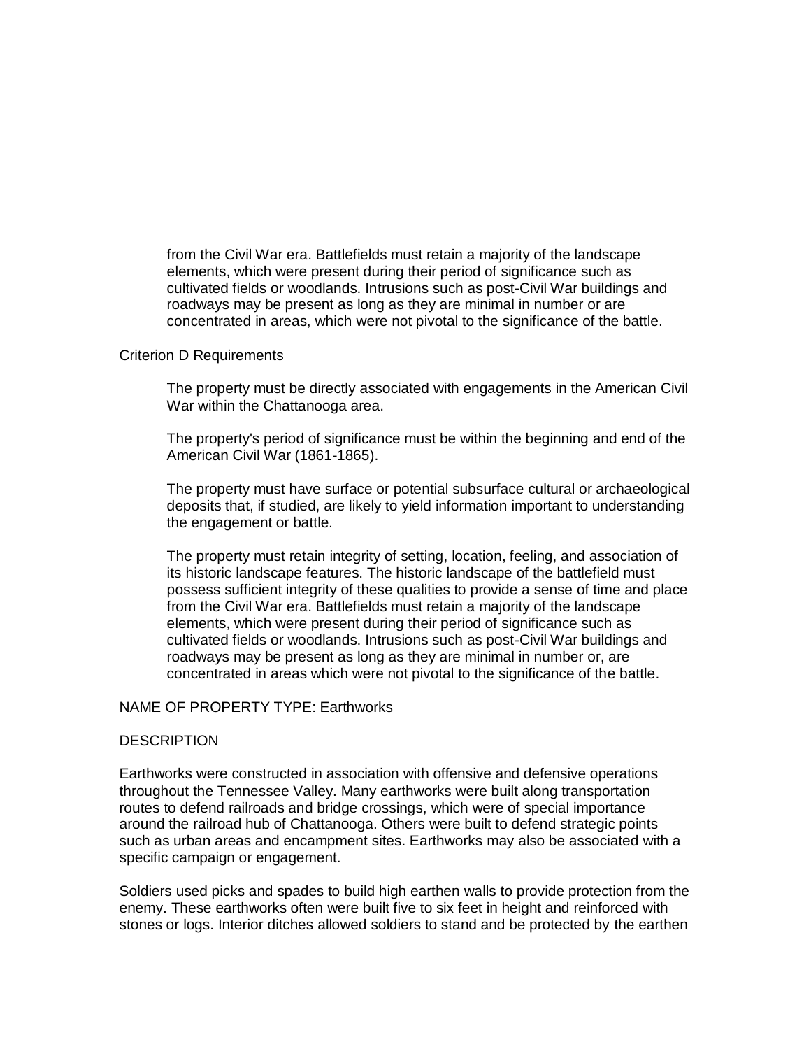from the Civil War era. Battlefields must retain a majority of the landscape elements, which were present during their period of significance such as cultivated fields or woodlands. Intrusions such as post-Civil War buildings and roadways may be present as long as they are minimal in number or are concentrated in areas, which were not pivotal to the significance of the battle.

Criterion D Requirements

The property must be directly associated with engagements in the American Civil War within the Chattanooga area.

The property's period of significance must be within the beginning and end of the American Civil War (1861-1865).

The property must have surface or potential subsurface cultural or archaeological deposits that, if studied, are likely to yield information important to understanding the engagement or battle.

The property must retain integrity of setting, location, feeling, and association of its historic landscape features. The historic landscape of the battlefield must possess sufficient integrity of these qualities to provide a sense of time and place from the Civil War era. Battlefields must retain a majority of the landscape elements, which were present during their period of significance such as cultivated fields or woodlands. Intrusions such as post-Civil War buildings and roadways may be present as long as they are minimal in number or, are concentrated in areas which were not pivotal to the significance of the battle.

NAME OF PROPERTY TYPE: Earthworks

DESCRIPTION

Earthworks were constructed in association with offensive and defensive operations throughout the Tennessee Valley. Many earthworks were built along transportation routes to defend railroads and bridge crossings, which were of special importance around the railroad hub of Chattanooga. Others were built to defend strategic points such as urban areas and encampment sites. Earthworks may also be associated with a specific campaign or engagement.

Soldiers used picks and spades to build high earthen walls to provide protection from the enemy. These earthworks often were built five to six feet in height and reinforced with stones or logs. Interior ditches allowed soldiers to stand and be protected by the earthen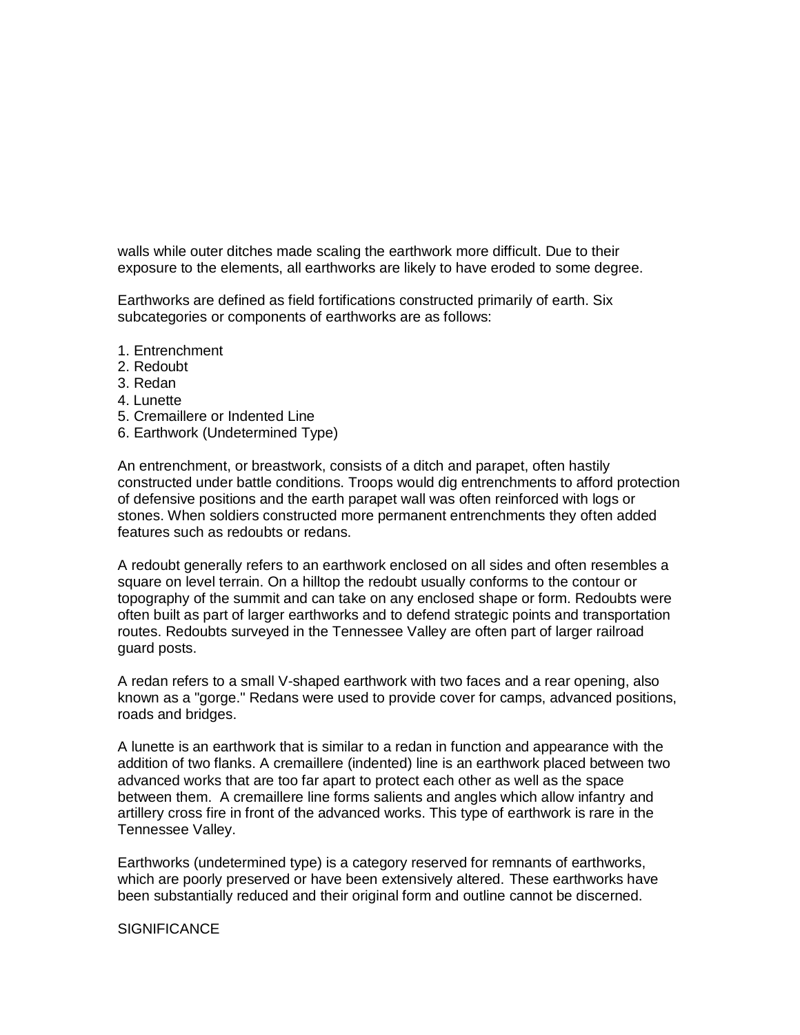walls while outer ditches made scaling the earthwork more difficult. Due to their exposure to the elements, all earthworks are likely to have eroded to some degree.

Earthworks are defined as field fortifications constructed primarily of earth. Six subcategories or components of earthworks are as follows:

1. Entrenchment
2. Redoubt
3. Redan
4. Lunette
5. Cremaillere or Indented Line
6. Earthwork (Undetermined Type)

An entrenchment, or breastwork, consists of a ditch and parapet, often hastily constructed under battle conditions. Troops would dig entrenchments to afford protection of defensive positions and the earth parapet wall was often reinforced with logs or stones. When soldiers constructed more permanent entrenchments they often added features such as redoubts or redans.

A redoubt generally refers to an earthwork enclosed on all sides and often resembles a square on level terrain. On a hilltop the redoubt usually conforms to the contour or topography of the summit and can take on any enclosed shape or form. Redoubts were often built as part of larger earthworks and to defend strategic points and transportation routes. Redoubts surveyed in the Tennessee Valley are often part of larger railroad guard posts.

A redan refers to a small V-shaped earthwork with two faces and a rear opening, also known as a "gorge." Redans were used to provide cover for camps, advanced positions, roads and bridges.

A lunette is an earthwork that is similar to a redan in function and appearance with the addition of two flanks. A cremaillere (indented) line is an earthwork placed between two advanced works that are too far apart to protect each other as well as the space between them. A cremaillere line forms salients and angles which allow infantry and artillery cross fire in front of the advanced works. This type of earthwork is rare in the Tennessee Valley.

Earthworks (undetermined type) is a category reserved for remnants of earthworks, which are poorly preserved or have been extensively altered. These earthworks have been substantially reduced and their original form and outline cannot be discerned.

SIGNIFICANCE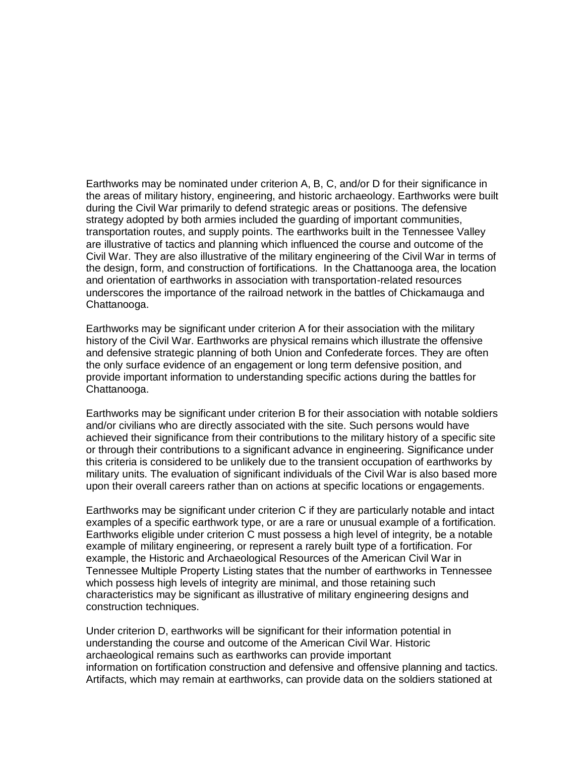Earthworks may be nominated under criterion A, B, C, and/or D for their significance in the areas of military history, engineering, and historic archaeology. Earthworks were built during the Civil War primarily to defend strategic areas or positions. The defensive strategy adopted by both armies included the guarding of important communities, transportation routes, and supply points. The earthworks built in the Tennessee Valley are illustrative of tactics and planning which influenced the course and outcome of the Civil War. They are also illustrative of the military engineering of the Civil War in terms of the design, form, and construction of fortifications. In the Chattanooga area, the location and orientation of earthworks in association with transportation-related resources underscores the importance of the railroad network in the battles of Chickamauga and Chattanooga.

Earthworks may be significant under criterion A for their association with the military history of the Civil War. Earthworks are physical remains which illustrate the offensive and defensive strategic planning of both Union and Confederate forces. They are often the only surface evidence of an engagement or long term defensive position, and provide important information to understanding specific actions during the battles for Chattanooga.

Earthworks may be significant under criterion B for their association with notable soldiers and/or civilians who are directly associated with the site. Such persons would have achieved their significance from their contributions to the military history of a specific site or through their contributions to a significant advance in engineering. Significance under this criteria is considered to be unlikely due to the transient occupation of earthworks by military units. The evaluation of significant individuals of the Civil War is also based more upon their overall careers rather than on actions at specific locations or engagements.

Earthworks may be significant under criterion C if they are particularly notable and intact examples of a specific earthwork type, or are a rare or unusual example of a fortification. Earthworks eligible under criterion C must possess a high level of integrity, be a notable example of military engineering, or represent a rarely built type of a fortification. For example, the Historic and Archaeological Resources of the American Civil War in Tennessee Multiple Property Listing states that the number of earthworks in Tennessee which possess high levels of integrity are minimal, and those retaining such characteristics may be significant as illustrative of military engineering designs and construction techniques.

Under criterion D, earthworks will be significant for their information potential in understanding the course and outcome of the American Civil War. Historic archaeological remains such as earthworks can provide important information on fortification construction and defensive and offensive planning and tactics. Artifacts, which may remain at earthworks, can provide data on the soldiers stationed at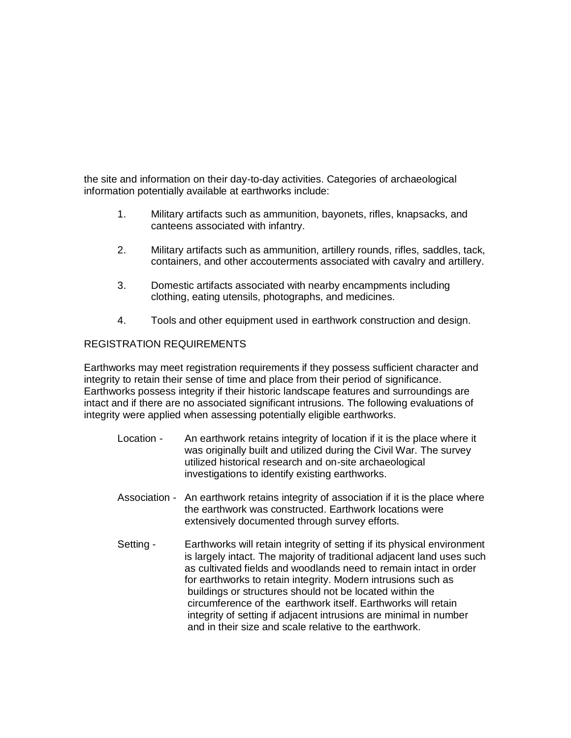the site and information on their day-to-day activities. Categories of archaeological information potentially available at earthworks include:

1. Military artifacts such as ammunition, bayonets, rifles, knapsacks, and canteens associated with infantry.

2. Military artifacts such as ammunition, artillery rounds, rifles, saddles, tack, containers, and other accouterments associated with cavalry and artillery.

3. Domestic artifacts associated with nearby encampments including clothing, eating utensils, photographs, and medicines.

4. Tools and other equipment used in earthwork construction and design.

## REGISTRATION REQUIREMENTS

Earthworks may meet registration requirements if they possess sufficient character and integrity to retain their sense of time and place from their period of significance. Earthworks possess integrity if their historic landscape features and surroundings are intact and if there are no associated significant intrusions. The following evaluations of integrity were applied when assessing potentially eligible earthworks.

Location - An earthwork retains integrity of location if it is the place where it was originally built and utilized during the Civil War. The survey utilized historical research and on-site archaeological investigations to identify existing earthworks.

Association - An earthwork retains integrity of association if it is the place where the earthwork was constructed. Earthwork locations were extensively documented through survey efforts.

Setting - Earthworks will retain integrity of setting if its physical environment is largely intact. The majority of traditional adjacent land uses such as cultivated fields and woodlands need to remain intact in order for earthworks to retain integrity. Modern intrusions such as buildings or structures should not be located within the circumference of the earthwork itself. Earthworks will retain integrity of setting if adjacent intrusions are minimal in number and in their size and scale relative to the earthwork.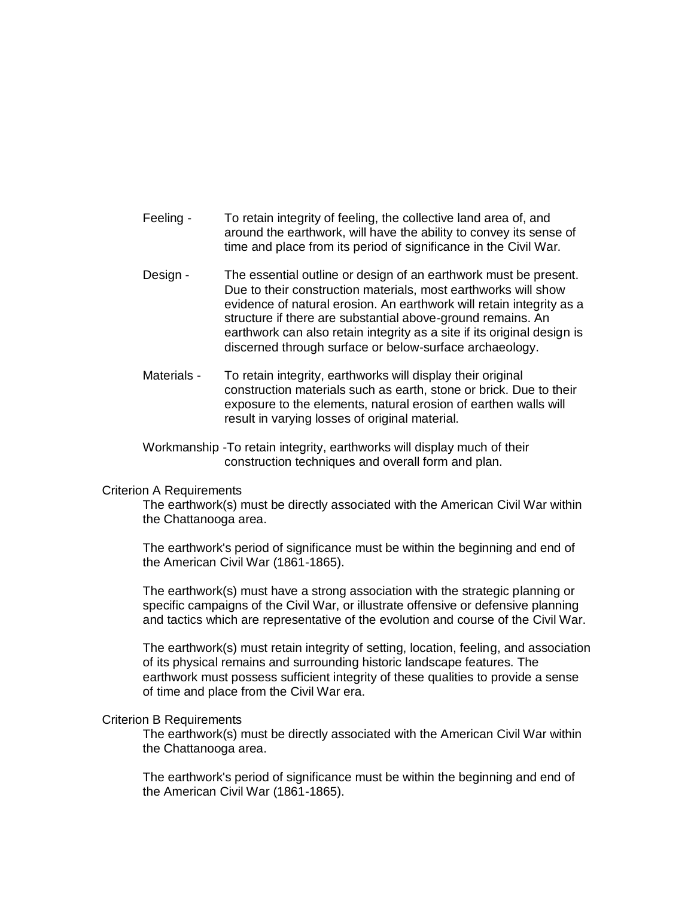Feeling - To retain integrity of feeling, the collective land area of, and around the earthwork, will have the ability to convey its sense of time and place from its period of significance in the Civil War.

Design - The essential outline or design of an earthwork must be present. Due to their construction materials, most earthworks will show evidence of natural erosion. An earthwork will retain integrity as a structure if there are substantial above-ground remains. An earthwork can also retain integrity as a site if its original design is discerned through surface or below-surface archaeology.

Materials - To retain integrity, earthworks will display their original construction materials such as earth, stone or brick. Due to their exposure to the elements, natural erosion of earthen walls will result in varying losses of original material.

Workmanship -To retain integrity, earthworks will display much of their construction techniques and overall form and plan.

Criterion A Requirements

The earthwork(s) must be directly associated with the American Civil War within the Chattanooga area.

The earthwork's period of significance must be within the beginning and end of the American Civil War (1861-1865).

The earthwork(s) must have a strong association with the strategic planning or specific campaigns of the Civil War, or illustrate offensive or defensive planning and tactics which are representative of the evolution and course of the Civil War.

The earthwork(s) must retain integrity of setting, location, feeling, and association of its physical remains and surrounding historic landscape features. The earthwork must possess sufficient integrity of these qualities to provide a sense of time and place from the Civil War era.

Criterion B Requirements

The earthwork(s) must be directly associated with the American Civil War within the Chattanooga area.

The earthwork's period of significance must be within the beginning and end of the American Civil War (1861-1865).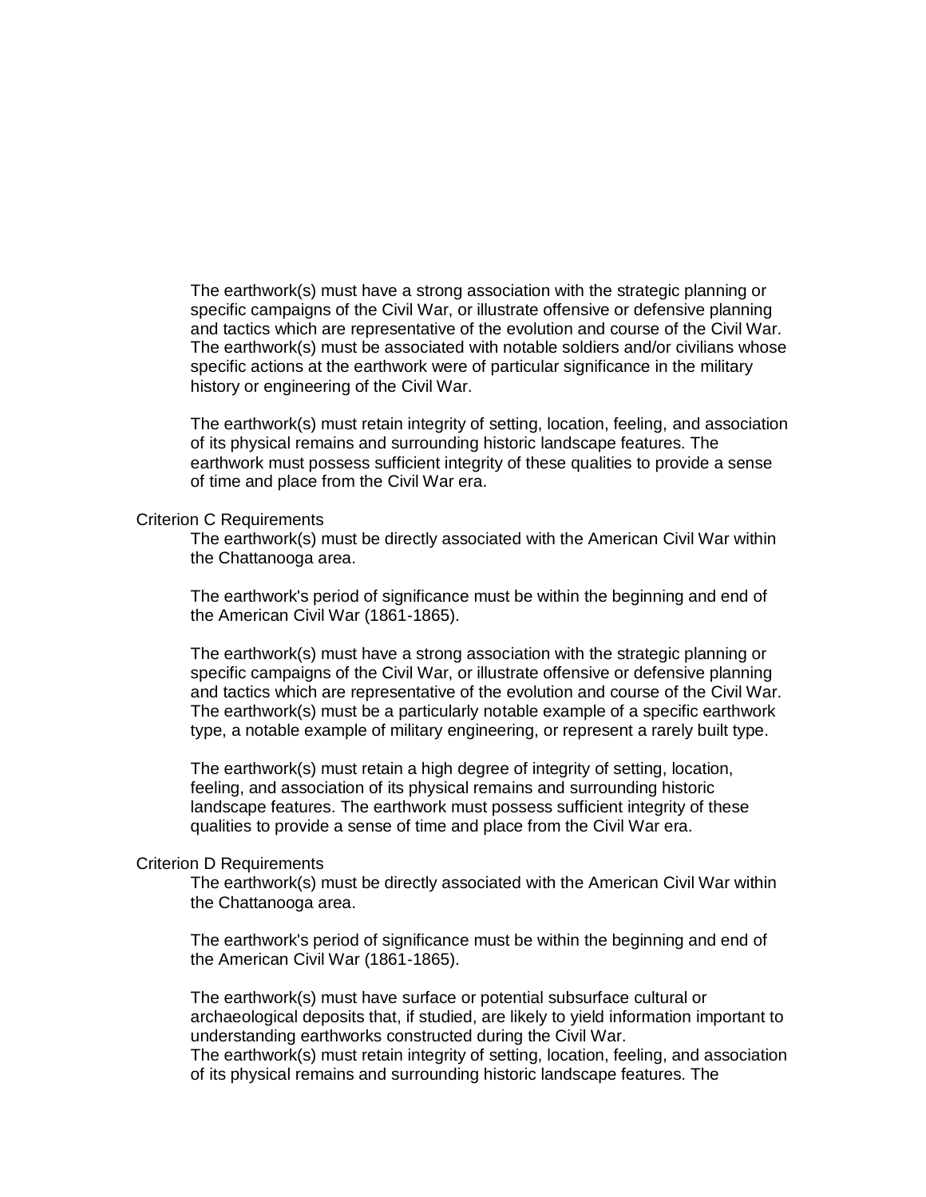The earthwork(s) must have a strong association with the strategic planning or specific campaigns of the Civil War, or illustrate offensive or defensive planning and tactics which are representative of the evolution and course of the Civil War. The earthwork(s) must be associated with notable soldiers and/or civilians whose specific actions at the earthwork were of particular significance in the military history or engineering of the Civil War.

The earthwork(s) must retain integrity of setting, location, feeling, and association of its physical remains and surrounding historic landscape features. The earthwork must possess sufficient integrity of these qualities to provide a sense of time and place from the Civil War era.

Criterion C Requirements

The earthwork(s) must be directly associated with the American Civil War within the Chattanooga area.

The earthwork's period of significance must be within the beginning and end of the American Civil War (1861-1865).

The earthwork(s) must have a strong association with the strategic planning or specific campaigns of the Civil War, or illustrate offensive or defensive planning and tactics which are representative of the evolution and course of the Civil War. The earthwork(s) must be a particularly notable example of a specific earthwork type, a notable example of military engineering, or represent a rarely built type.

The earthwork(s) must retain a high degree of integrity of setting, location, feeling, and association of its physical remains and surrounding historic landscape features. The earthwork must possess sufficient integrity of these qualities to provide a sense of time and place from the Civil War era.

Criterion D Requirements

The earthwork(s) must be directly associated with the American Civil War within the Chattanooga area.

The earthwork's period of significance must be within the beginning and end of the American Civil War (1861-1865).

The earthwork(s) must have surface or potential subsurface cultural or archaeological deposits that, if studied, are likely to yield information important to understanding earthworks constructed during the Civil War.
The earthwork(s) must retain integrity of setting, location, feeling, and association of its physical remains and surrounding historic landscape features. The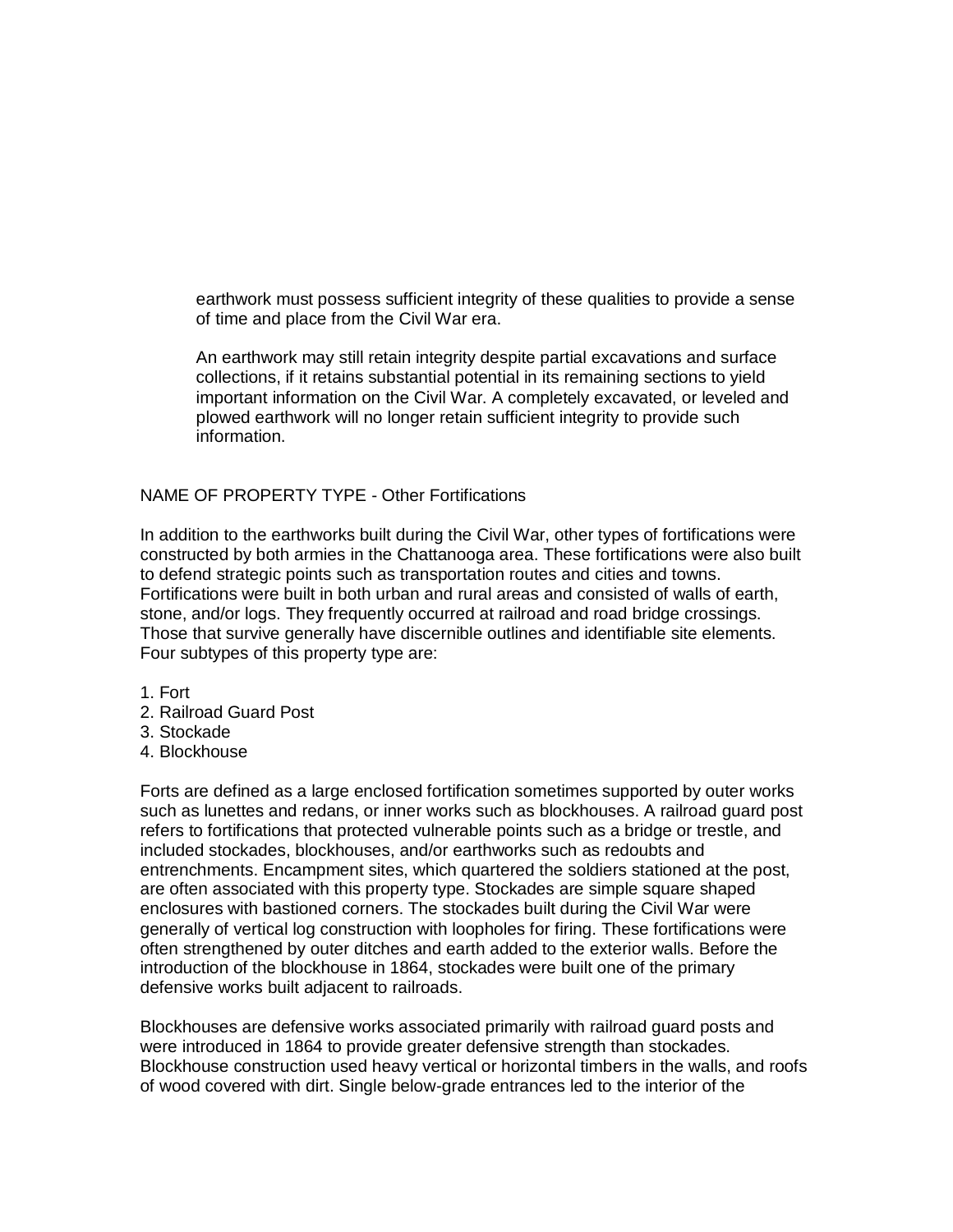earthwork must possess sufficient integrity of these qualities to provide a sense of time and place from the Civil War era.

An earthwork may still retain integrity despite partial excavations and surface collections, if it retains substantial potential in its remaining sections to yield important information on the Civil War. A completely excavated, or leveled and plowed earthwork will no longer retain sufficient integrity to provide such information.

NAME OF PROPERTY TYPE - Other Fortifications

In addition to the earthworks built during the Civil War, other types of fortifications were constructed by both armies in the Chattanooga area. These fortifications were also built to defend strategic points such as transportation routes and cities and towns. Fortifications were built in both urban and rural areas and consisted of walls of earth, stone, and/or logs. They frequently occurred at railroad and road bridge crossings. Those that survive generally have discernible outlines and identifiable site elements. Four subtypes of this property type are:

1. Fort
2. Railroad Guard Post
3. Stockade
4. Blockhouse

Forts are defined as a large enclosed fortification sometimes supported by outer works such as lunettes and redans, or inner works such as blockhouses. A railroad guard post refers to fortifications that protected vulnerable points such as a bridge or trestle, and included stockades, blockhouses, and/or earthworks such as redoubts and entrenchments. Encampment sites, which quartered the soldiers stationed at the post, are often associated with this property type. Stockades are simple square shaped enclosures with bastioned corners. The stockades built during the Civil War were generally of vertical log construction with loopholes for firing. These fortifications were often strengthened by outer ditches and earth added to the exterior walls. Before the introduction of the blockhouse in 1864, stockades were built one of the primary defensive works built adjacent to railroads.

Blockhouses are defensive works associated primarily with railroad guard posts and were introduced in 1864 to provide greater defensive strength than stockades. Blockhouse construction used heavy vertical or horizontal timbers in the walls, and roofs of wood covered with dirt. Single below-grade entrances led to the interior of the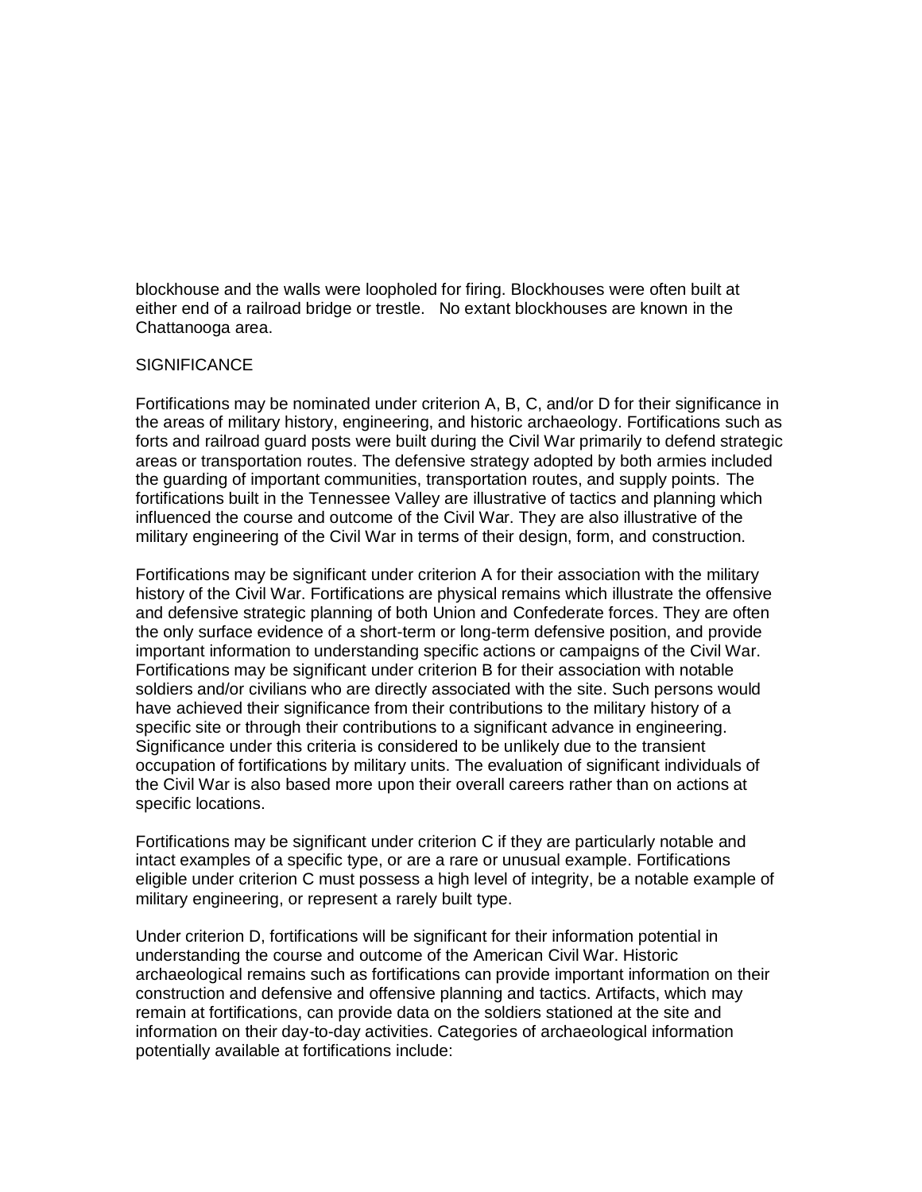blockhouse and the walls were loopholed for firing. Blockhouses were often built at either end of a railroad bridge or trestle. No extant blockhouses are known in the Chattanooga area.

## SIGNIFICANCE

Fortifications may be nominated under criterion A, B, C, and/or D for their significance in the areas of military history, engineering, and historic archaeology. Fortifications such as forts and railroad guard posts were built during the Civil War primarily to defend strategic areas or transportation routes. The defensive strategy adopted by both armies included the guarding of important communities, transportation routes, and supply points. The fortifications built in the Tennessee Valley are illustrative of tactics and planning which influenced the course and outcome of the Civil War. They are also illustrative of the military engineering of the Civil War in terms of their design, form, and construction.

Fortifications may be significant under criterion A for their association with the military history of the Civil War. Fortifications are physical remains which illustrate the offensive and defensive strategic planning of both Union and Confederate forces. They are often the only surface evidence of a short-term or long-term defensive position, and provide important information to understanding specific actions or campaigns of the Civil War. Fortifications may be significant under criterion B for their association with notable soldiers and/or civilians who are directly associated with the site. Such persons would have achieved their significance from their contributions to the military history of a specific site or through their contributions to a significant advance in engineering. Significance under this criteria is considered to be unlikely due to the transient occupation of fortifications by military units. The evaluation of significant individuals of the Civil War is also based more upon their overall careers rather than on actions at specific locations.

Fortifications may be significant under criterion C if they are particularly notable and intact examples of a specific type, or are a rare or unusual example. Fortifications eligible under criterion C must possess a high level of integrity, be a notable example of military engineering, or represent a rarely built type.

Under criterion D, fortifications will be significant for their information potential in understanding the course and outcome of the American Civil War. Historic archaeological remains such as fortifications can provide important information on their construction and defensive and offensive planning and tactics. Artifacts, which may remain at fortifications, can provide data on the soldiers stationed at the site and information on their day-to-day activities. Categories of archaeological information potentially available at fortifications include: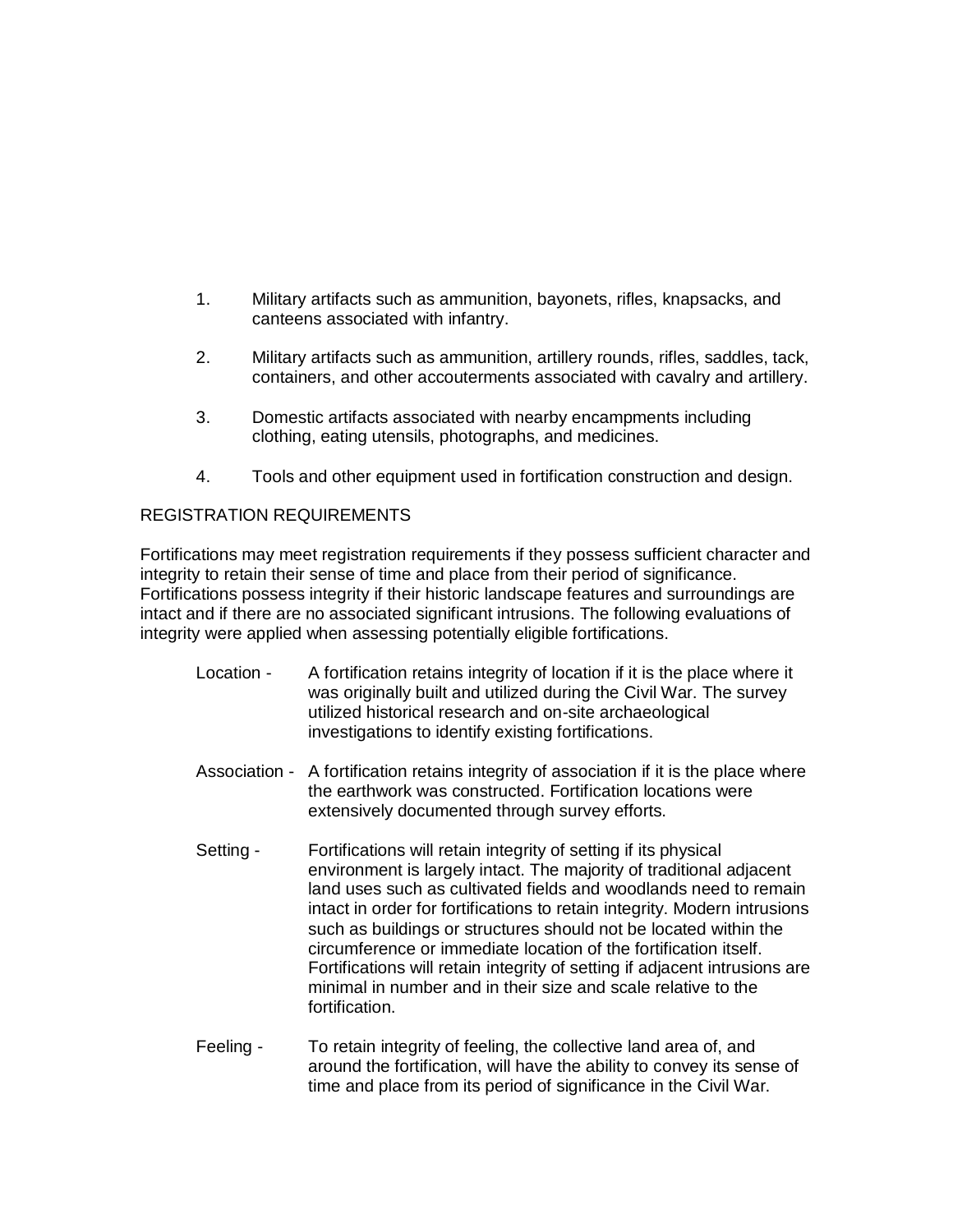1. Military artifacts such as ammunition, bayonets, rifles, knapsacks, and canteens associated with infantry.

2. Military artifacts such as ammunition, artillery rounds, rifles, saddles, tack, containers, and other accouterments associated with cavalry and artillery.

3. Domestic artifacts associated with nearby encampments including clothing, eating utensils, photographs, and medicines.

4. Tools and other equipment used in fortification construction and design.

REGISTRATION REQUIREMENTS

Fortifications may meet registration requirements if they possess sufficient character and integrity to retain their sense of time and place from their period of significance. Fortifications possess integrity if their historic landscape features and surroundings are intact and if there are no associated significant intrusions. The following evaluations of integrity were applied when assessing potentially eligible fortifications.

Location - A fortification retains integrity of location if it is the place where it was originally built and utilized during the Civil War. The survey utilized historical research and on-site archaeological investigations to identify existing fortifications.

Association - A fortification retains integrity of association if it is the place where the earthwork was constructed. Fortification locations were extensively documented through survey efforts.

Setting - Fortifications will retain integrity of setting if its physical environment is largely intact. The majority of traditional adjacent land uses such as cultivated fields and woodlands need to remain intact in order for fortifications to retain integrity. Modern intrusions such as buildings or structures should not be located within the circumference or immediate location of the fortification itself. Fortifications will retain integrity of setting if adjacent intrusions are minimal in number and in their size and scale relative to the fortification.

Feeling - To retain integrity of feeling, the collective land area of, and around the fortification, will have the ability to convey its sense of time and place from its period of significance in the Civil War.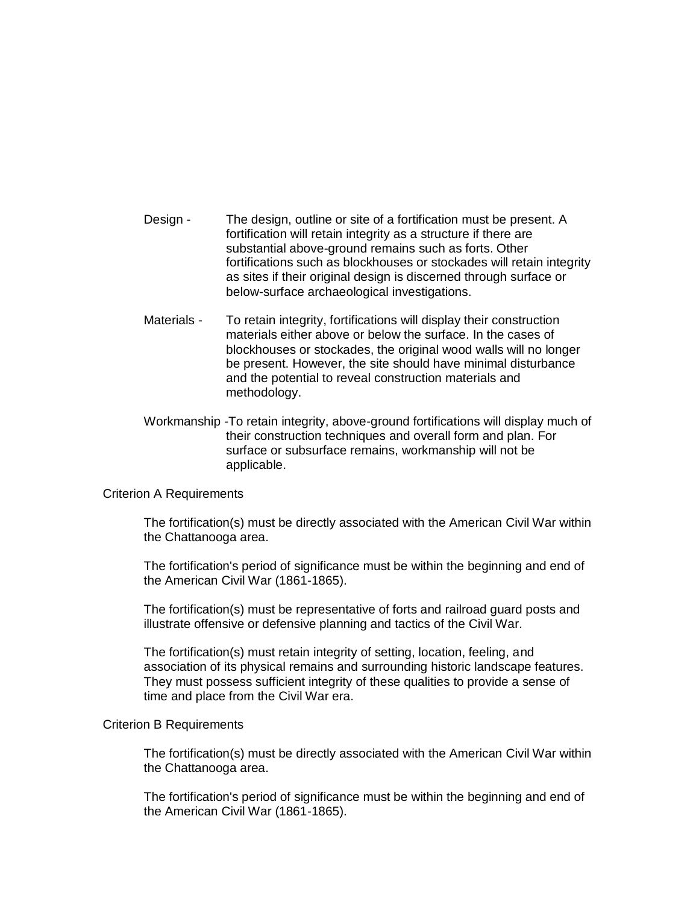Design - The design, outline or site of a fortification must be present. A fortification will retain integrity as a structure if there are substantial above-ground remains such as forts. Other fortifications such as blockhouses or stockades will retain integrity as sites if their original design is discerned through surface or below-surface archaeological investigations.

Materials - To retain integrity, fortifications will display their construction materials either above or below the surface. In the cases of blockhouses or stockades, the original wood walls will no longer be present. However, the site should have minimal disturbance and the potential to reveal construction materials and methodology.

Workmanship - To retain integrity, above-ground fortifications will display much of their construction techniques and overall form and plan. For surface or subsurface remains, workmanship will not be applicable.

Criterion A Requirements

The fortification(s) must be directly associated with the American Civil War within the Chattanooga area.

The fortification's period of significance must be within the beginning and end of the American Civil War (1861-1865).

The fortification(s) must be representative of forts and railroad guard posts and illustrate offensive or defensive planning and tactics of the Civil War.

The fortification(s) must retain integrity of setting, location, feeling, and association of its physical remains and surrounding historic landscape features. They must possess sufficient integrity of these qualities to provide a sense of time and place from the Civil War era.

Criterion B Requirements

The fortification(s) must be directly associated with the American Civil War within the Chattanooga area.

The fortification's period of significance must be within the beginning and end of the American Civil War (1861-1865).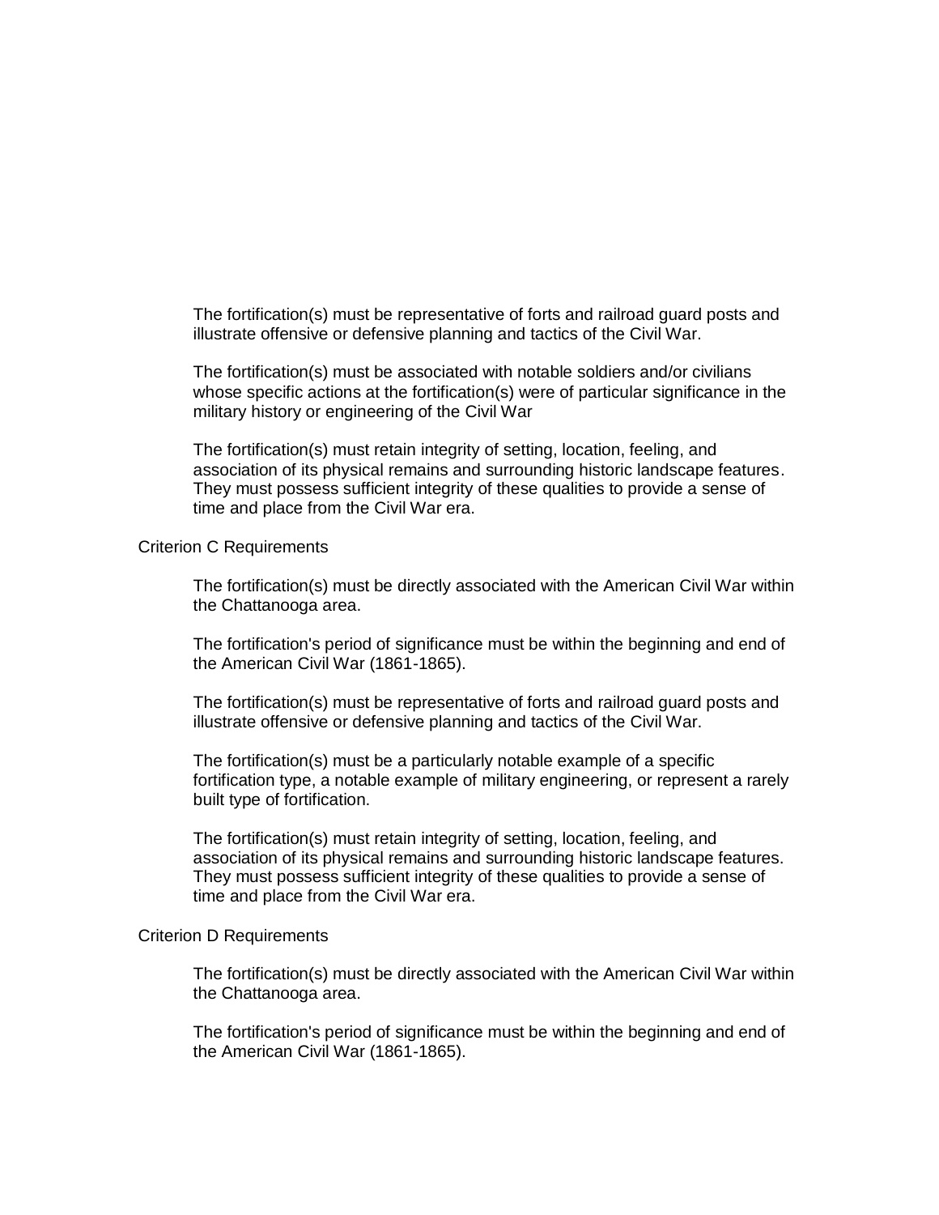The fortification(s) must be representative of forts and railroad guard posts and illustrate offensive or defensive planning and tactics of the Civil War.

The fortification(s) must be associated with notable soldiers and/or civilians whose specific actions at the fortification(s) were of particular significance in the military history or engineering of the Civil War

The fortification(s) must retain integrity of setting, location, feeling, and association of its physical remains and surrounding historic landscape features. They must possess sufficient integrity of these qualities to provide a sense of time and place from the Civil War era.

Criterion C Requirements

The fortification(s) must be directly associated with the American Civil War within the Chattanooga area.

The fortification's period of significance must be within the beginning and end of the American Civil War (1861-1865).

The fortification(s) must be representative of forts and railroad guard posts and illustrate offensive or defensive planning and tactics of the Civil War.

The fortification(s) must be a particularly notable example of a specific fortification type, a notable example of military engineering, or represent a rarely built type of fortification.

The fortification(s) must retain integrity of setting, location, feeling, and association of its physical remains and surrounding historic landscape features. They must possess sufficient integrity of these qualities to provide a sense of time and place from the Civil War era.

Criterion D Requirements

The fortification(s) must be directly associated with the American Civil War within the Chattanooga area.

The fortification's period of significance must be within the beginning and end of the American Civil War (1861-1865).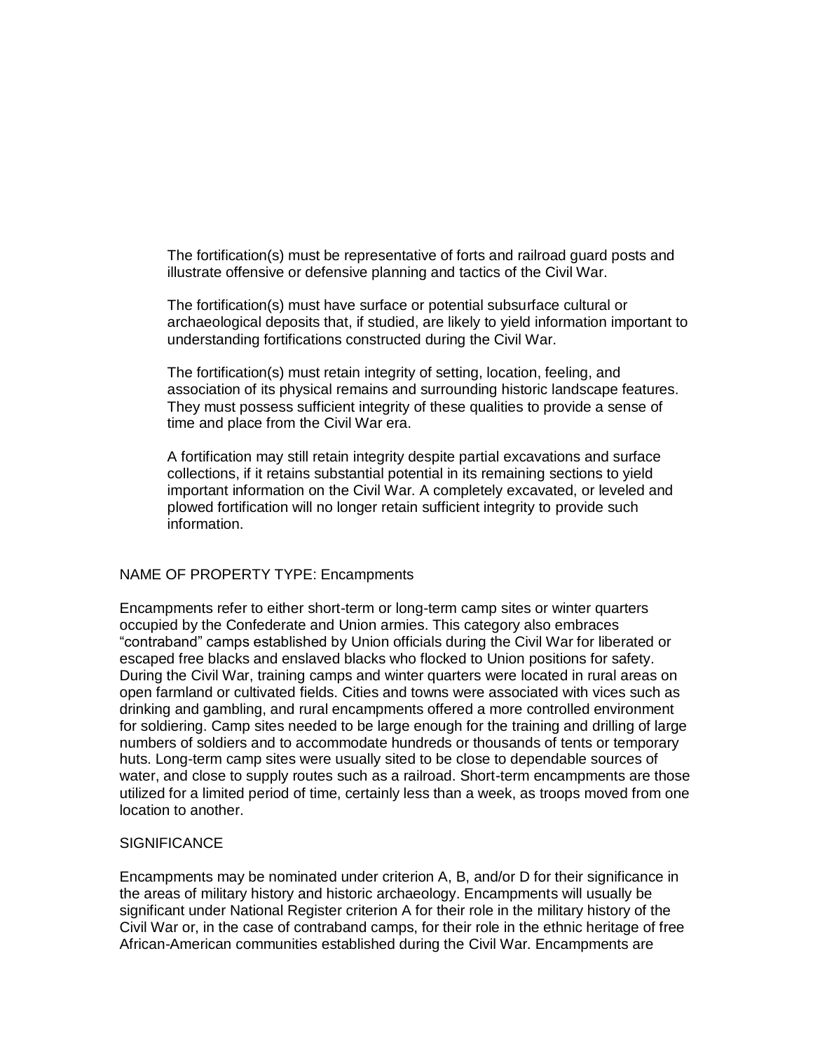The fortification(s) must be representative of forts and railroad guard posts and illustrate offensive or defensive planning and tactics of the Civil War.

The fortification(s) must have surface or potential subsurface cultural or archaeological deposits that, if studied, are likely to yield information important to understanding fortifications constructed during the Civil War.

The fortification(s) must retain integrity of setting, location, feeling, and association of its physical remains and surrounding historic landscape features. They must possess sufficient integrity of these qualities to provide a sense of time and place from the Civil War era.

A fortification may still retain integrity despite partial excavations and surface collections, if it retains substantial potential in its remaining sections to yield important information on the Civil War. A completely excavated, or leveled and plowed fortification will no longer retain sufficient integrity to provide such information.

NAME OF PROPERTY TYPE: Encampments

Encampments refer to either short-term or long-term camp sites or winter quarters occupied by the Confederate and Union armies. This category also embraces "contraband" camps established by Union officials during the Civil War for liberated or escaped free blacks and enslaved blacks who flocked to Union positions for safety. During the Civil War, training camps and winter quarters were located in rural areas on open farmland or cultivated fields. Cities and towns were associated with vices such as drinking and gambling, and rural encampments offered a more controlled environment for soldiering. Camp sites needed to be large enough for the training and drilling of large numbers of soldiers and to accommodate hundreds or thousands of tents or temporary huts. Long-term camp sites were usually sited to be close to dependable sources of water, and close to supply routes such as a railroad. Short-term encampments are those utilized for a limited period of time, certainly less than a week, as troops moved from one location to another.

SIGNIFICANCE

Encampments may be nominated under criterion A, B, and/or D for their significance in the areas of military history and historic archaeology. Encampments will usually be significant under National Register criterion A for their role in the military history of the Civil War or, in the case of contraband camps, for their role in the ethnic heritage of free African-American communities established during the Civil War. Encampments are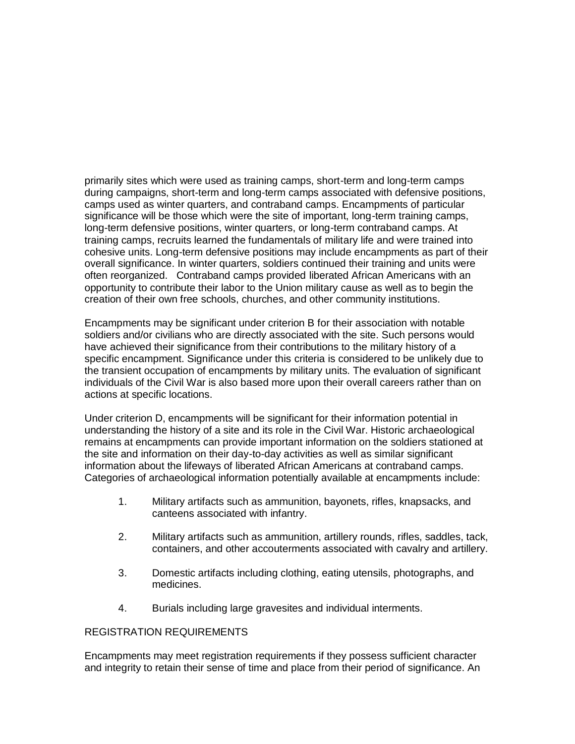primarily sites which were used as training camps, short-term and long-term camps during campaigns, short-term and long-term camps associated with defensive positions, camps used as winter quarters, and contraband camps. Encampments of particular significance will be those which were the site of important, long-term training camps, long-term defensive positions, winter quarters, or long-term contraband camps. At training camps, recruits learned the fundamentals of military life and were trained into cohesive units. Long-term defensive positions may include encampments as part of their overall significance. In winter quarters, soldiers continued their training and units were often reorganized. Contraband camps provided liberated African Americans with an opportunity to contribute their labor to the Union military cause as well as to begin the creation of their own free schools, churches, and other community institutions.

Encampments may be significant under criterion B for their association with notable soldiers and/or civilians who are directly associated with the site. Such persons would have achieved their significance from their contributions to the military history of a specific encampment. Significance under this criteria is considered to be unlikely due to the transient occupation of encampments by military units. The evaluation of significant individuals of the Civil War is also based more upon their overall careers rather than on actions at specific locations.

Under criterion D, encampments will be significant for their information potential in understanding the history of a site and its role in the Civil War. Historic archaeological remains at encampments can provide important information on the soldiers stationed at the site and information on their day-to-day activities as well as similar significant information about the lifeways of liberated African Americans at contraband camps. Categories of archaeological information potentially available at encampments include:

1. Military artifacts such as ammunition, bayonets, rifles, knapsacks, and canteens associated with infantry.

2. Military artifacts such as ammunition, artillery rounds, rifles, saddles, tack, containers, and other accouterments associated with cavalry and artillery.

3. Domestic artifacts including clothing, eating utensils, photographs, and medicines.

4. Burials including large gravesites and individual interments.

## REGISTRATION REQUIREMENTS

Encampments may meet registration requirements if they possess sufficient character and integrity to retain their sense of time and place from their period of significance. An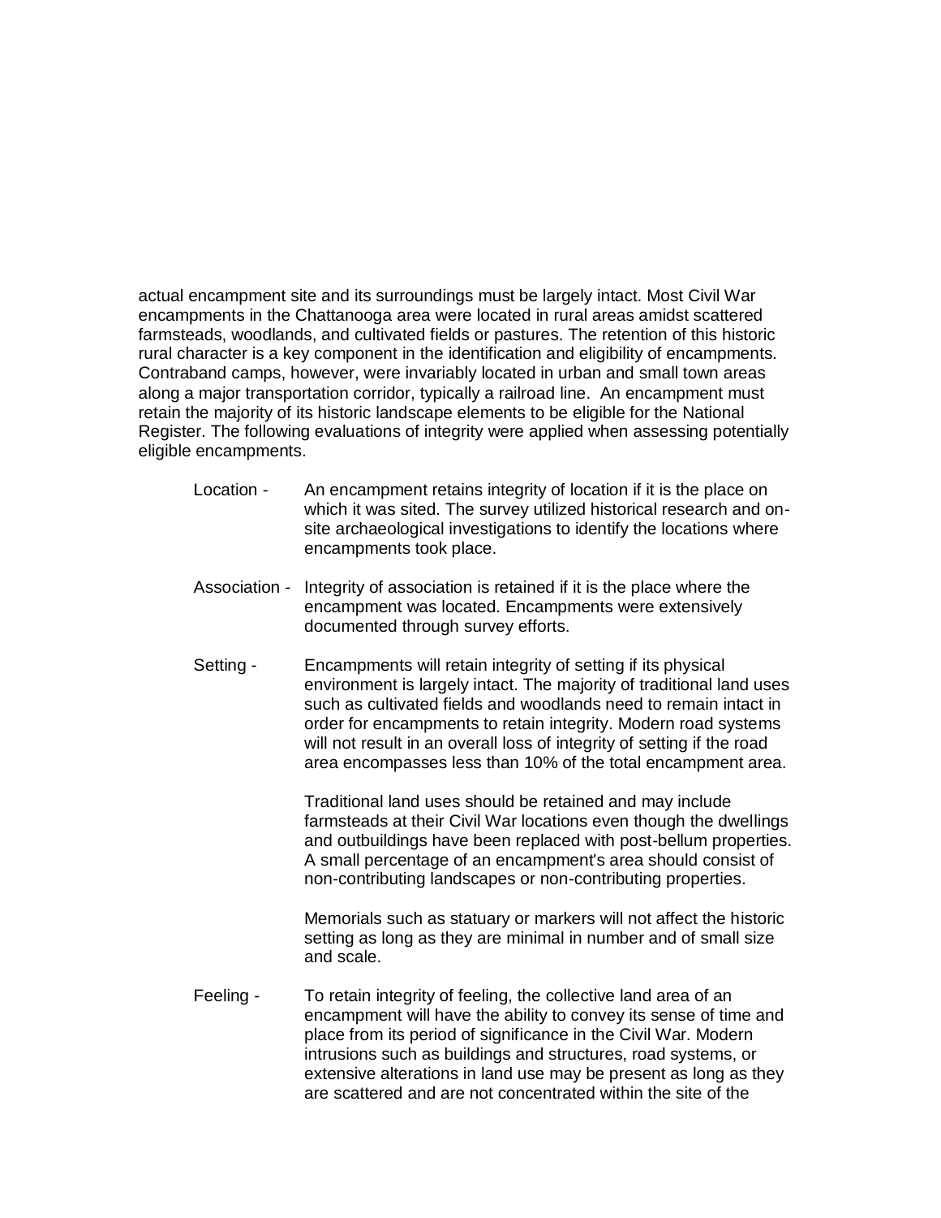actual encampment site and its surroundings must be largely intact. Most Civil War encampments in the Chattanooga area were located in rural areas amidst scattered farmsteads, woodlands, and cultivated fields or pastures. The retention of this historic rural character is a key component in the identification and eligibility of encampments. Contraband camps, however, were invariably located in urban and small town areas along a major transportation corridor, typically a railroad line. An encampment must retain the majority of its historic landscape elements to be eligible for the National Register. The following evaluations of integrity were applied when assessing potentially eligible encampments.

Location - An encampment retains integrity of location if it is the place on which it was sited. The survey utilized historical research and on-site archaeological investigations to identify the locations where encampments took place.

Association - Integrity of association is retained if it is the place where the encampment was located. Encampments were extensively documented through survey efforts.

Setting - Encampments will retain integrity of setting if its physical environment is largely intact. The majority of traditional land uses such as cultivated fields and woodlands need to remain intact in order for encampments to retain integrity. Modern road systems will not result in an overall loss of integrity of setting if the road area encompasses less than 10% of the total encampment area.

Traditional land uses should be retained and may include farmsteads at their Civil War locations even though the dwellings and outbuildings have been replaced with post-bellum properties. A small percentage of an encampment's area should consist of non-contributing landscapes or non-contributing properties.

Memorials such as statuary or markers will not affect the historic setting as long as they are minimal in number and of small size and scale.

Feeling - To retain integrity of feeling, the collective land area of an encampment will have the ability to convey its sense of time and place from its period of significance in the Civil War. Modern intrusions such as buildings and structures, road systems, or extensive alterations in land use may be present as long as they are scattered and are not concentrated within the site of the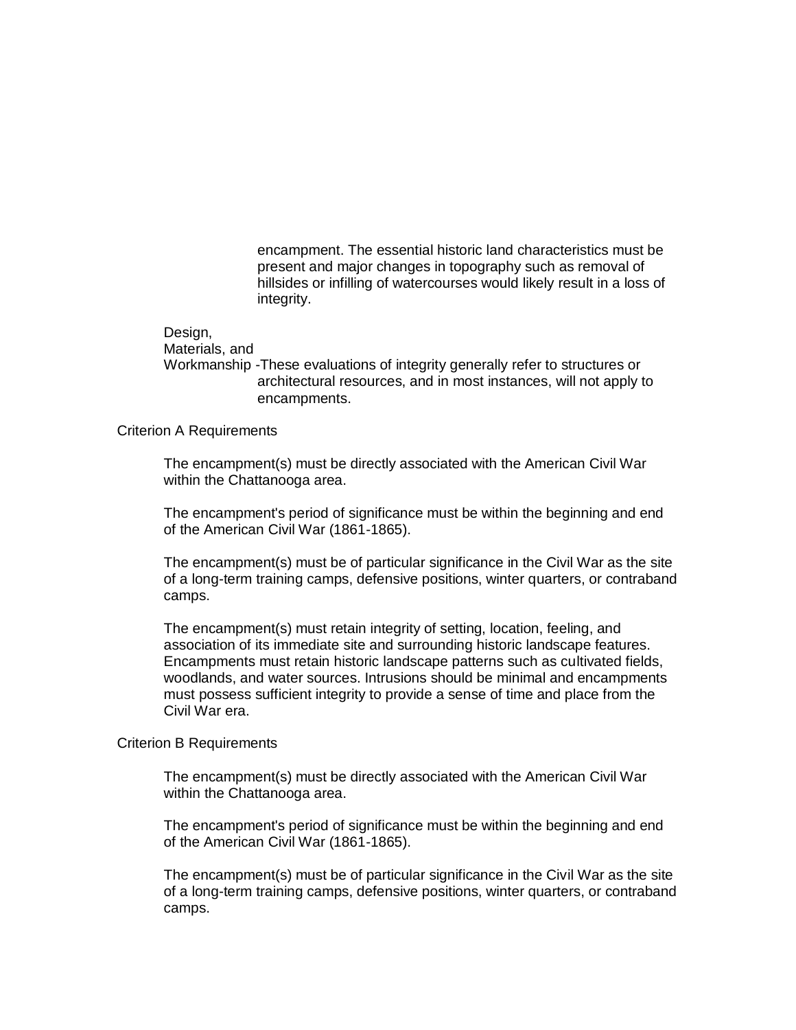encampment. The essential historic land characteristics must be present and major changes in topography such as removal of hillsides or infilling of watercourses would likely result in a loss of integrity.

Design, Materials, and Workmanship - These evaluations of integrity generally refer to structures or architectural resources, and in most instances, will not apply to encampments.

Criterion A Requirements

The encampment(s) must be directly associated with the American Civil War within the Chattanooga area.

The encampment's period of significance must be within the beginning and end of the American Civil War (1861-1865).

The encampment(s) must be of particular significance in the Civil War as the site of a long-term training camps, defensive positions, winter quarters, or contraband camps.

The encampment(s) must retain integrity of setting, location, feeling, and association of its immediate site and surrounding historic landscape features. Encampments must retain historic landscape patterns such as cultivated fields, woodlands, and water sources. Intrusions should be minimal and encampments must possess sufficient integrity to provide a sense of time and place from the Civil War era.

Criterion B Requirements

The encampment(s) must be directly associated with the American Civil War within the Chattanooga area.

The encampment's period of significance must be within the beginning and end of the American Civil War (1861-1865).

The encampment(s) must be of particular significance in the Civil War as the site of a long-term training camps, defensive positions, winter quarters, or contraband camps.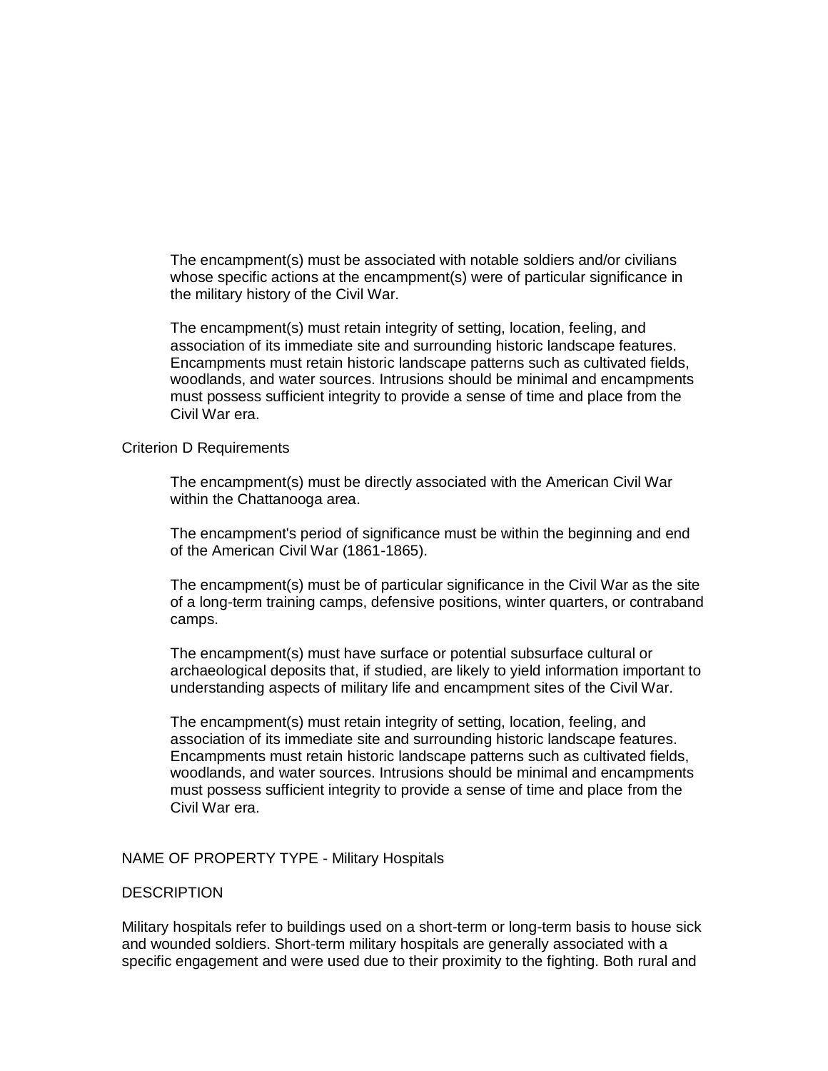The encampment(s) must be associated with notable soldiers and/or civilians whose specific actions at the encampment(s) were of particular significance in the military history of the Civil War.

The encampment(s) must retain integrity of setting, location, feeling, and association of its immediate site and surrounding historic landscape features. Encampments must retain historic landscape patterns such as cultivated fields, woodlands, and water sources. Intrusions should be minimal and encampments must possess sufficient integrity to provide a sense of time and place from the Civil War era.

Criterion D Requirements

The encampment(s) must be directly associated with the American Civil War within the Chattanooga area.

The encampment's period of significance must be within the beginning and end of the American Civil War (1861-1865).

The encampment(s) must be of particular significance in the Civil War as the site of a long-term training camps, defensive positions, winter quarters, or contraband camps.

The encampment(s) must have surface or potential subsurface cultural or archaeological deposits that, if studied, are likely to yield information important to understanding aspects of military life and encampment sites of the Civil War.

The encampment(s) must retain integrity of setting, location, feeling, and association of its immediate site and surrounding historic landscape features. Encampments must retain historic landscape patterns such as cultivated fields, woodlands, and water sources. Intrusions should be minimal and encampments must possess sufficient integrity to provide a sense of time and place from the Civil War era.

NAME OF PROPERTY TYPE - Military Hospitals

DESCRIPTION

Military hospitals refer to buildings used on a short-term or long-term basis to house sick and wounded soldiers. Short-term military hospitals are generally associated with a specific engagement and were used due to their proximity to the fighting. Both rural and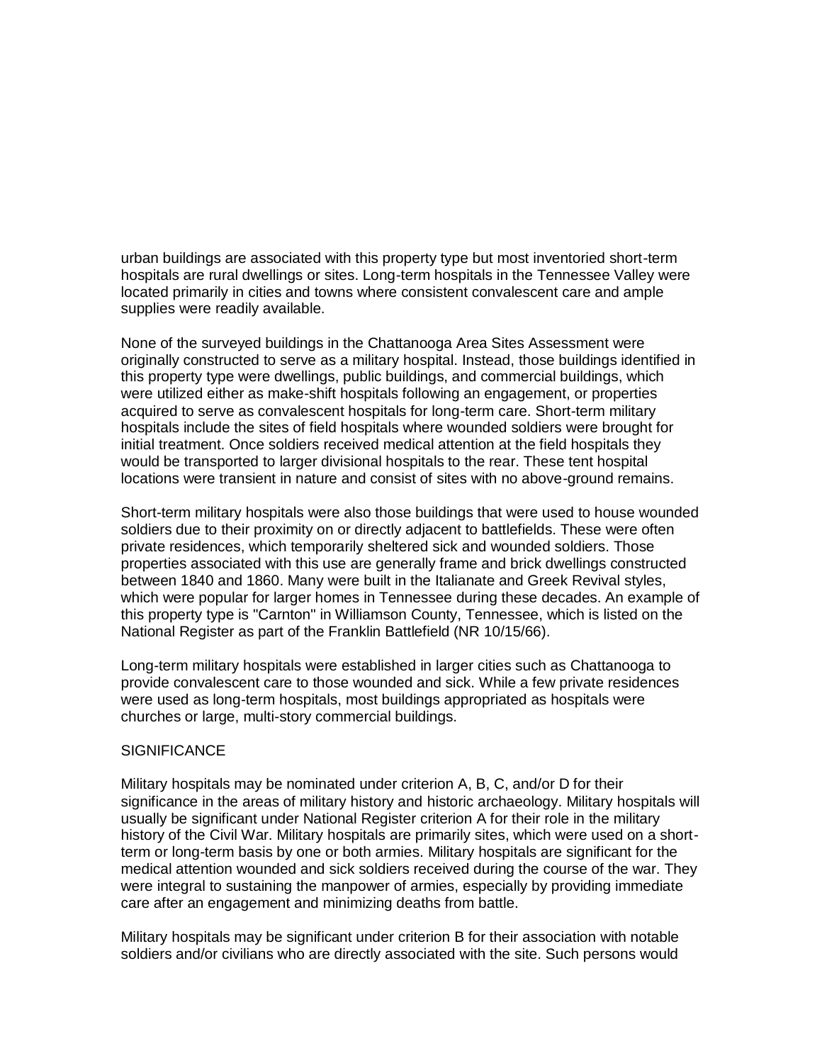urban buildings are associated with this property type but most inventoried short-term hospitals are rural dwellings or sites. Long-term hospitals in the Tennessee Valley were located primarily in cities and towns where consistent convalescent care and ample supplies were readily available.

None of the surveyed buildings in the Chattanooga Area Sites Assessment were originally constructed to serve as a military hospital. Instead, those buildings identified in this property type were dwellings, public buildings, and commercial buildings, which were utilized either as make-shift hospitals following an engagement, or properties acquired to serve as convalescent hospitals for long-term care. Short-term military hospitals include the sites of field hospitals where wounded soldiers were brought for initial treatment. Once soldiers received medical attention at the field hospitals they would be transported to larger divisional hospitals to the rear. These tent hospital locations were transient in nature and consist of sites with no above-ground remains.

Short-term military hospitals were also those buildings that were used to house wounded soldiers due to their proximity on or directly adjacent to battlefields. These were often private residences, which temporarily sheltered sick and wounded soldiers. Those properties associated with this use are generally frame and brick dwellings constructed between 1840 and 1860. Many were built in the Italianate and Greek Revival styles, which were popular for larger homes in Tennessee during these decades. An example of this property type is "Carnton" in Williamson County, Tennessee, which is listed on the National Register as part of the Franklin Battlefield (NR 10/15/66).

Long-term military hospitals were established in larger cities such as Chattanooga to provide convalescent care to those wounded and sick. While a few private residences were used as long-term hospitals, most buildings appropriated as hospitals were churches or large, multi-story commercial buildings.

## SIGNIFICANCE

Military hospitals may be nominated under criterion A, B, C, and/or D for their significance in the areas of military history and historic archaeology. Military hospitals will usually be significant under National Register criterion A for their role in the military history of the Civil War. Military hospitals are primarily sites, which were used on a short-term or long-term basis by one or both armies. Military hospitals are significant for the medical attention wounded and sick soldiers received during the course of the war. They were integral to sustaining the manpower of armies, especially by providing immediate care after an engagement and minimizing deaths from battle.

Military hospitals may be significant under criterion B for their association with notable soldiers and/or civilians who are directly associated with the site. Such persons would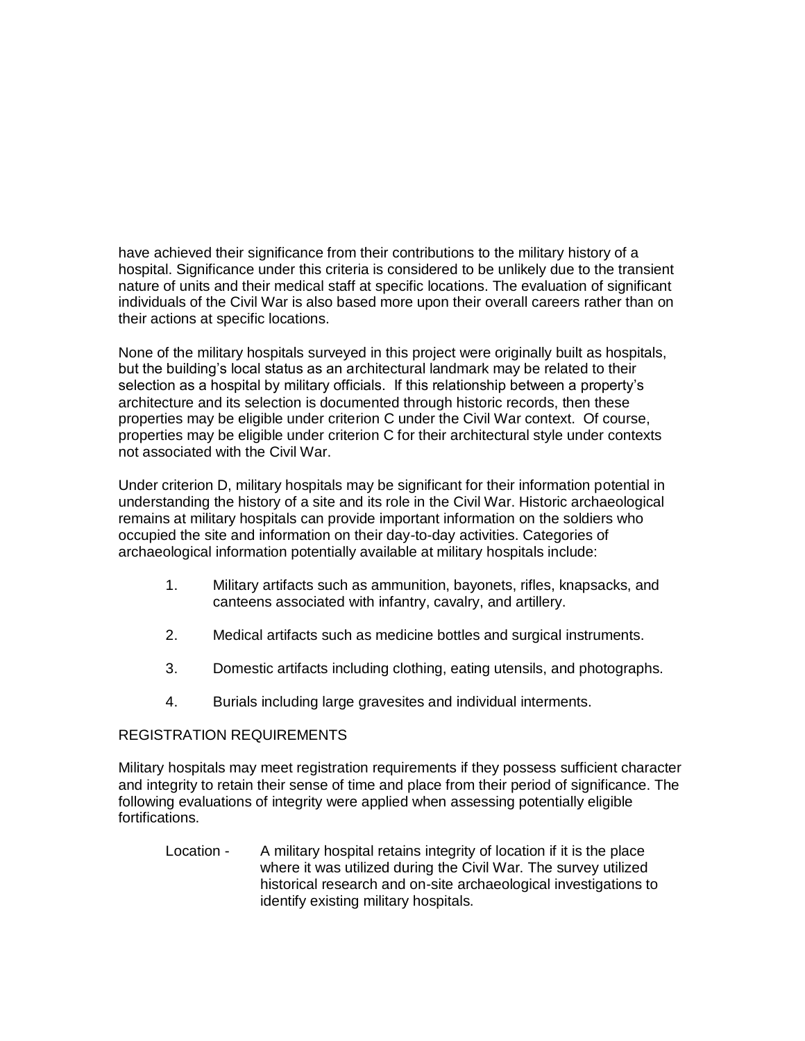have achieved their significance from their contributions to the military history of a hospital. Significance under this criteria is considered to be unlikely due to the transient nature of units and their medical staff at specific locations. The evaluation of significant individuals of the Civil War is also based more upon their overall careers rather than on their actions at specific locations.

None of the military hospitals surveyed in this project were originally built as hospitals, but the building's local status as an architectural landmark may be related to their selection as a hospital by military officials. If this relationship between a property's architecture and its selection is documented through historic records, then these properties may be eligible under criterion C under the Civil War context. Of course, properties may be eligible under criterion C for their architectural style under contexts not associated with the Civil War.

Under criterion D, military hospitals may be significant for their information potential in understanding the history of a site and its role in the Civil War. Historic archaeological remains at military hospitals can provide important information on the soldiers who occupied the site and information on their day-to-day activities. Categories of archaeological information potentially available at military hospitals include:

1. Military artifacts such as ammunition, bayonets, rifles, knapsacks, and canteens associated with infantry, cavalry, and artillery.

2. Medical artifacts such as medicine bottles and surgical instruments.

3. Domestic artifacts including clothing, eating utensils, and photographs.

4. Burials including large gravesites and individual interments.

## REGISTRATION REQUIREMENTS

Military hospitals may meet registration requirements if they possess sufficient character and integrity to retain their sense of time and place from their period of significance. The following evaluations of integrity were applied when assessing potentially eligible fortifications.

Location - A military hospital retains integrity of location if it is the place where it was utilized during the Civil War. The survey utilized historical research and on-site archaeological investigations to identify existing military hospitals.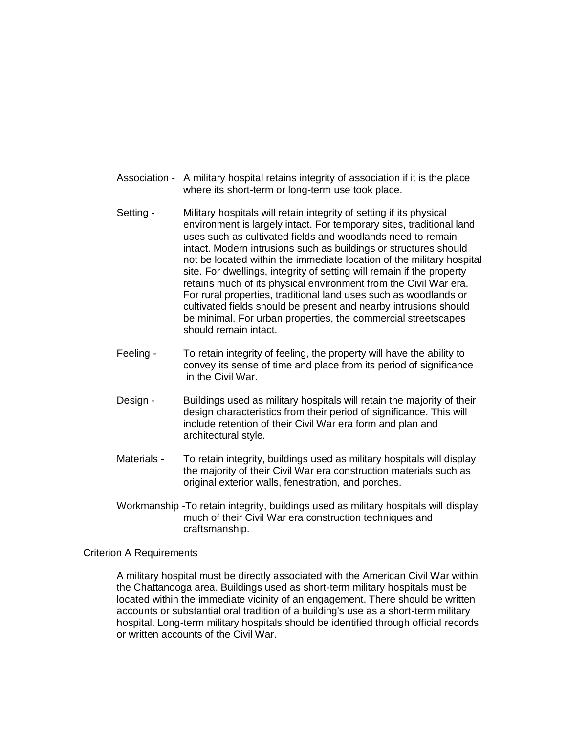Association - A military hospital retains integrity of association if it is the place where its short-term or long-term use took place.

Setting - Military hospitals will retain integrity of setting if its physical environment is largely intact. For temporary sites, traditional land uses such as cultivated fields and woodlands need to remain intact. Modern intrusions such as buildings or structures should not be located within the immediate location of the military hospital site. For dwellings, integrity of setting will remain if the property retains much of its physical environment from the Civil War era. For rural properties, traditional land uses such as woodlands or cultivated fields should be present and nearby intrusions should be minimal. For urban properties, the commercial streetscapes should remain intact.

Feeling - To retain integrity of feeling, the property will have the ability to convey its sense of time and place from its period of significance in the Civil War.

Design - Buildings used as military hospitals will retain the majority of their design characteristics from their period of significance. This will include retention of their Civil War era form and plan and architectural style.

Materials - To retain integrity, buildings used as military hospitals will display the majority of their Civil War era construction materials such as original exterior walls, fenestration, and porches.

Workmanship - To retain integrity, buildings used as military hospitals will display much of their Civil War era construction techniques and craftsmanship.

Criterion A Requirements

A military hospital must be directly associated with the American Civil War within the Chattanooga area. Buildings used as short-term military hospitals must be located within the immediate vicinity of an engagement. There should be written accounts or substantial oral tradition of a building's use as a short-term military hospital. Long-term military hospitals should be identified through official records or written accounts of the Civil War.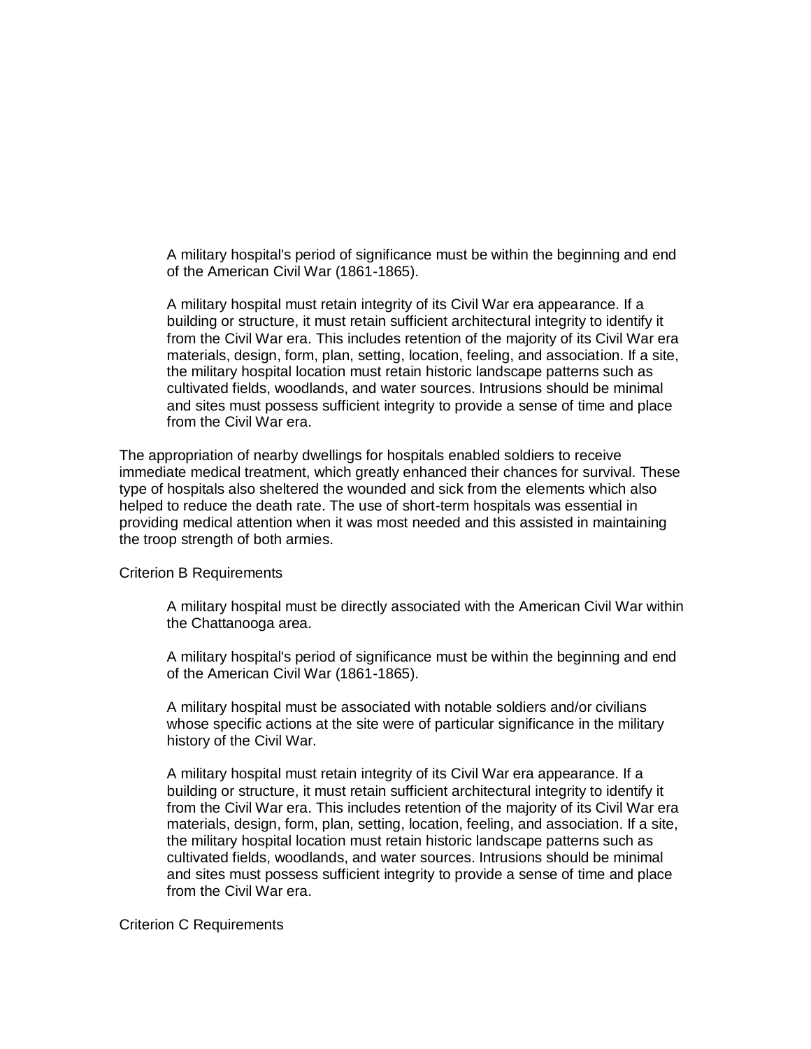A military hospital's period of significance must be within the beginning and end of the American Civil War (1861-1865).

A military hospital must retain integrity of its Civil War era appearance. If a building or structure, it must retain sufficient architectural integrity to identify it from the Civil War era. This includes retention of the majority of its Civil War era materials, design, form, plan, setting, location, feeling, and association. If a site, the military hospital location must retain historic landscape patterns such as cultivated fields, woodlands, and water sources. Intrusions should be minimal and sites must possess sufficient integrity to provide a sense of time and place from the Civil War era.

The appropriation of nearby dwellings for hospitals enabled soldiers to receive immediate medical treatment, which greatly enhanced their chances for survival. These type of hospitals also sheltered the wounded and sick from the elements which also helped to reduce the death rate. The use of short-term hospitals was essential in providing medical attention when it was most needed and this assisted in maintaining the troop strength of both armies.

Criterion B Requirements

A military hospital must be directly associated with the American Civil War within the Chattanooga area.

A military hospital's period of significance must be within the beginning and end of the American Civil War (1861-1865).

A military hospital must be associated with notable soldiers and/or civilians whose specific actions at the site were of particular significance in the military history of the Civil War.

A military hospital must retain integrity of its Civil War era appearance. If a building or structure, it must retain sufficient architectural integrity to identify it from the Civil War era. This includes retention of the majority of its Civil War era materials, design, form, plan, setting, location, feeling, and association. If a site, the military hospital location must retain historic landscape patterns such as cultivated fields, woodlands, and water sources. Intrusions should be minimal and sites must possess sufficient integrity to provide a sense of time and place from the Civil War era.

Criterion C Requirements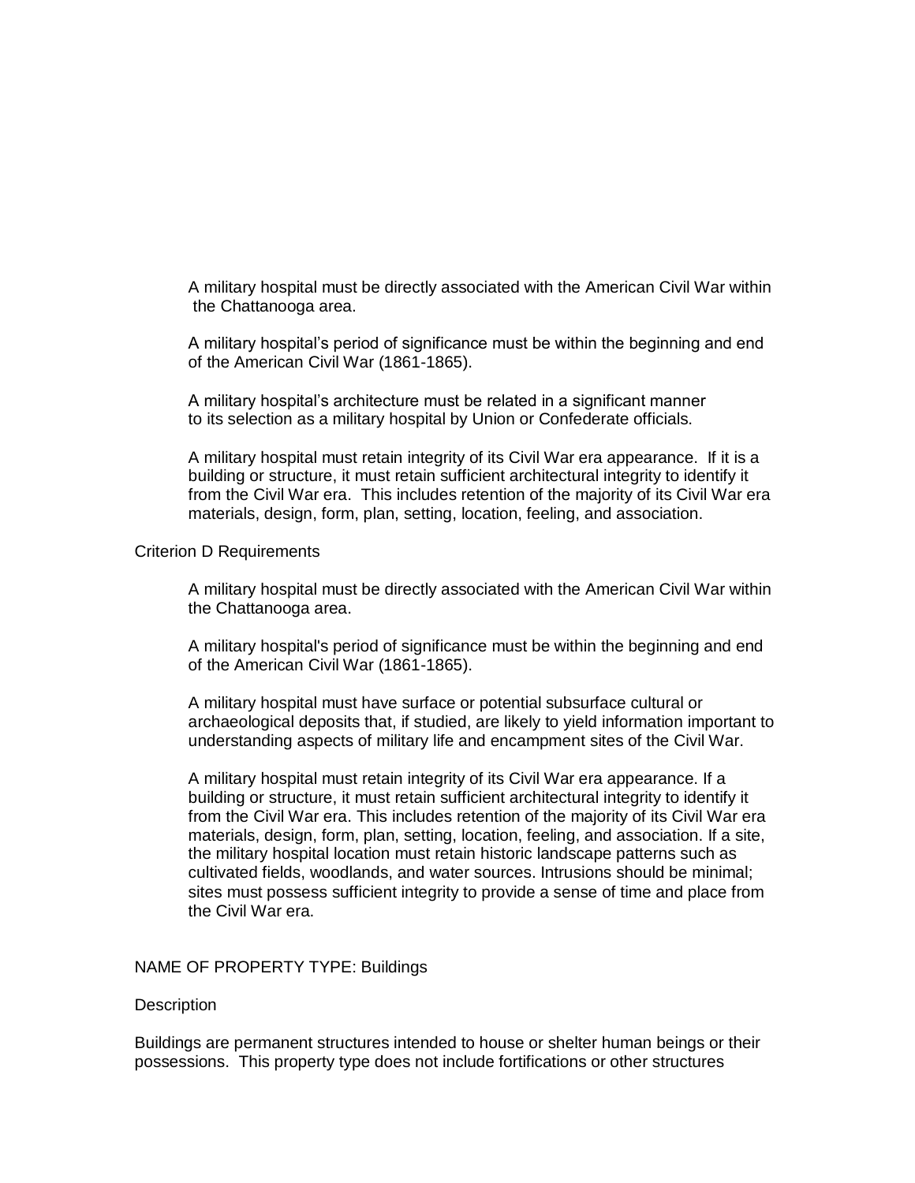A military hospital must be directly associated with the American Civil War within the Chattanooga area.

A military hospital's period of significance must be within the beginning and end of the American Civil War (1861-1865).

A military hospital's architecture must be related in a significant manner to its selection as a military hospital by Union or Confederate officials.

A military hospital must retain integrity of its Civil War era appearance. If it is a building or structure, it must retain sufficient architectural integrity to identify it from the Civil War era. This includes retention of the majority of its Civil War era materials, design, form, plan, setting, location, feeling, and association.

Criterion D Requirements

A military hospital must be directly associated with the American Civil War within the Chattanooga area.

A military hospital's period of significance must be within the beginning and end of the American Civil War (1861-1865).

A military hospital must have surface or potential subsurface cultural or archaeological deposits that, if studied, are likely to yield information important to understanding aspects of military life and encampment sites of the Civil War.

A military hospital must retain integrity of its Civil War era appearance. If a building or structure, it must retain sufficient architectural integrity to identify it from the Civil War era. This includes retention of the majority of its Civil War era materials, design, form, plan, setting, location, feeling, and association. If a site, the military hospital location must retain historic landscape patterns such as cultivated fields, woodlands, and water sources. Intrusions should be minimal; sites must possess sufficient integrity to provide a sense of time and place from the Civil War era.

NAME OF PROPERTY TYPE: Buildings

Description

Buildings are permanent structures intended to house or shelter human beings or their possessions. This property type does not include fortifications or other structures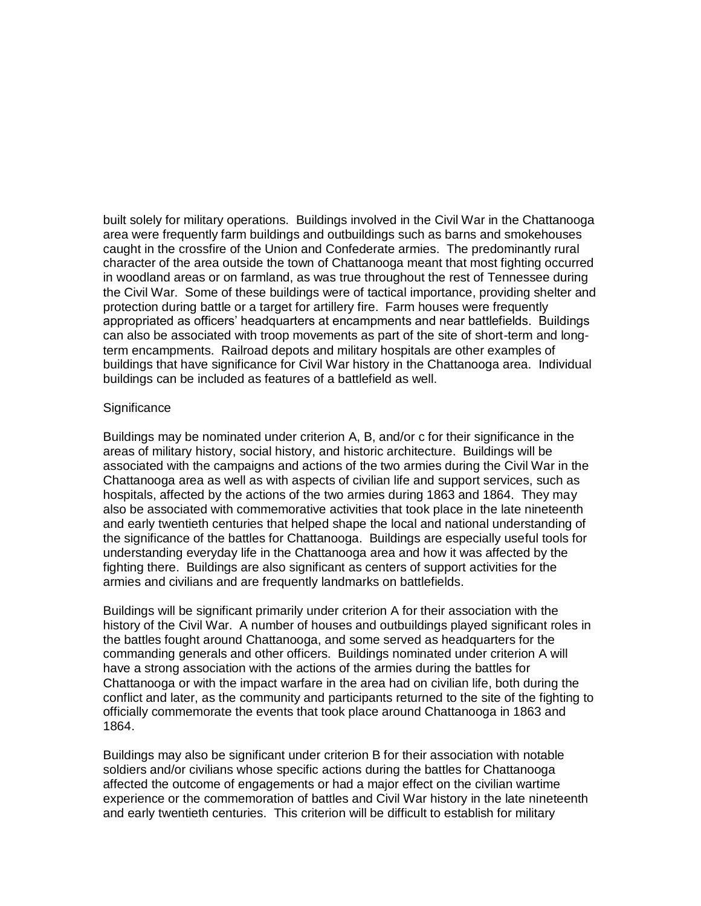built solely for military operations. Buildings involved in the Civil War in the Chattanooga area were frequently farm buildings and outbuildings such as barns and smokehouses caught in the crossfire of the Union and Confederate armies. The predominantly rural character of the area outside the town of Chattanooga meant that most fighting occurred in woodland areas or on farmland, as was true throughout the rest of Tennessee during the Civil War. Some of these buildings were of tactical importance, providing shelter and protection during battle or a target for artillery fire. Farm houses were frequently appropriated as officers' headquarters at encampments and near battlefields. Buildings can also be associated with troop movements as part of the site of short-term and long-term encampments. Railroad depots and military hospitals are other examples of buildings that have significance for Civil War history in the Chattanooga area. Individual buildings can be included as features of a battlefield as well.

Significance

Buildings may be nominated under criterion A, B, and/or c for their significance in the areas of military history, social history, and historic architecture. Buildings will be associated with the campaigns and actions of the two armies during the Civil War in the Chattanooga area as well as with aspects of civilian life and support services, such as hospitals, affected by the actions of the two armies during 1863 and 1864. They may also be associated with commemorative activities that took place in the late nineteenth and early twentieth centuries that helped shape the local and national understanding of the significance of the battles for Chattanooga. Buildings are especially useful tools for understanding everyday life in the Chattanooga area and how it was affected by the fighting there. Buildings are also significant as centers of support activities for the armies and civilians and are frequently landmarks on battlefields.

Buildings will be significant primarily under criterion A for their association with the history of the Civil War. A number of houses and outbuildings played significant roles in the battles fought around Chattanooga, and some served as headquarters for the commanding generals and other officers. Buildings nominated under criterion A will have a strong association with the actions of the armies during the battles for Chattanooga or with the impact warfare in the area had on civilian life, both during the conflict and later, as the community and participants returned to the site of the fighting to officially commemorate the events that took place around Chattanooga in 1863 and 1864.

Buildings may also be significant under criterion B for their association with notable soldiers and/or civilians whose specific actions during the battles for Chattanooga affected the outcome of engagements or had a major effect on the civilian wartime experience or the commemoration of battles and Civil War history in the late nineteenth and early twentieth centuries. This criterion will be difficult to establish for military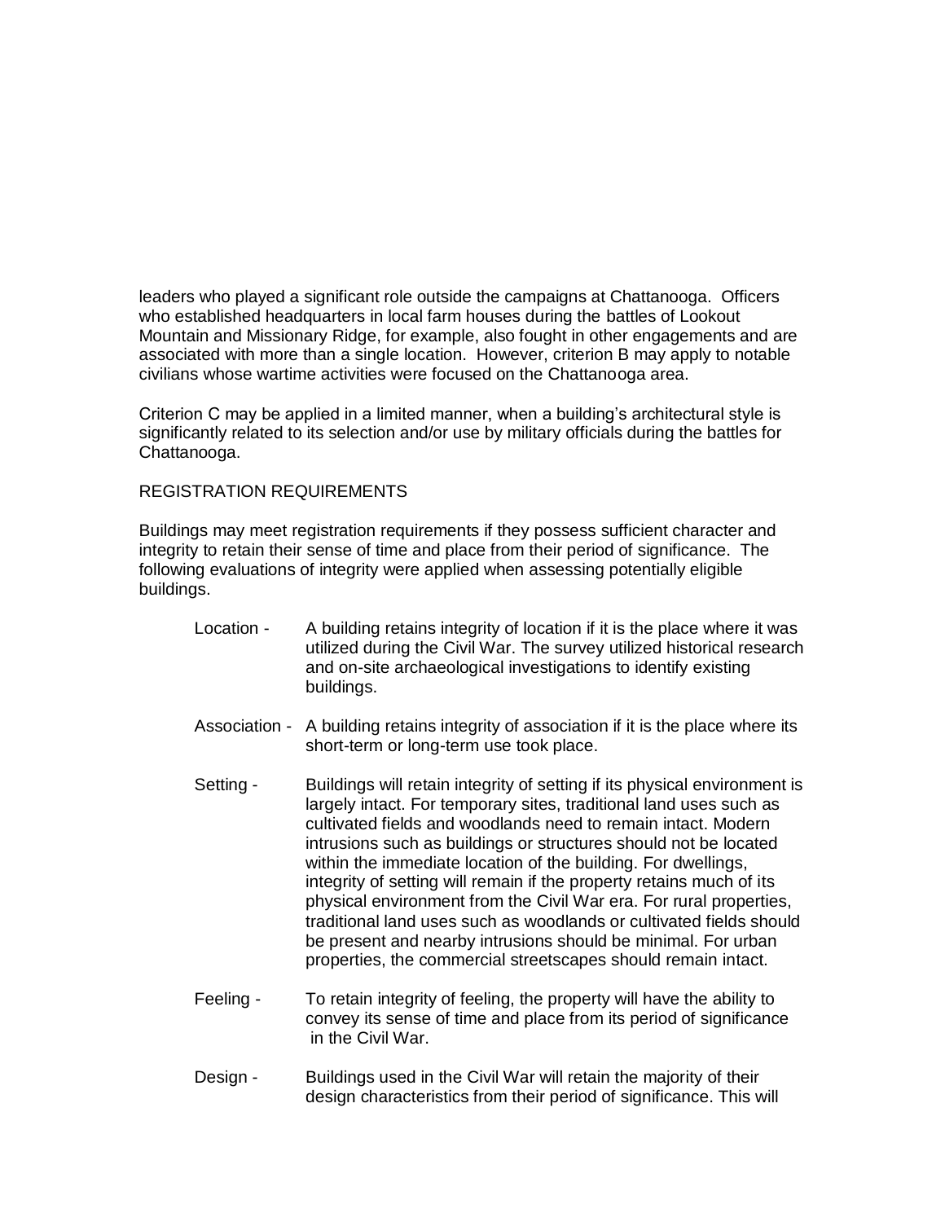leaders who played a significant role outside the campaigns at Chattanooga. Officers who established headquarters in local farm houses during the battles of Lookout Mountain and Missionary Ridge, for example, also fought in other engagements and are associated with more than a single location. However, criterion B may apply to notable civilians whose wartime activities were focused on the Chattanooga area.

Criterion C may be applied in a limited manner, when a building's architectural style is significantly related to its selection and/or use by military officials during the battles for Chattanooga.

REGISTRATION REQUIREMENTS

Buildings may meet registration requirements if they possess sufficient character and integrity to retain their sense of time and place from their period of significance. The following evaluations of integrity were applied when assessing potentially eligible buildings.

Location - A building retains integrity of location if it is the place where it was utilized during the Civil War. The survey utilized historical research and on-site archaeological investigations to identify existing buildings.

Association - A building retains integrity of association if it is the place where its short-term or long-term use took place.

Setting - Buildings will retain integrity of setting if its physical environment is largely intact. For temporary sites, traditional land uses such as cultivated fields and woodlands need to remain intact. Modern intrusions such as buildings or structures should not be located within the immediate location of the building. For dwellings, integrity of setting will remain if the property retains much of its physical environment from the Civil War era. For rural properties, traditional land uses such as woodlands or cultivated fields should be present and nearby intrusions should be minimal. For urban properties, the commercial streetscapes should remain intact.

Feeling - To retain integrity of feeling, the property will have the ability to convey its sense of time and place from its period of significance in the Civil War.

Design - Buildings used in the Civil War will retain the majority of their design characteristics from their period of significance. This will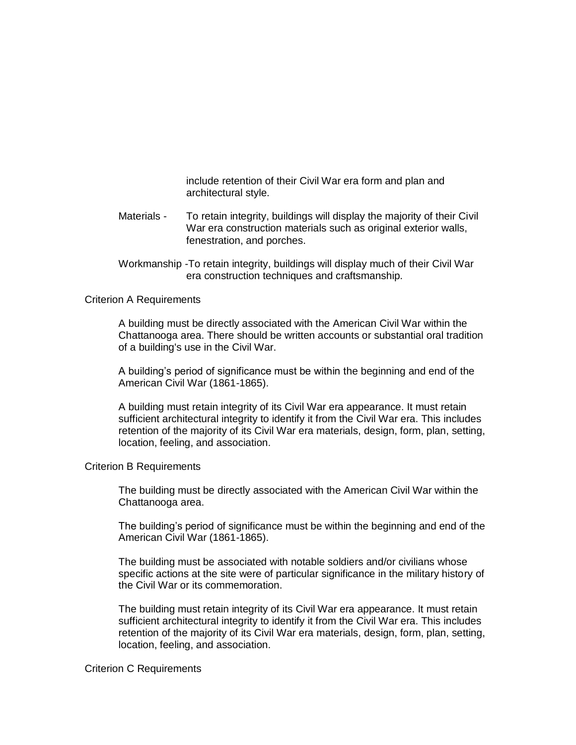include retention of their Civil War era form and plan and architectural style.

Materials - To retain integrity, buildings will display the majority of their Civil War era construction materials such as original exterior walls, fenestration, and porches.

Workmanship -To retain integrity, buildings will display much of their Civil War era construction techniques and craftsmanship.

Criterion A Requirements

A building must be directly associated with the American Civil War within the Chattanooga area. There should be written accounts or substantial oral tradition of a building's use in the Civil War.

A building's period of significance must be within the beginning and end of the American Civil War (1861-1865).

A building must retain integrity of its Civil War era appearance. It must retain sufficient architectural integrity to identify it from the Civil War era. This includes retention of the majority of its Civil War era materials, design, form, plan, setting, location, feeling, and association.

Criterion B Requirements

The building must be directly associated with the American Civil War within the Chattanooga area.

The building's period of significance must be within the beginning and end of the American Civil War (1861-1865).

The building must be associated with notable soldiers and/or civilians whose specific actions at the site were of particular significance in the military history of the Civil War or its commemoration.

The building must retain integrity of its Civil War era appearance. It must retain sufficient architectural integrity to identify it from the Civil War era. This includes retention of the majority of its Civil War era materials, design, form, plan, setting, location, feeling, and association.

Criterion C Requirements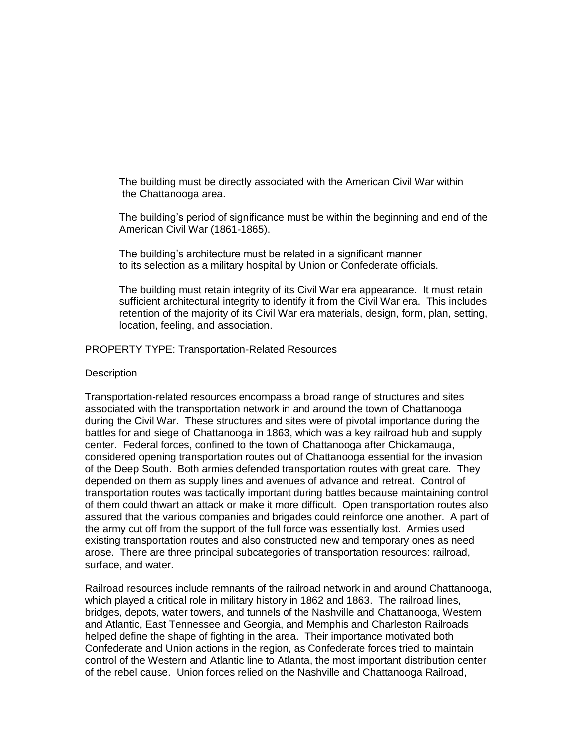The building must be directly associated with the American Civil War within the Chattanooga area.

The building's period of significance must be within the beginning and end of the American Civil War (1861-1865).

The building's architecture must be related in a significant manner to its selection as a military hospital by Union or Confederate officials.

The building must retain integrity of its Civil War era appearance. It must retain sufficient architectural integrity to identify it from the Civil War era. This includes retention of the majority of its Civil War era materials, design, form, plan, setting, location, feeling, and association.

PROPERTY TYPE: Transportation-Related Resources

Description

Transportation-related resources encompass a broad range of structures and sites associated with the transportation network in and around the town of Chattanooga during the Civil War. These structures and sites were of pivotal importance during the battles for and siege of Chattanooga in 1863, which was a key railroad hub and supply center. Federal forces, confined to the town of Chattanooga after Chickamauga, considered opening transportation routes out of Chattanooga essential for the invasion of the Deep South. Both armies defended transportation routes with great care. They depended on them as supply lines and avenues of advance and retreat. Control of transportation routes was tactically important during battles because maintaining control of them could thwart an attack or make it more difficult. Open transportation routes also assured that the various companies and brigades could reinforce one another. A part of the army cut off from the support of the full force was essentially lost. Armies used existing transportation routes and also constructed new and temporary ones as need arose. There are three principal subcategories of transportation resources: railroad, surface, and water.

Railroad resources include remnants of the railroad network in and around Chattanooga, which played a critical role in military history in 1862 and 1863. The railroad lines, bridges, depots, water towers, and tunnels of the Nashville and Chattanooga, Western and Atlantic, East Tennessee and Georgia, and Memphis and Charleston Railroads helped define the shape of fighting in the area. Their importance motivated both Confederate and Union actions in the region, as Confederate forces tried to maintain control of the Western and Atlantic line to Atlanta, the most important distribution center of the rebel cause. Union forces relied on the Nashville and Chattanooga Railroad,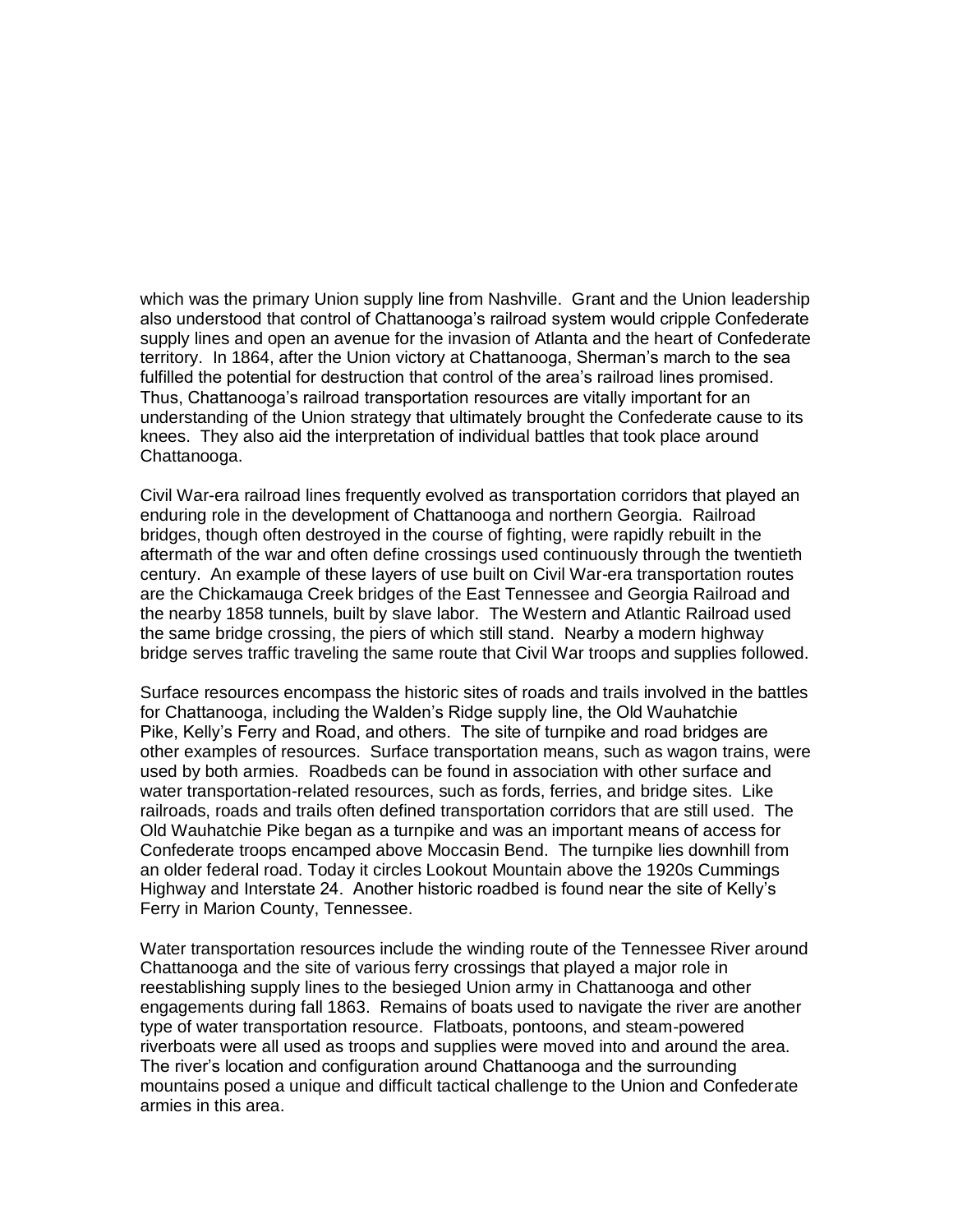which was the primary Union supply line from Nashville. Grant and the Union leadership also understood that control of Chattanooga's railroad system would cripple Confederate supply lines and open an avenue for the invasion of Atlanta and the heart of Confederate territory. In 1864, after the Union victory at Chattanooga, Sherman's march to the sea fulfilled the potential for destruction that control of the area's railroad lines promised. Thus, Chattanooga's railroad transportation resources are vitally important for an understanding of the Union strategy that ultimately brought the Confederate cause to its knees. They also aid the interpretation of individual battles that took place around Chattanooga.

Civil War-era railroad lines frequently evolved as transportation corridors that played an enduring role in the development of Chattanooga and northern Georgia. Railroad bridges, though often destroyed in the course of fighting, were rapidly rebuilt in the aftermath of the war and often define crossings used continuously through the twentieth century. An example of these layers of use built on Civil War-era transportation routes are the Chickamauga Creek bridges of the East Tennessee and Georgia Railroad and the nearby 1858 tunnels, built by slave labor. The Western and Atlantic Railroad used the same bridge crossing, the piers of which still stand. Nearby a modern highway bridge serves traffic traveling the same route that Civil War troops and supplies followed.

Surface resources encompass the historic sites of roads and trails involved in the battles for Chattanooga, including the Walden's Ridge supply line, the Old Wauhatchie Pike, Kelly's Ferry and Road, and others. The site of turnpike and road bridges are other examples of resources. Surface transportation means, such as wagon trains, were used by both armies. Roadbeds can be found in association with other surface and water transportation-related resources, such as fords, ferries, and bridge sites. Like railroads, roads and trails often defined transportation corridors that are still used. The Old Wauhatchie Pike began as a turnpike and was an important means of access for Confederate troops encamped above Moccasin Bend. The turnpike lies downhill from an older federal road. Today it circles Lookout Mountain above the 1920s Cummings Highway and Interstate 24. Another historic roadbed is found near the site of Kelly's Ferry in Marion County, Tennessee.

Water transportation resources include the winding route of the Tennessee River around Chattanooga and the site of various ferry crossings that played a major role in reestablishing supply lines to the besieged Union army in Chattanooga and other engagements during fall 1863. Remains of boats used to navigate the river are another type of water transportation resource. Flatboats, pontoons, and steam-powered riverboats were all used as troops and supplies were moved into and around the area. The river's location and configuration around Chattanooga and the surrounding mountains posed a unique and difficult tactical challenge to the Union and Confederate armies in this area.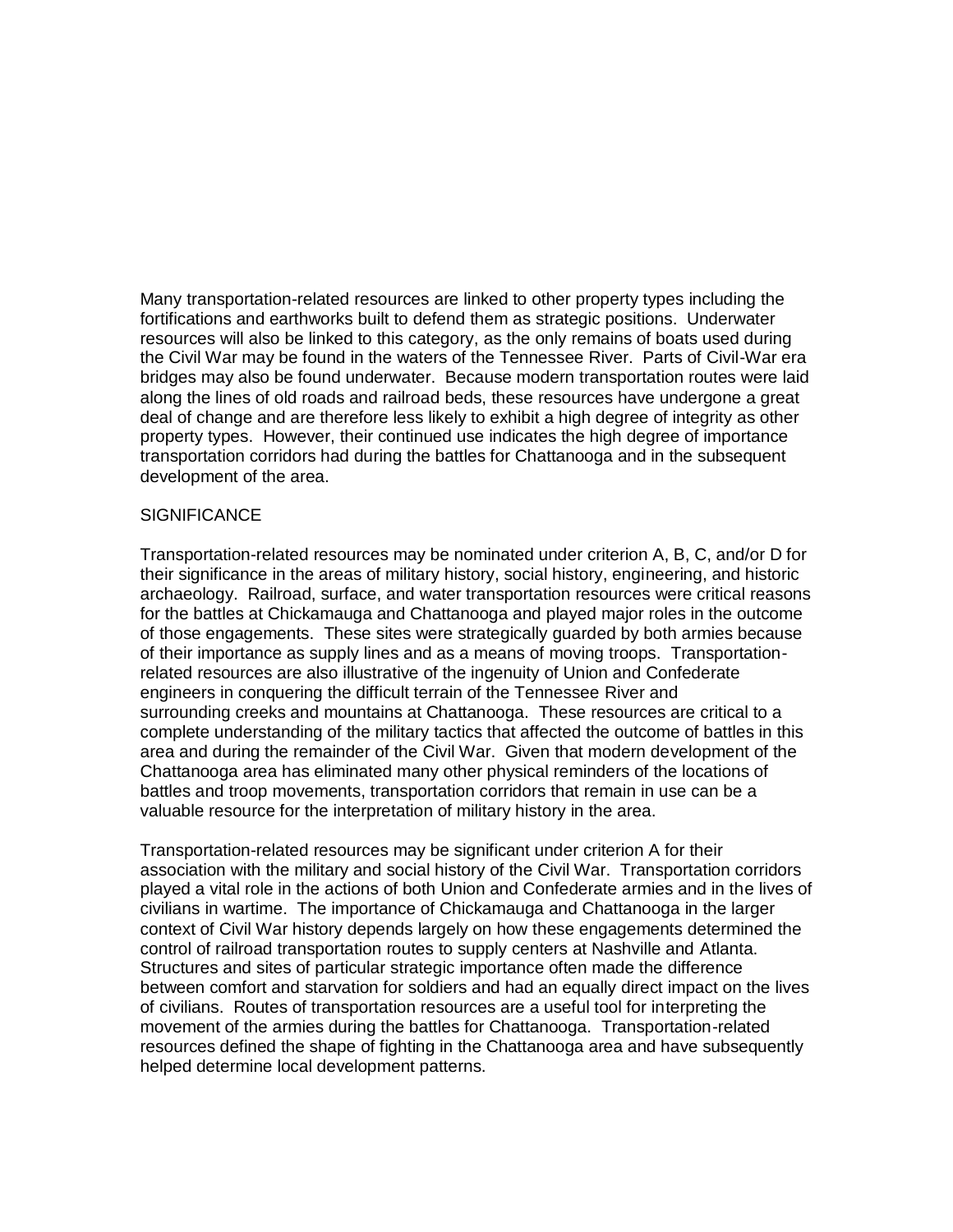Many transportation-related resources are linked to other property types including the fortifications and earthworks built to defend them as strategic positions. Underwater resources will also be linked to this category, as the only remains of boats used during the Civil War may be found in the waters of the Tennessee River. Parts of Civil-War era bridges may also be found underwater. Because modern transportation routes were laid along the lines of old roads and railroad beds, these resources have undergone a great deal of change and are therefore less likely to exhibit a high degree of integrity as other property types. However, their continued use indicates the high degree of importance transportation corridors had during the battles for Chattanooga and in the subsequent development of the area.

## SIGNIFICANCE

Transportation-related resources may be nominated under criterion A, B, C, and/or D for their significance in the areas of military history, social history, engineering, and historic archaeology. Railroad, surface, and water transportation resources were critical reasons for the battles at Chickamauga and Chattanooga and played major roles in the outcome of those engagements. These sites were strategically guarded by both armies because of their importance as supply lines and as a means of moving troops. Transportation-related resources are also illustrative of the ingenuity of Union and Confederate engineers in conquering the difficult terrain of the Tennessee River and surrounding creeks and mountains at Chattanooga. These resources are critical to a complete understanding of the military tactics that affected the outcome of battles in this area and during the remainder of the Civil War. Given that modern development of the Chattanooga area has eliminated many other physical reminders of the locations of battles and troop movements, transportation corridors that remain in use can be a valuable resource for the interpretation of military history in the area.

Transportation-related resources may be significant under criterion A for their association with the military and social history of the Civil War. Transportation corridors played a vital role in the actions of both Union and Confederate armies and in the lives of civilians in wartime. The importance of Chickamauga and Chattanooga in the larger context of Civil War history depends largely on how these engagements determined the control of railroad transportation routes to supply centers at Nashville and Atlanta. Structures and sites of particular strategic importance often made the difference between comfort and starvation for soldiers and had an equally direct impact on the lives of civilians. Routes of transportation resources are a useful tool for interpreting the movement of the armies during the battles for Chattanooga. Transportation-related resources defined the shape of fighting in the Chattanooga area and have subsequently helped determine local development patterns.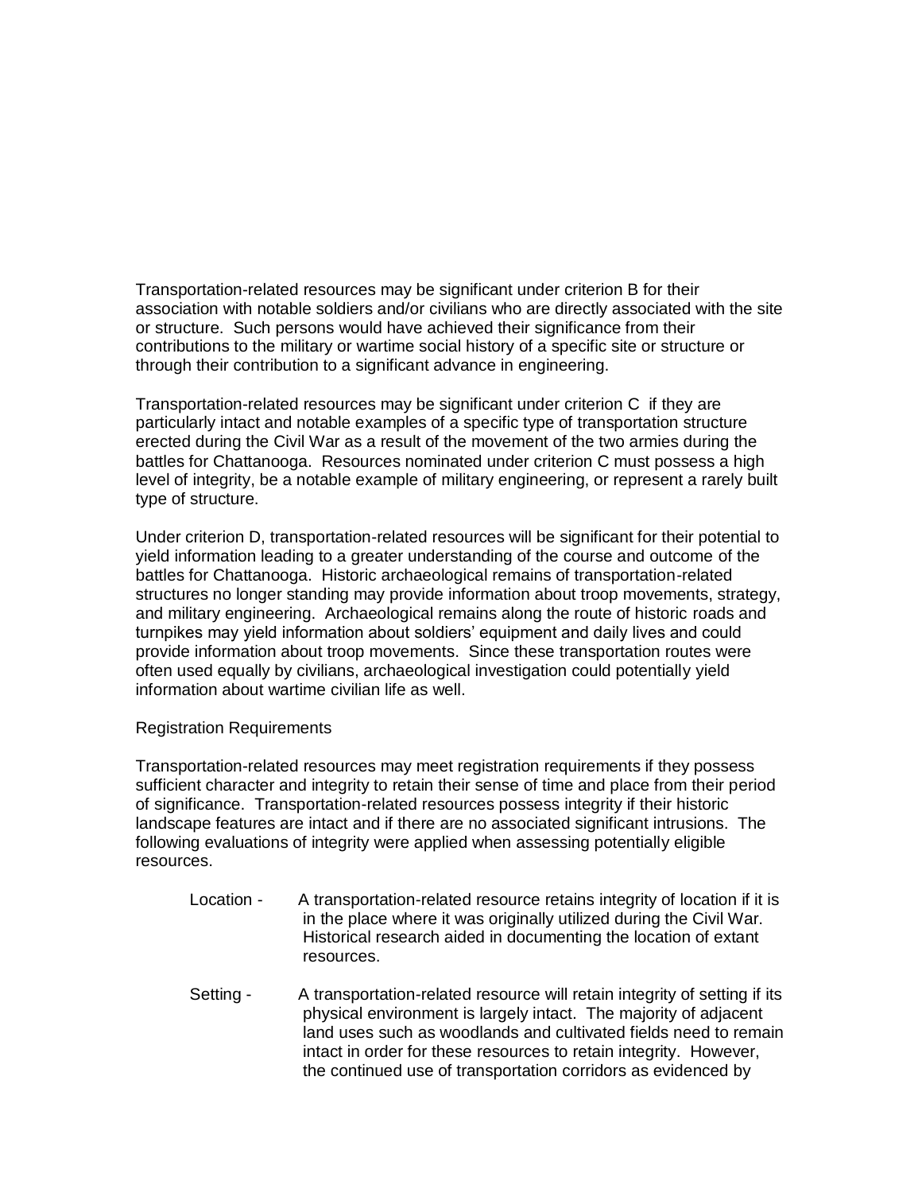Transportation-related resources may be significant under criterion B for their association with notable soldiers and/or civilians who are directly associated with the site or structure. Such persons would have achieved their significance from their contributions to the military or wartime social history of a specific site or structure or through their contribution to a significant advance in engineering.

Transportation-related resources may be significant under criterion C if they are particularly intact and notable examples of a specific type of transportation structure erected during the Civil War as a result of the movement of the two armies during the battles for Chattanooga. Resources nominated under criterion C must possess a high level of integrity, be a notable example of military engineering, or represent a rarely built type of structure.

Under criterion D, transportation-related resources will be significant for their potential to yield information leading to a greater understanding of the course and outcome of the battles for Chattanooga. Historic archaeological remains of transportation-related structures no longer standing may provide information about troop movements, strategy, and military engineering. Archaeological remains along the route of historic roads and turnpikes may yield information about soldiers' equipment and daily lives and could provide information about troop movements. Since these transportation routes were often used equally by civilians, archaeological investigation could potentially yield information about wartime civilian life as well.

Registration Requirements

Transportation-related resources may meet registration requirements if they possess sufficient character and integrity to retain their sense of time and place from their period of significance. Transportation-related resources possess integrity if their historic landscape features are intact and if there are no associated significant intrusions. The following evaluations of integrity were applied when assessing potentially eligible resources.

Location - A transportation-related resource retains integrity of location if it is in the place where it was originally utilized during the Civil War. Historical research aided in documenting the location of extant resources.

Setting - A transportation-related resource will retain integrity of setting if its physical environment is largely intact. The majority of adjacent land uses such as woodlands and cultivated fields need to remain intact in order for these resources to retain integrity. However, the continued use of transportation corridors as evidenced by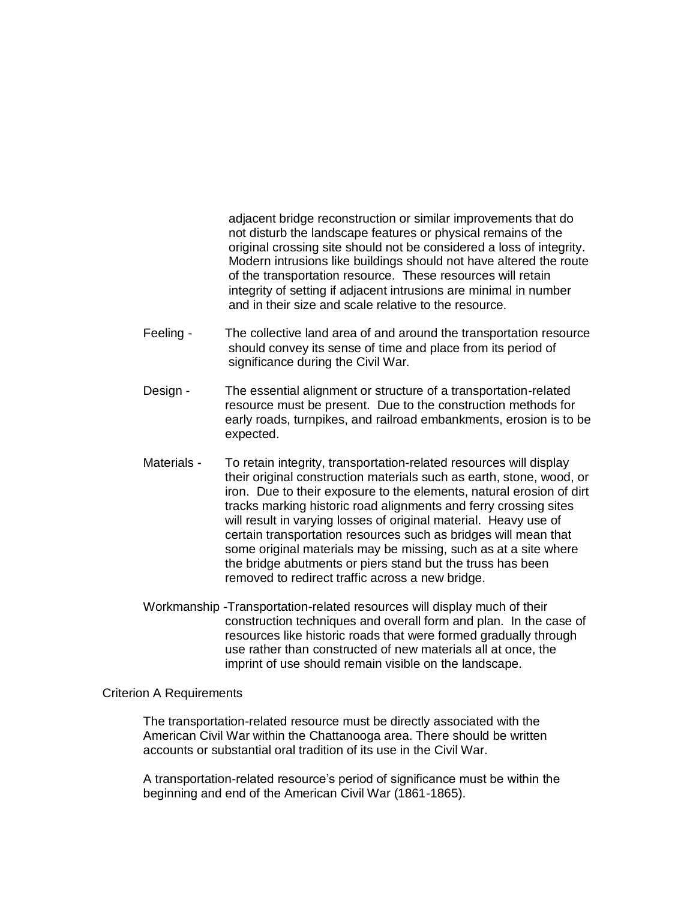adjacent bridge reconstruction or similar improvements that do not disturb the landscape features or physical remains of the original crossing site should not be considered a loss of integrity. Modern intrusions like buildings should not have altered the route of the transportation resource. These resources will retain integrity of setting if adjacent intrusions are minimal in number and in their size and scale relative to the resource.

Feeling - The collective land area of and around the transportation resource should convey its sense of time and place from its period of significance during the Civil War.

Design - The essential alignment or structure of a transportation-related resource must be present. Due to the construction methods for early roads, turnpikes, and railroad embankments, erosion is to be expected.

Materials - To retain integrity, transportation-related resources will display their original construction materials such as earth, stone, wood, or iron. Due to their exposure to the elements, natural erosion of dirt tracks marking historic road alignments and ferry crossing sites will result in varying losses of original material. Heavy use of certain transportation resources such as bridges will mean that some original materials may be missing, such as at a site where the bridge abutments or piers stand but the truss has been removed to redirect traffic across a new bridge.

Workmanship - Transportation-related resources will display much of their construction techniques and overall form and plan. In the case of resources like historic roads that were formed gradually through use rather than constructed of new materials all at once, the imprint of use should remain visible on the landscape.

Criterion A Requirements

The transportation-related resource must be directly associated with the American Civil War within the Chattanooga area. There should be written accounts or substantial oral tradition of its use in the Civil War.

A transportation-related resource's period of significance must be within the beginning and end of the American Civil War (1861-1865).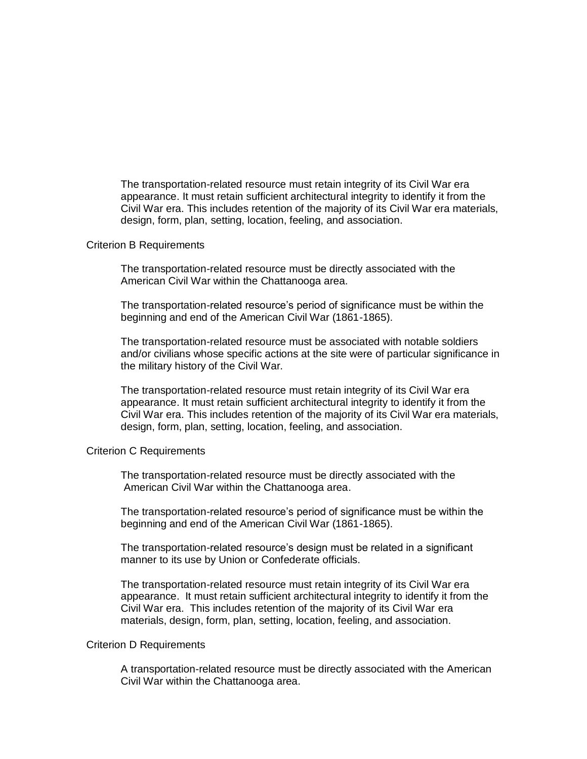The transportation-related resource must retain integrity of its Civil War era appearance. It must retain sufficient architectural integrity to identify it from the Civil War era. This includes retention of the majority of its Civil War era materials, design, form, plan, setting, location, feeling, and association.

Criterion B Requirements

The transportation-related resource must be directly associated with the American Civil War within the Chattanooga area.

The transportation-related resource's period of significance must be within the beginning and end of the American Civil War (1861-1865).

The transportation-related resource must be associated with notable soldiers and/or civilians whose specific actions at the site were of particular significance in the military history of the Civil War.

The transportation-related resource must retain integrity of its Civil War era appearance. It must retain sufficient architectural integrity to identify it from the Civil War era. This includes retention of the majority of its Civil War era materials, design, form, plan, setting, location, feeling, and association.

Criterion C Requirements

The transportation-related resource must be directly associated with the American Civil War within the Chattanooga area.

The transportation-related resource's period of significance must be within the beginning and end of the American Civil War (1861-1865).

The transportation-related resource's design must be related in a significant manner to its use by Union or Confederate officials.

The transportation-related resource must retain integrity of its Civil War era appearance. It must retain sufficient architectural integrity to identify it from the Civil War era. This includes retention of the majority of its Civil War era materials, design, form, plan, setting, location, feeling, and association.

Criterion D Requirements

A transportation-related resource must be directly associated with the American Civil War within the Chattanooga area.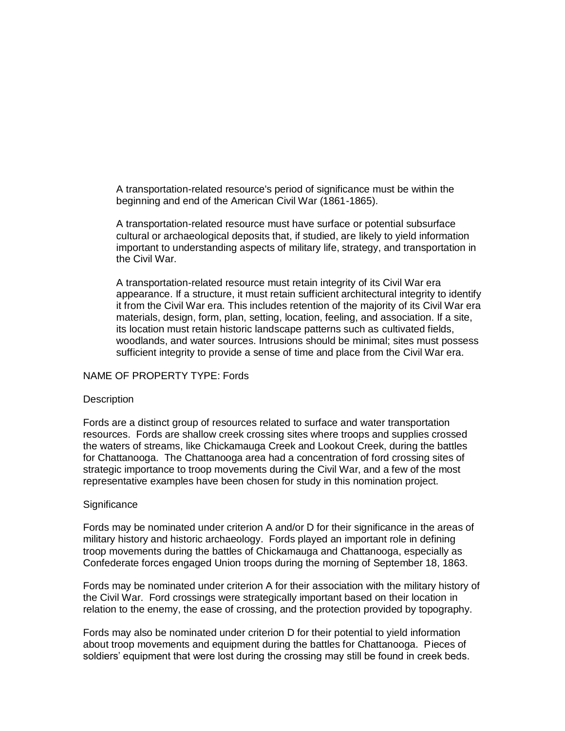A transportation-related resource's period of significance must be within the beginning and end of the American Civil War (1861-1865).

A transportation-related resource must have surface or potential subsurface cultural or archaeological deposits that, if studied, are likely to yield information important to understanding aspects of military life, strategy, and transportation in the Civil War.

A transportation-related resource must retain integrity of its Civil War era appearance. If a structure, it must retain sufficient architectural integrity to identify it from the Civil War era. This includes retention of the majority of its Civil War era materials, design, form, plan, setting, location, feeling, and association. If a site, its location must retain historic landscape patterns such as cultivated fields, woodlands, and water sources. Intrusions should be minimal; sites must possess sufficient integrity to provide a sense of time and place from the Civil War era.

NAME OF PROPERTY TYPE: Fords

Description

Fords are a distinct group of resources related to surface and water transportation resources. Fords are shallow creek crossing sites where troops and supplies crossed the waters of streams, like Chickamauga Creek and Lookout Creek, during the battles for Chattanooga. The Chattanooga area had a concentration of ford crossing sites of strategic importance to troop movements during the Civil War, and a few of the most representative examples have been chosen for study in this nomination project.

Significance

Fords may be nominated under criterion A and/or D for their significance in the areas of military history and historic archaeology. Fords played an important role in defining troop movements during the battles of Chickamauga and Chattanooga, especially as Confederate forces engaged Union troops during the morning of September 18, 1863.

Fords may be nominated under criterion A for their association with the military history of the Civil War. Ford crossings were strategically important based on their location in relation to the enemy, the ease of crossing, and the protection provided by topography.

Fords may also be nominated under criterion D for their potential to yield information about troop movements and equipment during the battles for Chattanooga. Pieces of soldiers' equipment that were lost during the crossing may still be found in creek beds.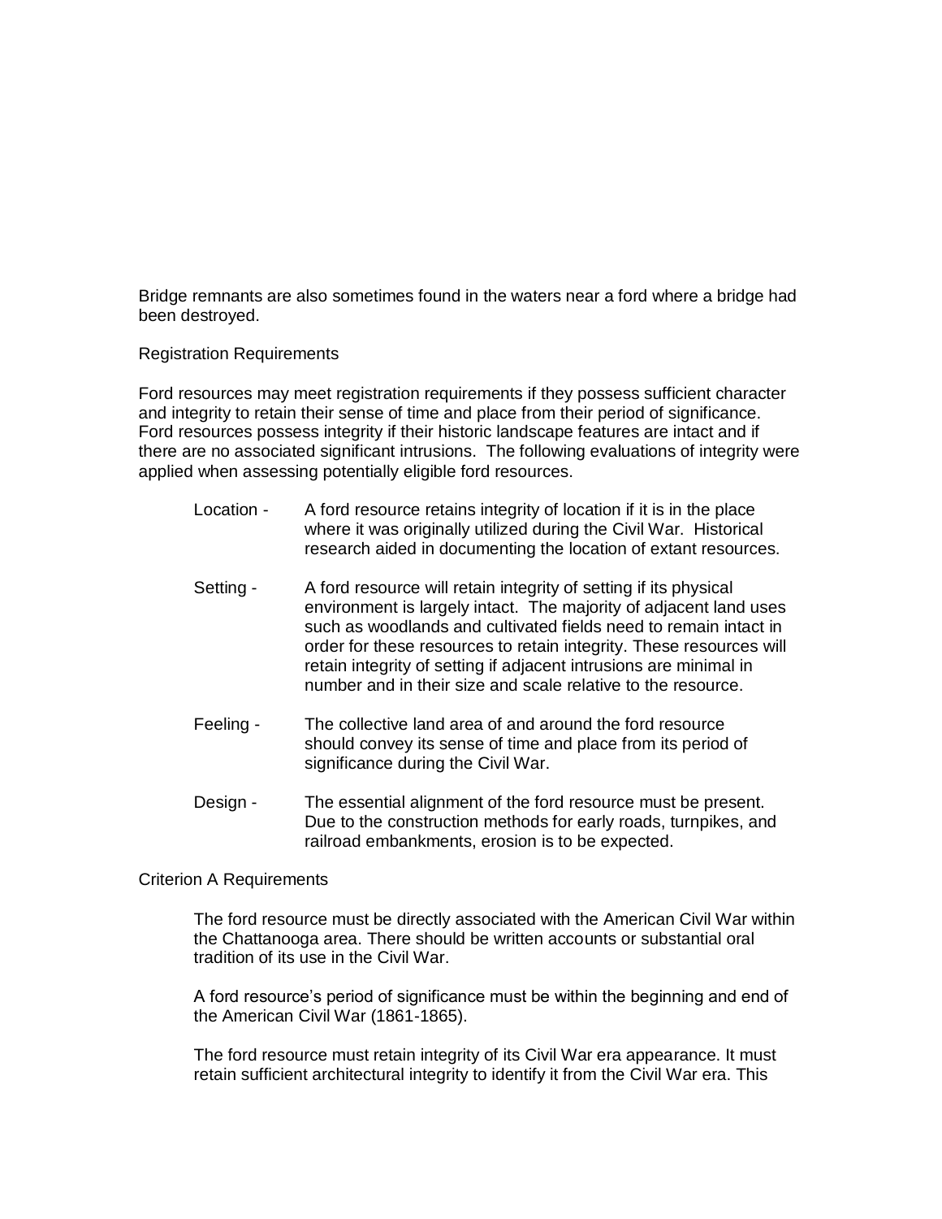Bridge remnants are also sometimes found in the waters near a ford where a bridge had been destroyed.

Registration Requirements

Ford resources may meet registration requirements if they possess sufficient character and integrity to retain their sense of time and place from their period of significance. Ford resources possess integrity if their historic landscape features are intact and if there are no associated significant intrusions. The following evaluations of integrity were applied when assessing potentially eligible ford resources.

Location - A ford resource retains integrity of location if it is in the place where it was originally utilized during the Civil War. Historical research aided in documenting the location of extant resources.

Setting - A ford resource will retain integrity of setting if its physical environment is largely intact. The majority of adjacent land uses such as woodlands and cultivated fields need to remain intact in order for these resources to retain integrity. These resources will retain integrity of setting if adjacent intrusions are minimal in number and in their size and scale relative to the resource.

Feeling - The collective land area of and around the ford resource should convey its sense of time and place from its period of significance during the Civil War.

Design - The essential alignment of the ford resource must be present. Due to the construction methods for early roads, turnpikes, and railroad embankments, erosion is to be expected.

Criterion A Requirements

The ford resource must be directly associated with the American Civil War within the Chattanooga area. There should be written accounts or substantial oral tradition of its use in the Civil War.

A ford resource's period of significance must be within the beginning and end of the American Civil War (1861-1865).

The ford resource must retain integrity of its Civil War era appearance. It must retain sufficient architectural integrity to identify it from the Civil War era. This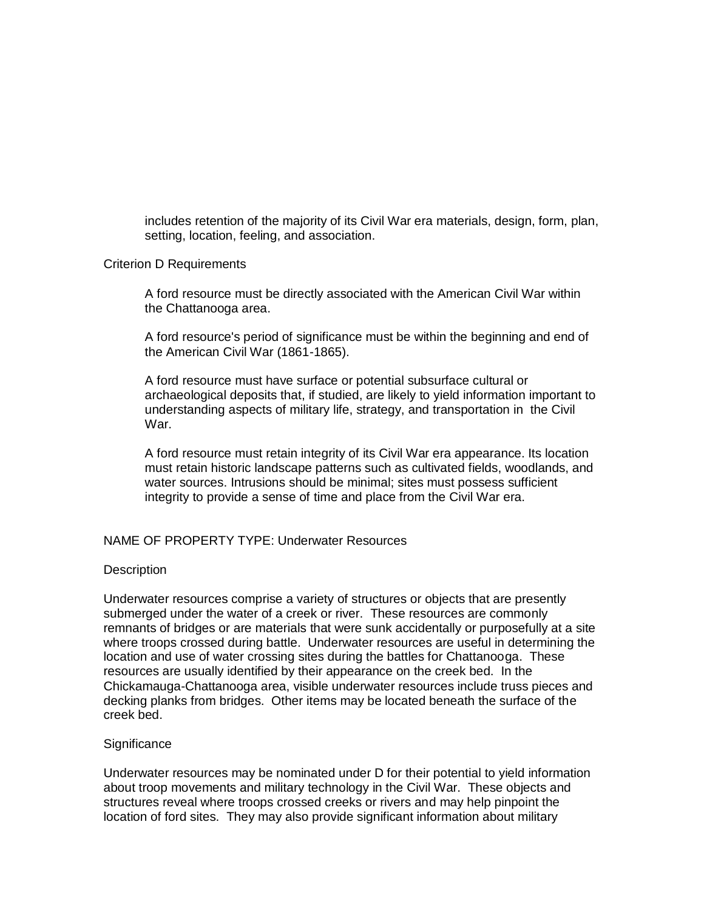includes retention of the majority of its Civil War era materials, design, form, plan, setting, location, feeling, and association.

Criterion D Requirements

A ford resource must be directly associated with the American Civil War within the Chattanooga area.

A ford resource's period of significance must be within the beginning and end of the American Civil War (1861-1865).

A ford resource must have surface or potential subsurface cultural or archaeological deposits that, if studied, are likely to yield information important to understanding aspects of military life, strategy, and transportation in the Civil War.

A ford resource must retain integrity of its Civil War era appearance. Its location must retain historic landscape patterns such as cultivated fields, woodlands, and water sources. Intrusions should be minimal; sites must possess sufficient integrity to provide a sense of time and place from the Civil War era.

NAME OF PROPERTY TYPE: Underwater Resources

Description

Underwater resources comprise a variety of structures or objects that are presently submerged under the water of a creek or river. These resources are commonly remnants of bridges or are materials that were sunk accidentally or purposefully at a site where troops crossed during battle. Underwater resources are useful in determining the location and use of water crossing sites during the battles for Chattanooga. These resources are usually identified by their appearance on the creek bed. In the Chickamauga-Chattanooga area, visible underwater resources include truss pieces and decking planks from bridges. Other items may be located beneath the surface of the creek bed.

Significance

Underwater resources may be nominated under D for their potential to yield information about troop movements and military technology in the Civil War. These objects and structures reveal where troops crossed creeks or rivers and may help pinpoint the location of ford sites. They may also provide significant information about military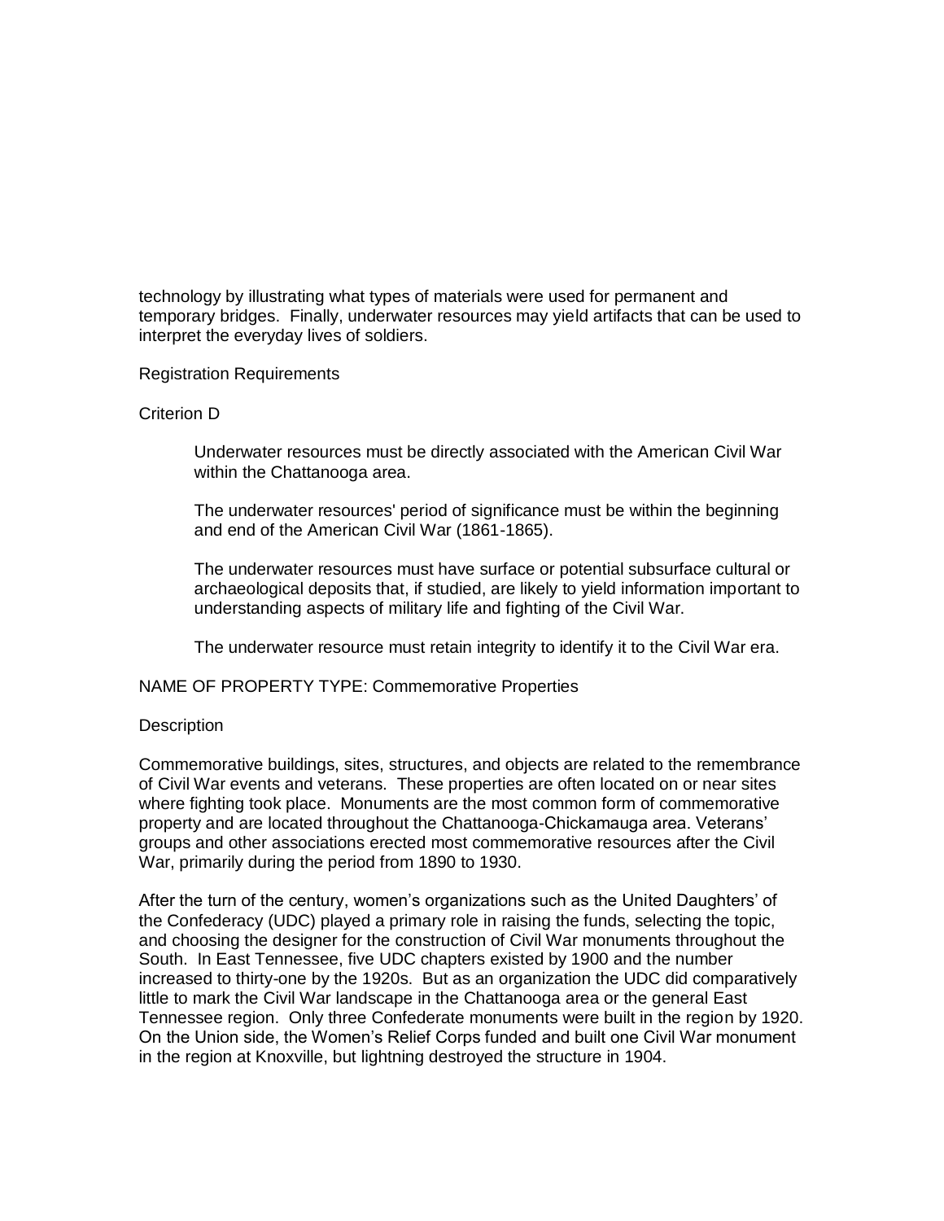technology by illustrating what types of materials were used for permanent and temporary bridges. Finally, underwater resources may yield artifacts that can be used to interpret the everyday lives of soldiers.

Registration Requirements

Criterion D

> Underwater resources must be directly associated with the American Civil War within the Chattanooga area.
>
> The underwater resources' period of significance must be within the beginning and end of the American Civil War (1861-1865).
>
> The underwater resources must have surface or potential subsurface cultural or archaeological deposits that, if studied, are likely to yield information important to understanding aspects of military life and fighting of the Civil War.
>
> The underwater resource must retain integrity to identify it to the Civil War era.

NAME OF PROPERTY TYPE: Commemorative Properties

Description

Commemorative buildings, sites, structures, and objects are related to the remembrance of Civil War events and veterans. These properties are often located on or near sites where fighting took place. Monuments are the most common form of commemorative property and are located throughout the Chattanooga-Chickamauga area. Veterans' groups and other associations erected most commemorative resources after the Civil War, primarily during the period from 1890 to 1930.

After the turn of the century, women's organizations such as the United Daughters' of the Confederacy (UDC) played a primary role in raising the funds, selecting the topic, and choosing the designer for the construction of Civil War monuments throughout the South. In East Tennessee, five UDC chapters existed by 1900 and the number increased to thirty-one by the 1920s. But as an organization the UDC did comparatively little to mark the Civil War landscape in the Chattanooga area or the general East Tennessee region. Only three Confederate monuments were built in the region by 1920. On the Union side, the Women's Relief Corps funded and built one Civil War monument in the region at Knoxville, but lightning destroyed the structure in 1904.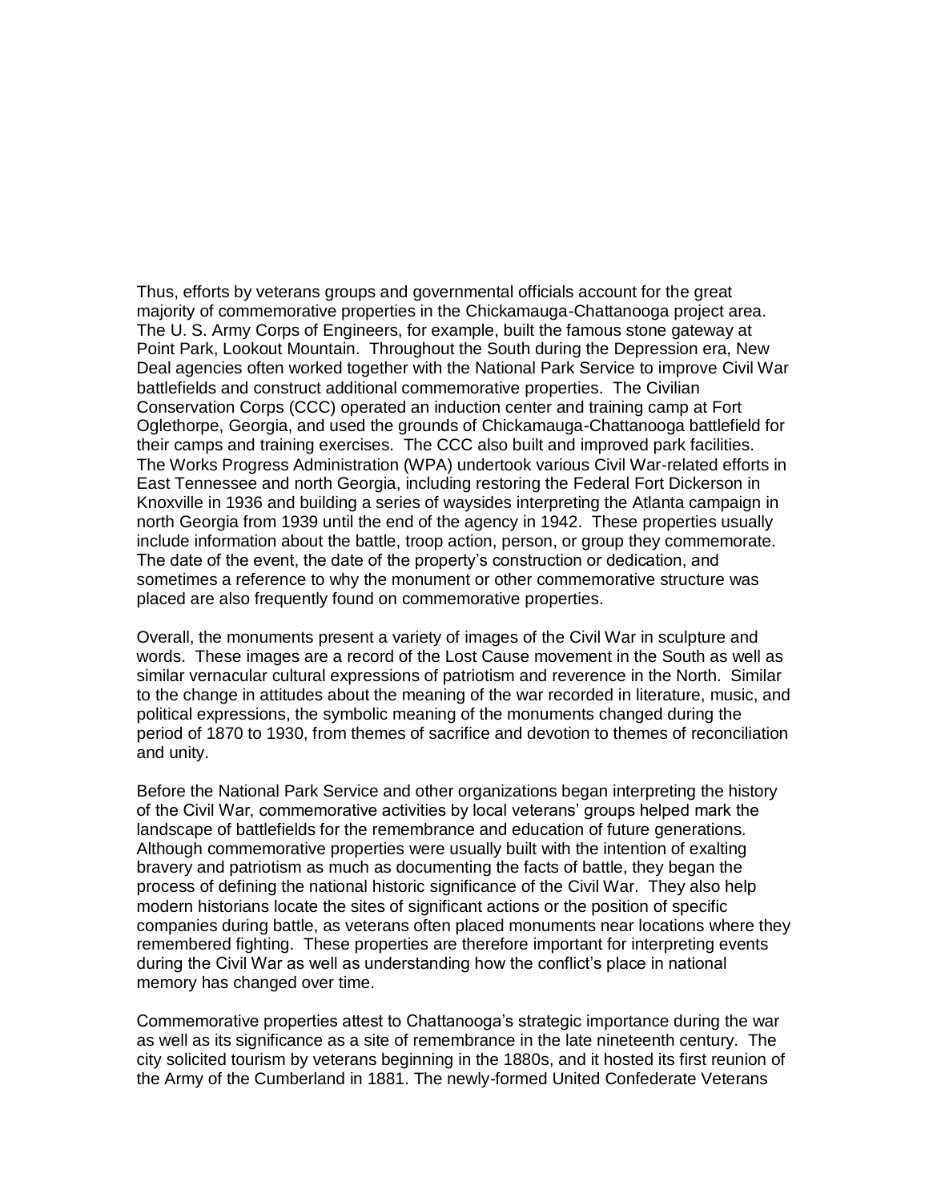Thus, efforts by veterans groups and governmental officials account for the great majority of commemorative properties in the Chickamauga-Chattanooga project area. The U. S. Army Corps of Engineers, for example, built the famous stone gateway at Point Park, Lookout Mountain. Throughout the South during the Depression era, New Deal agencies often worked together with the National Park Service to improve Civil War battlefields and construct additional commemorative properties. The Civilian Conservation Corps (CCC) operated an induction center and training camp at Fort Oglethorpe, Georgia, and used the grounds of Chickamauga-Chattanooga battlefield for their camps and training exercises. The CCC also built and improved park facilities. The Works Progress Administration (WPA) undertook various Civil War-related efforts in East Tennessee and north Georgia, including restoring the Federal Fort Dickerson in Knoxville in 1936 and building a series of waysides interpreting the Atlanta campaign in north Georgia from 1939 until the end of the agency in 1942. These properties usually include information about the battle, troop action, person, or group they commemorate. The date of the event, the date of the property's construction or dedication, and sometimes a reference to why the monument or other commemorative structure was placed are also frequently found on commemorative properties.

Overall, the monuments present a variety of images of the Civil War in sculpture and words. These images are a record of the Lost Cause movement in the South as well as similar vernacular cultural expressions of patriotism and reverence in the North. Similar to the change in attitudes about the meaning of the war recorded in literature, music, and political expressions, the symbolic meaning of the monuments changed during the period of 1870 to 1930, from themes of sacrifice and devotion to themes of reconciliation and unity.

Before the National Park Service and other organizations began interpreting the history of the Civil War, commemorative activities by local veterans' groups helped mark the landscape of battlefields for the remembrance and education of future generations. Although commemorative properties were usually built with the intention of exalting bravery and patriotism as much as documenting the facts of battle, they began the process of defining the national historic significance of the Civil War. They also help modern historians locate the sites of significant actions or the position of specific companies during battle, as veterans often placed monuments near locations where they remembered fighting. These properties are therefore important for interpreting events during the Civil War as well as understanding how the conflict's place in national memory has changed over time.

Commemorative properties attest to Chattanooga's strategic importance during the war as well as its significance as a site of remembrance in the late nineteenth century. The city solicited tourism by veterans beginning in the 1880s, and it hosted its first reunion of the Army of the Cumberland in 1881. The newly-formed United Confederate Veterans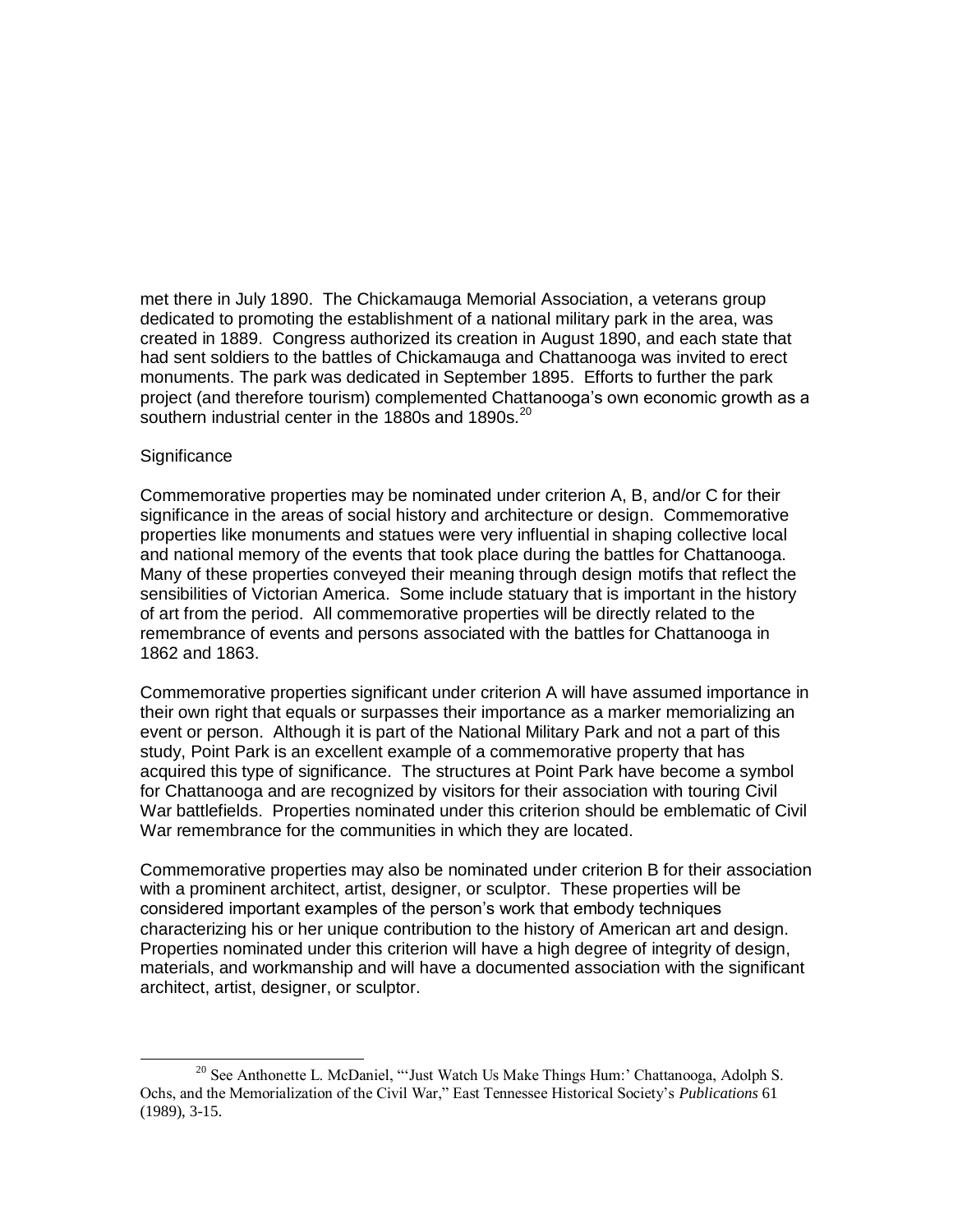met there in July 1890. The Chickamauga Memorial Association, a veterans group dedicated to promoting the establishment of a national military park in the area, was created in 1889. Congress authorized its creation in August 1890, and each state that had sent soldiers to the battles of Chickamauga and Chattanooga was invited to erect monuments. The park was dedicated in September 1895. Efforts to further the park project (and therefore tourism) complemented Chattanooga's own economic growth as a southern industrial center in the 1880s and 1890s.[20]

Significance

Commemorative properties may be nominated under criterion A, B, and/or C for their significance in the areas of social history and architecture or design. Commemorative properties like monuments and statues were very influential in shaping collective local and national memory of the events that took place during the battles for Chattanooga. Many of these properties conveyed their meaning through design motifs that reflect the sensibilities of Victorian America. Some include statuary that is important in the history of art from the period. All commemorative properties will be directly related to the remembrance of events and persons associated with the battles for Chattanooga in 1862 and 1863.

Commemorative properties significant under criterion A will have assumed importance in their own right that equals or surpasses their importance as a marker memorializing an event or person. Although it is part of the National Military Park and not a part of this study, Point Park is an excellent example of a commemorative property that has acquired this type of significance. The structures at Point Park have become a symbol for Chattanooga and are recognized by visitors for their association with touring Civil War battlefields. Properties nominated under this criterion should be emblematic of Civil War remembrance for the communities in which they are located.

Commemorative properties may also be nominated under criterion B for their association with a prominent architect, artist, designer, or sculptor. These properties will be considered important examples of the person's work that embody techniques characterizing his or her unique contribution to the history of American art and design. Properties nominated under this criterion will have a high degree of integrity of design, materials, and workmanship and will have a documented association with the significant architect, artist, designer, or sculptor.

---

[20] See Anthonette L. McDaniel, "'Just Watch Us Make Things Hum:' Chattanooga, Adolph S. Ochs, and the Memorialization of the Civil War," East Tennessee Historical Society's *Publications* 61 (1989), 3-15.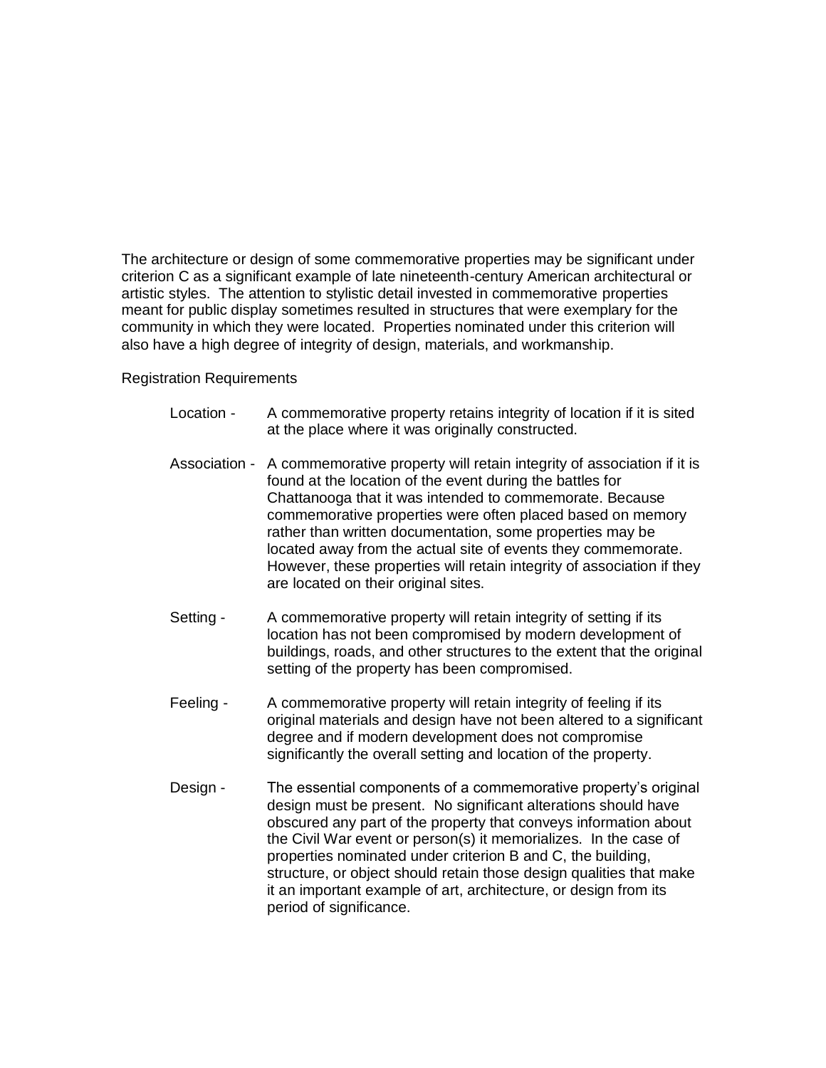The architecture or design of some commemorative properties may be significant under criterion C as a significant example of late nineteenth-century American architectural or artistic styles. The attention to stylistic detail invested in commemorative properties meant for public display sometimes resulted in structures that were exemplary for the community in which they were located. Properties nominated under this criterion will also have a high degree of integrity of design, materials, and workmanship.

Registration Requirements

- Location - A commemorative property retains integrity of location if it is sited at the place where it was originally constructed.

- Association - A commemorative property will retain integrity of association if it is found at the location of the event during the battles for Chattanooga that it was intended to commemorate. Because commemorative properties were often placed based on memory rather than written documentation, some properties may be located away from the actual site of events they commemorate. However, these properties will retain integrity of association if they are located on their original sites.

- Setting - A commemorative property will retain integrity of setting if its location has not been compromised by modern development of buildings, roads, and other structures to the extent that the original setting of the property has been compromised.

- Feeling - A commemorative property will retain integrity of feeling if its original materials and design have not been altered to a significant degree and if modern development does not compromise significantly the overall setting and location of the property.

- Design - The essential components of a commemorative property's original design must be present. No significant alterations should have obscured any part of the property that conveys information about the Civil War event or person(s) it memorializes. In the case of properties nominated under criterion B and C, the building, structure, or object should retain those design qualities that make it an important example of art, architecture, or design from its period of significance.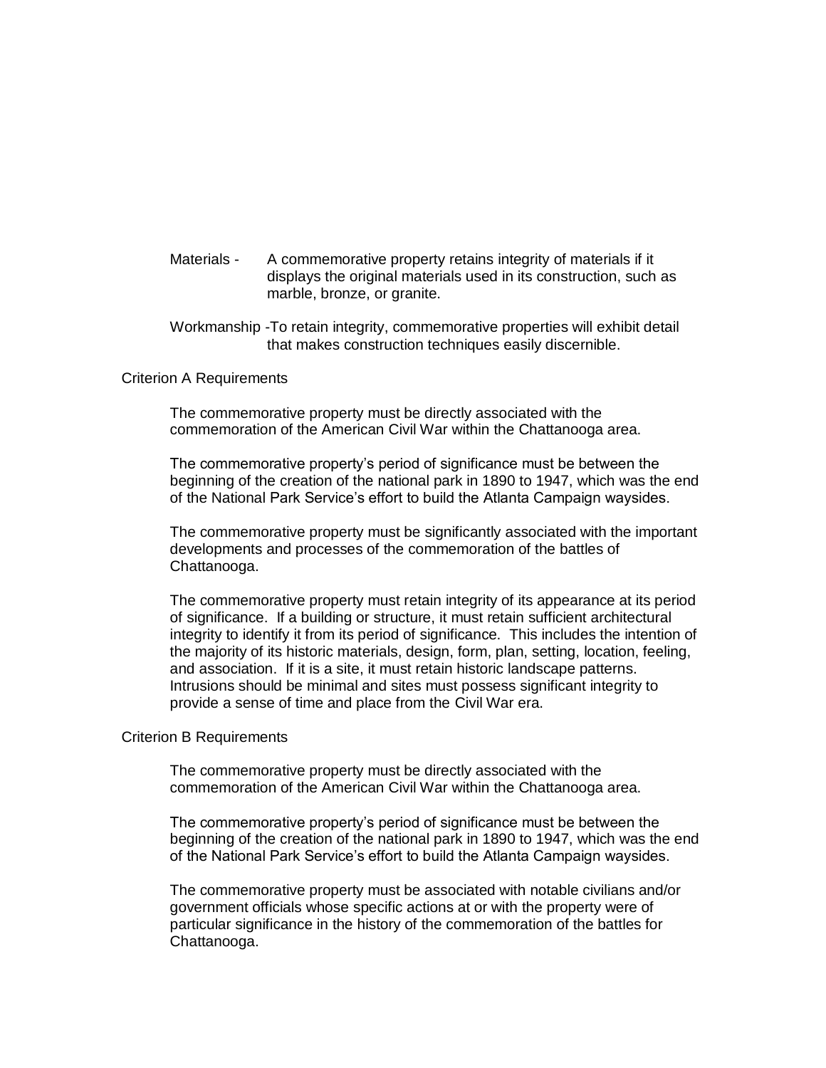Materials - A commemorative property retains integrity of materials if it displays the original materials used in its construction, such as marble, bronze, or granite.

Workmanship - To retain integrity, commemorative properties will exhibit detail that makes construction techniques easily discernible.

Criterion A Requirements

The commemorative property must be directly associated with the commemoration of the American Civil War within the Chattanooga area.

The commemorative property's period of significance must be between the beginning of the creation of the national park in 1890 to 1947, which was the end of the National Park Service's effort to build the Atlanta Campaign waysides.

The commemorative property must be significantly associated with the important developments and processes of the commemoration of the battles of Chattanooga.

The commemorative property must retain integrity of its appearance at its period of significance. If a building or structure, it must retain sufficient architectural integrity to identify it from its period of significance. This includes the intention of the majority of its historic materials, design, form, plan, setting, location, feeling, and association. If it is a site, it must retain historic landscape patterns. Intrusions should be minimal and sites must possess significant integrity to provide a sense of time and place from the Civil War era.

Criterion B Requirements

The commemorative property must be directly associated with the commemoration of the American Civil War within the Chattanooga area.

The commemorative property's period of significance must be between the beginning of the creation of the national park in 1890 to 1947, which was the end of the National Park Service's effort to build the Atlanta Campaign waysides.

The commemorative property must be associated with notable civilians and/or government officials whose specific actions at or with the property were of particular significance in the history of the commemoration of the battles for Chattanooga.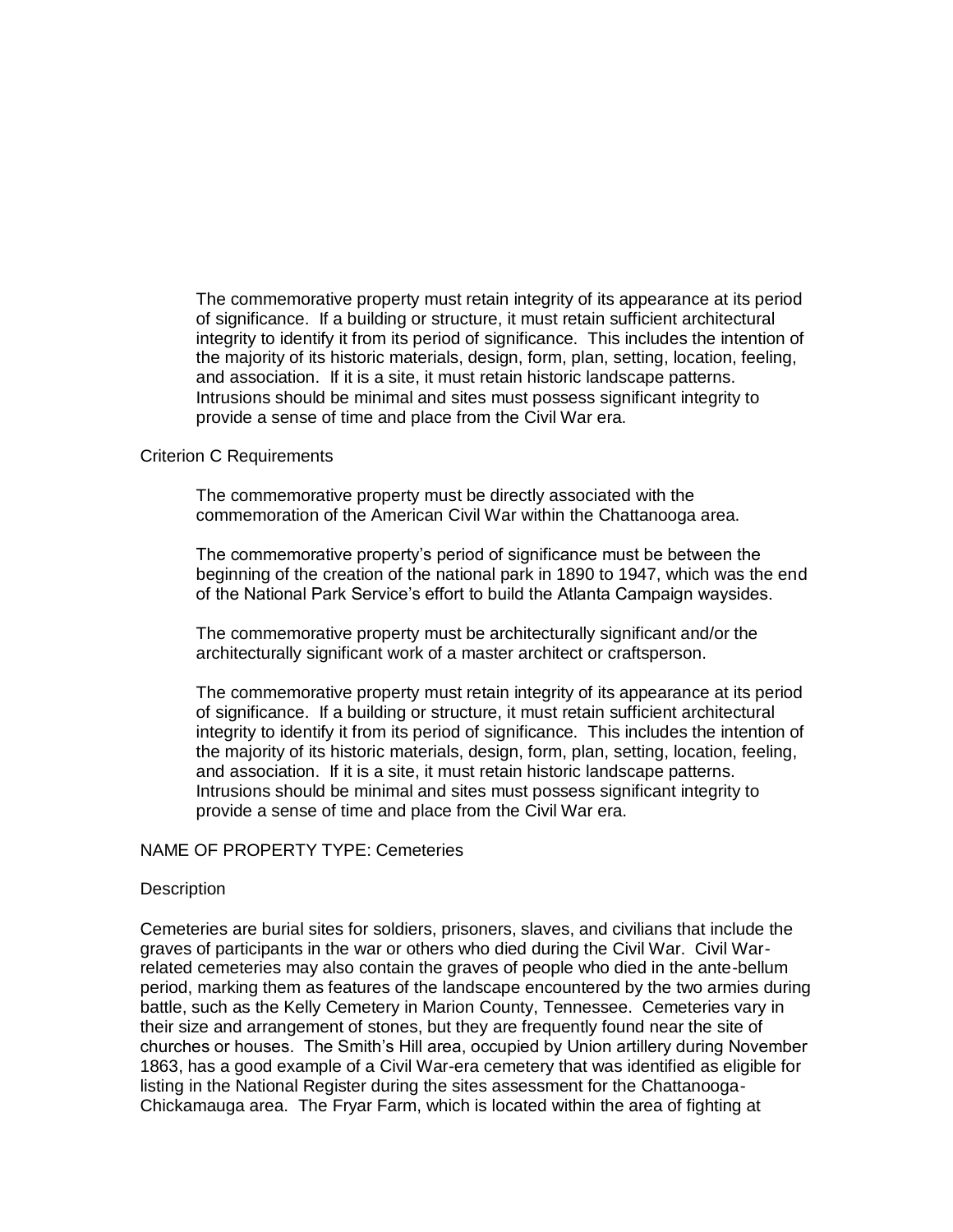The commemorative property must retain integrity of its appearance at its period of significance. If a building or structure, it must retain sufficient architectural integrity to identify it from its period of significance. This includes the intention of the majority of its historic materials, design, form, plan, setting, location, feeling, and association. If it is a site, it must retain historic landscape patterns. Intrusions should be minimal and sites must possess significant integrity to provide a sense of time and place from the Civil War era.

Criterion C Requirements

The commemorative property must be directly associated with the commemoration of the American Civil War within the Chattanooga area.

The commemorative property's period of significance must be between the beginning of the creation of the national park in 1890 to 1947, which was the end of the National Park Service's effort to build the Atlanta Campaign waysides.

The commemorative property must be architecturally significant and/or the architecturally significant work of a master architect or craftsperson.

The commemorative property must retain integrity of its appearance at its period of significance. If a building or structure, it must retain sufficient architectural integrity to identify it from its period of significance. This includes the intention of the majority of its historic materials, design, form, plan, setting, location, feeling, and association. If it is a site, it must retain historic landscape patterns. Intrusions should be minimal and sites must possess significant integrity to provide a sense of time and place from the Civil War era.

NAME OF PROPERTY TYPE: Cemeteries

Description

Cemeteries are burial sites for soldiers, prisoners, slaves, and civilians that include the graves of participants in the war or others who died during the Civil War. Civil War-related cemeteries may also contain the graves of people who died in the ante-bellum period, marking them as features of the landscape encountered by the two armies during battle, such as the Kelly Cemetery in Marion County, Tennessee. Cemeteries vary in their size and arrangement of stones, but they are frequently found near the site of churches or houses. The Smith's Hill area, occupied by Union artillery during November 1863, has a good example of a Civil War-era cemetery that was identified as eligible for listing in the National Register during the sites assessment for the Chattanooga-Chickamauga area. The Fryar Farm, which is located within the area of fighting at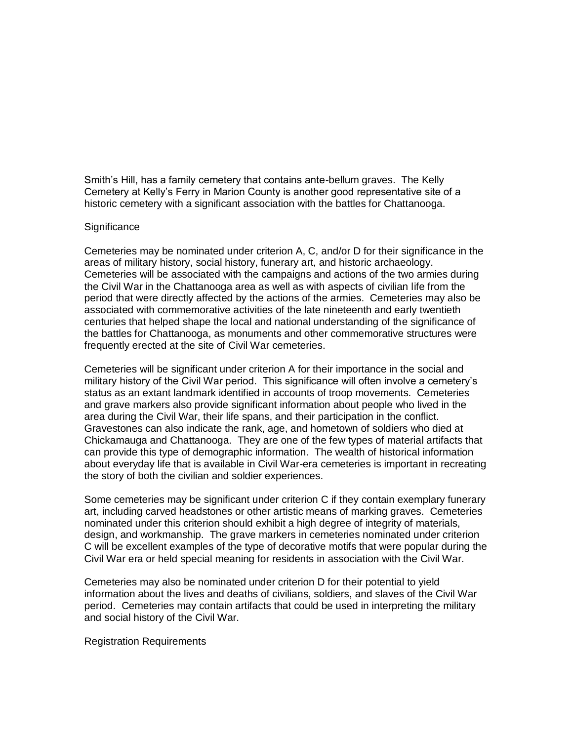Smith's Hill, has a family cemetery that contains ante-bellum graves. The Kelly Cemetery at Kelly's Ferry in Marion County is another good representative site of a historic cemetery with a significant association with the battles for Chattanooga.

Significance

Cemeteries may be nominated under criterion A, C, and/or D for their significance in the areas of military history, social history, funerary art, and historic archaeology. Cemeteries will be associated with the campaigns and actions of the two armies during the Civil War in the Chattanooga area as well as with aspects of civilian life from the period that were directly affected by the actions of the armies. Cemeteries may also be associated with commemorative activities of the late nineteenth and early twentieth centuries that helped shape the local and national understanding of the significance of the battles for Chattanooga, as monuments and other commemorative structures were frequently erected at the site of Civil War cemeteries.

Cemeteries will be significant under criterion A for their importance in the social and military history of the Civil War period. This significance will often involve a cemetery's status as an extant landmark identified in accounts of troop movements. Cemeteries and grave markers also provide significant information about people who lived in the area during the Civil War, their life spans, and their participation in the conflict. Gravestones can also indicate the rank, age, and hometown of soldiers who died at Chickamauga and Chattanooga. They are one of the few types of material artifacts that can provide this type of demographic information. The wealth of historical information about everyday life that is available in Civil War-era cemeteries is important in recreating the story of both the civilian and soldier experiences.

Some cemeteries may be significant under criterion C if they contain exemplary funerary art, including carved headstones or other artistic means of marking graves. Cemeteries nominated under this criterion should exhibit a high degree of integrity of materials, design, and workmanship. The grave markers in cemeteries nominated under criterion C will be excellent examples of the type of decorative motifs that were popular during the Civil War era or held special meaning for residents in association with the Civil War.

Cemeteries may also be nominated under criterion D for their potential to yield information about the lives and deaths of civilians, soldiers, and slaves of the Civil War period. Cemeteries may contain artifacts that could be used in interpreting the military and social history of the Civil War.

Registration Requirements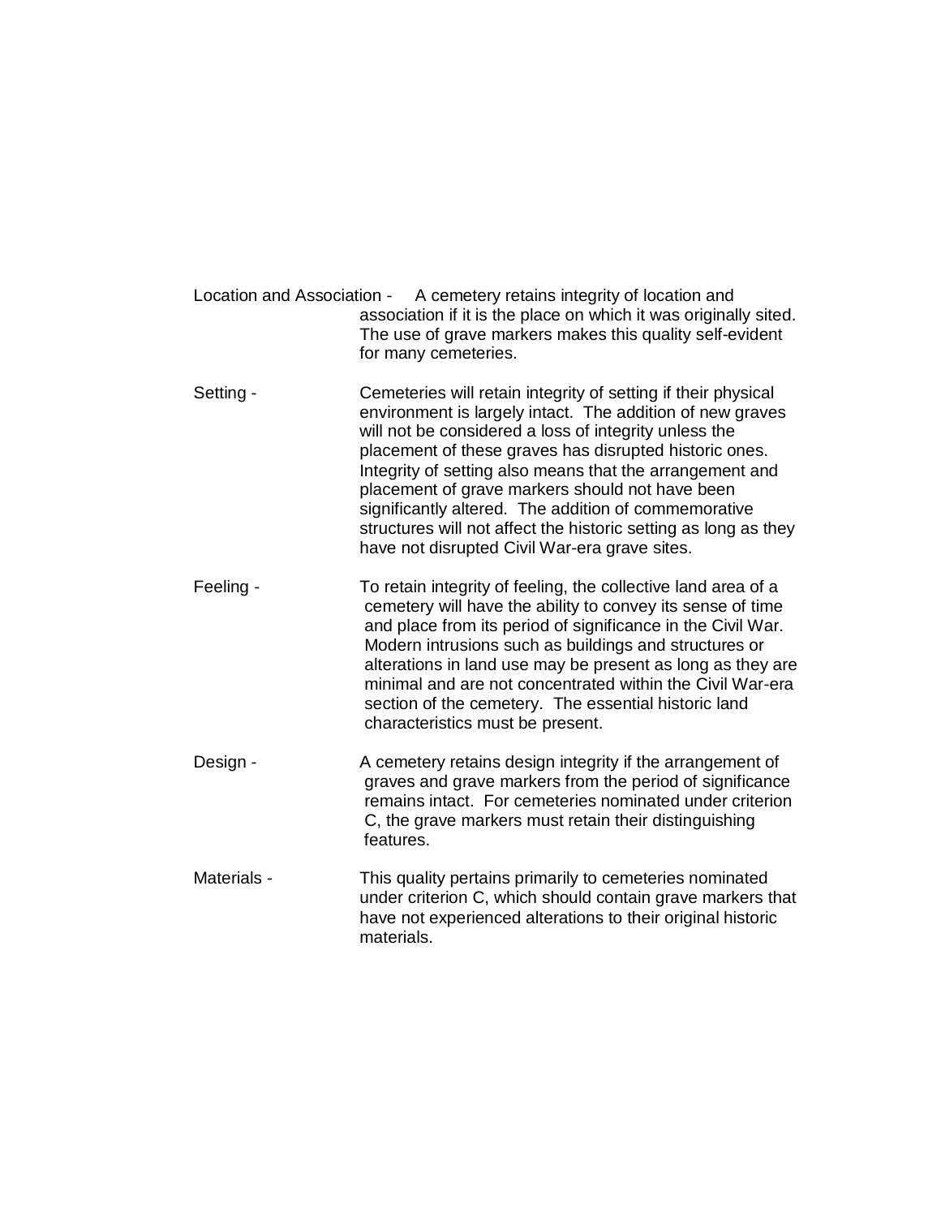Location and Association - A cemetery retains integrity of location and association if it is the place on which it was originally sited. The use of grave markers makes this quality self-evident for many cemeteries.

Setting - Cemeteries will retain integrity of setting if their physical environment is largely intact. The addition of new graves will not be considered a loss of integrity unless the placement of these graves has disrupted historic ones. Integrity of setting also means that the arrangement and placement of grave markers should not have been significantly altered. The addition of commemorative structures will not affect the historic setting as long as they have not disrupted Civil War-era grave sites.

Feeling - To retain integrity of feeling, the collective land area of a cemetery will have the ability to convey its sense of time and place from its period of significance in the Civil War. Modern intrusions such as buildings and structures or alterations in land use may be present as long as they are minimal and are not concentrated within the Civil War-era section of the cemetery. The essential historic land characteristics must be present.

Design - A cemetery retains design integrity if the arrangement of graves and grave markers from the period of significance remains intact. For cemeteries nominated under criterion C, the grave markers must retain their distinguishing features.

Materials - This quality pertains primarily to cemeteries nominated under criterion C, which should contain grave markers that have not experienced alterations to their original historic materials.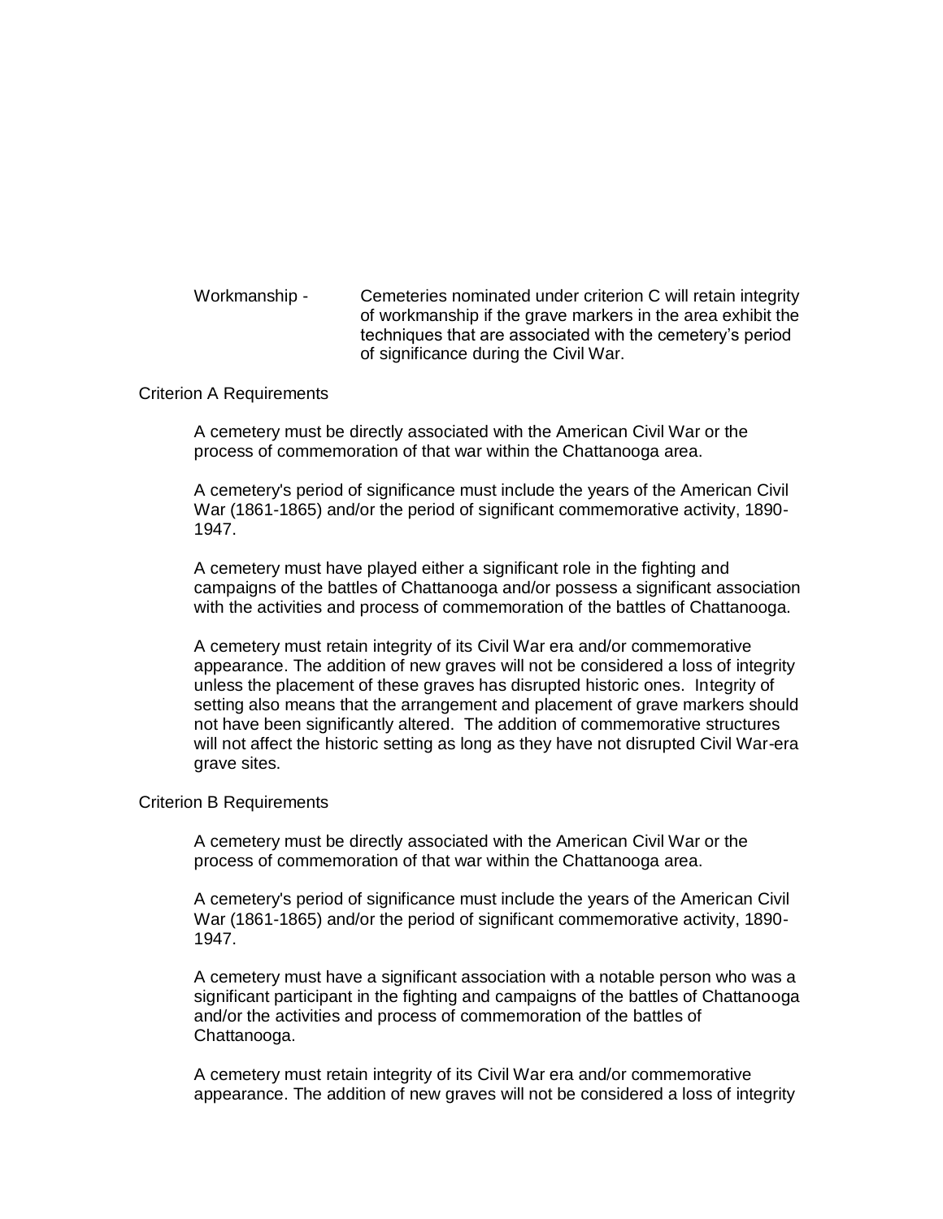Workmanship - Cemeteries nominated under criterion C will retain integrity of workmanship if the grave markers in the area exhibit the techniques that are associated with the cemetery's period of significance during the Civil War.

Criterion A Requirements

A cemetery must be directly associated with the American Civil War or the process of commemoration of that war within the Chattanooga area.

A cemetery's period of significance must include the years of the American Civil War (1861-1865) and/or the period of significant commemorative activity, 1890-1947.

A cemetery must have played either a significant role in the fighting and campaigns of the battles of Chattanooga and/or possess a significant association with the activities and process of commemoration of the battles of Chattanooga.

A cemetery must retain integrity of its Civil War era and/or commemorative appearance. The addition of new graves will not be considered a loss of integrity unless the placement of these graves has disrupted historic ones. Integrity of setting also means that the arrangement and placement of grave markers should not have been significantly altered. The addition of commemorative structures will not affect the historic setting as long as they have not disrupted Civil War-era grave sites.

Criterion B Requirements

A cemetery must be directly associated with the American Civil War or the process of commemoration of that war within the Chattanooga area.

A cemetery's period of significance must include the years of the American Civil War (1861-1865) and/or the period of significant commemorative activity, 1890-1947.

A cemetery must have a significant association with a notable person who was a significant participant in the fighting and campaigns of the battles of Chattanooga and/or the activities and process of commemoration of the battles of Chattanooga.

A cemetery must retain integrity of its Civil War era and/or commemorative appearance. The addition of new graves will not be considered a loss of integrity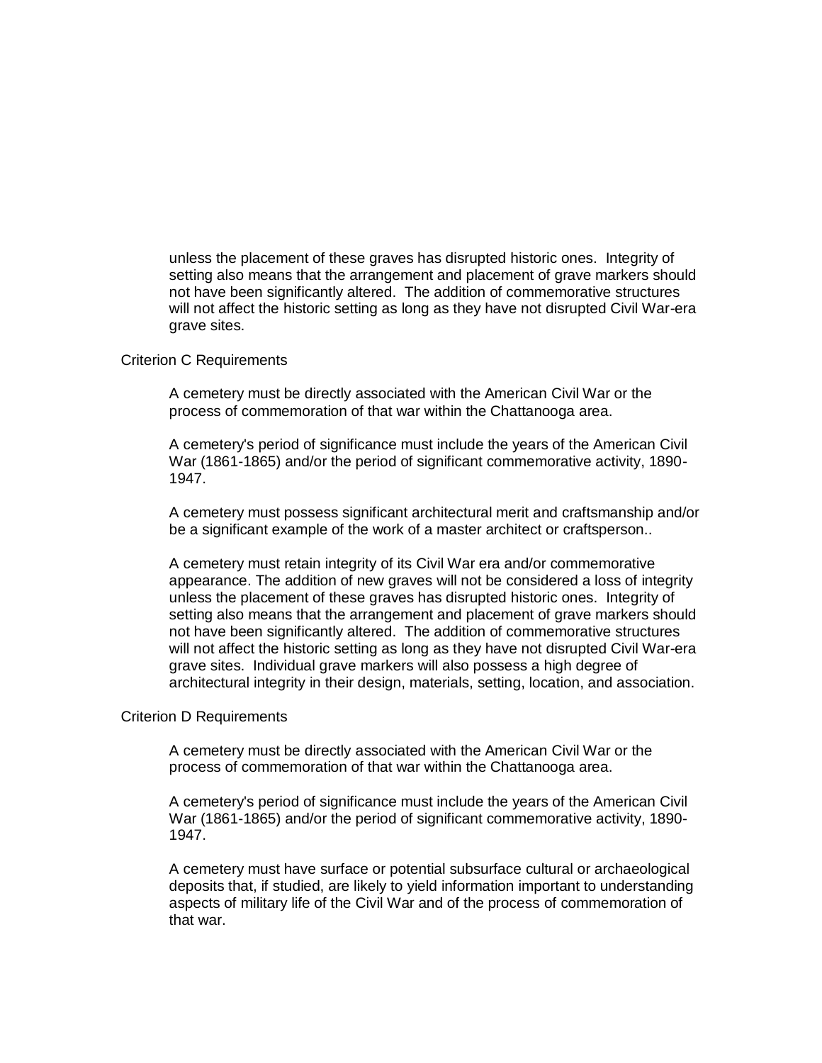unless the placement of these graves has disrupted historic ones. Integrity of setting also means that the arrangement and placement of grave markers should not have been significantly altered. The addition of commemorative structures will not affect the historic setting as long as they have not disrupted Civil War-era grave sites.

Criterion C Requirements

A cemetery must be directly associated with the American Civil War or the process of commemoration of that war within the Chattanooga area.

A cemetery's period of significance must include the years of the American Civil War (1861-1865) and/or the period of significant commemorative activity, 1890-1947.

A cemetery must possess significant architectural merit and craftsmanship and/or be a significant example of the work of a master architect or craftsperson..

A cemetery must retain integrity of its Civil War era and/or commemorative appearance. The addition of new graves will not be considered a loss of integrity unless the placement of these graves has disrupted historic ones. Integrity of setting also means that the arrangement and placement of grave markers should not have been significantly altered. The addition of commemorative structures will not affect the historic setting as long as they have not disrupted Civil War-era grave sites. Individual grave markers will also possess a high degree of architectural integrity in their design, materials, setting, location, and association.

Criterion D Requirements

A cemetery must be directly associated with the American Civil War or the process of commemoration of that war within the Chattanooga area.

A cemetery's period of significance must include the years of the American Civil War (1861-1865) and/or the period of significant commemorative activity, 1890-1947.

A cemetery must have surface or potential subsurface cultural or archaeological deposits that, if studied, are likely to yield information important to understanding aspects of military life of the Civil War and of the process of commemoration of that war.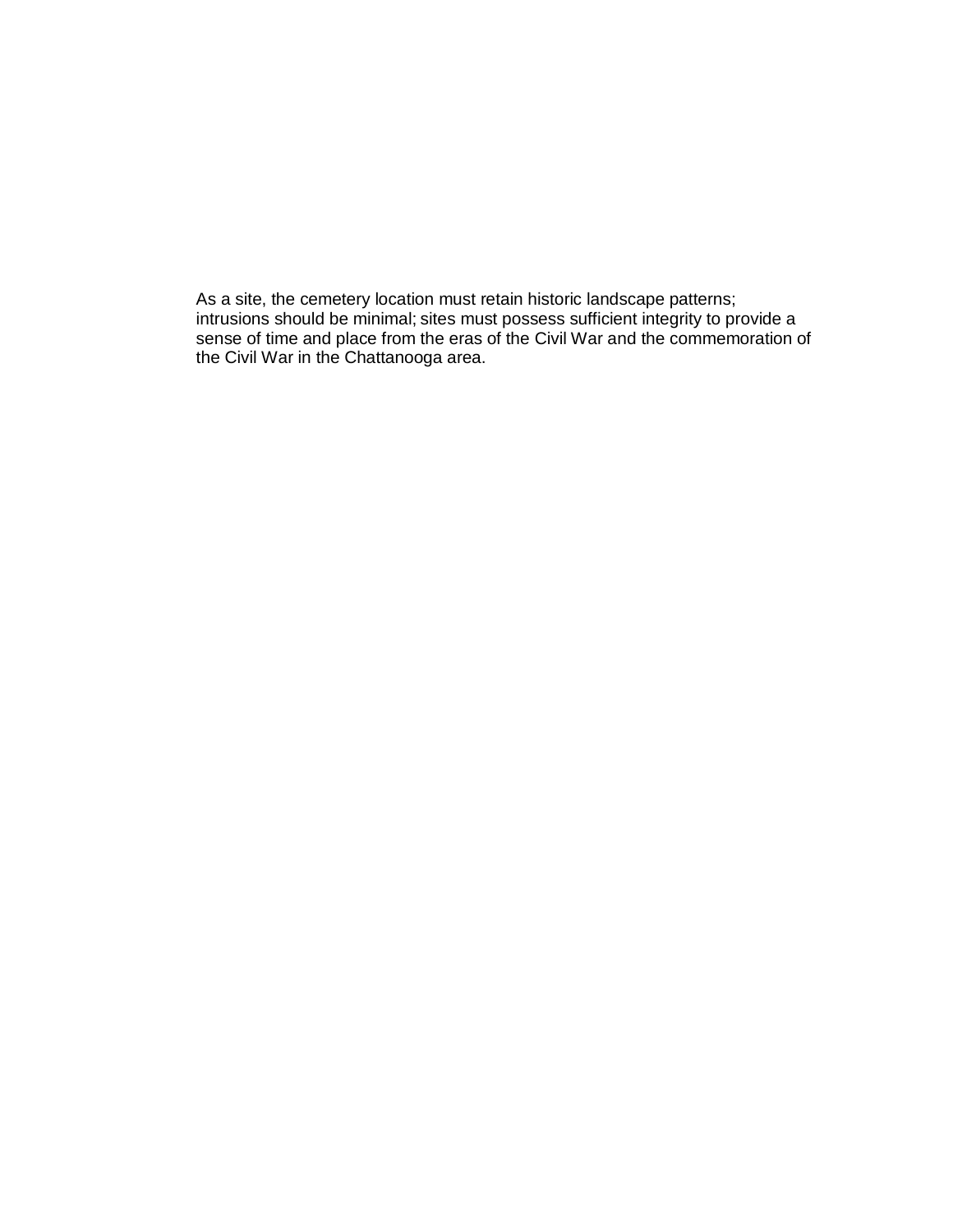As a site, the cemetery location must retain historic landscape patterns; intrusions should be minimal; sites must possess sufficient integrity to provide a sense of time and place from the eras of the Civil War and the commemoration of the Civil War in the Chattanooga area.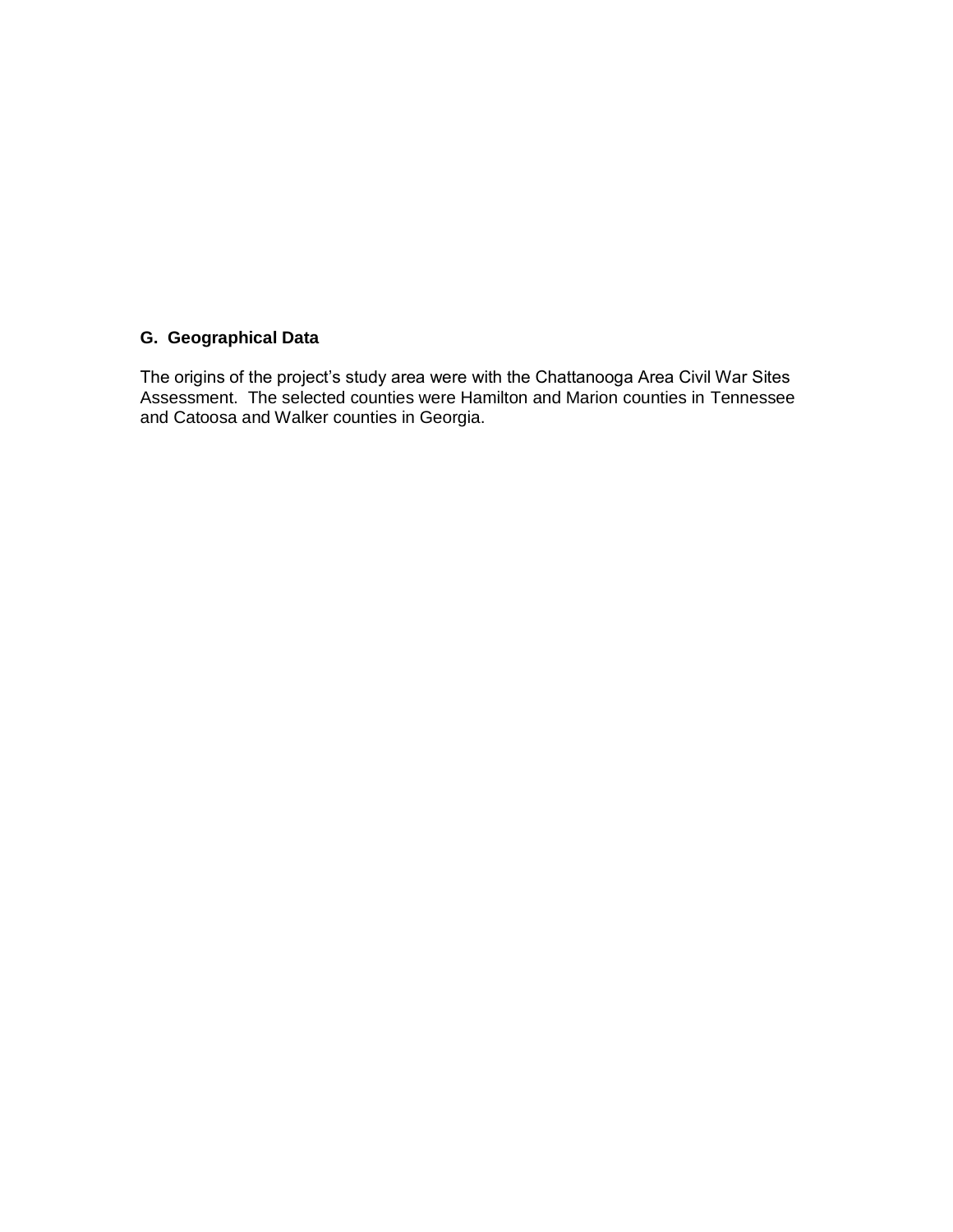## G. Geographical Data

The origins of the project's study area were with the Chattanooga Area Civil War Sites Assessment. The selected counties were Hamilton and Marion counties in Tennessee and Catoosa and Walker counties in Georgia.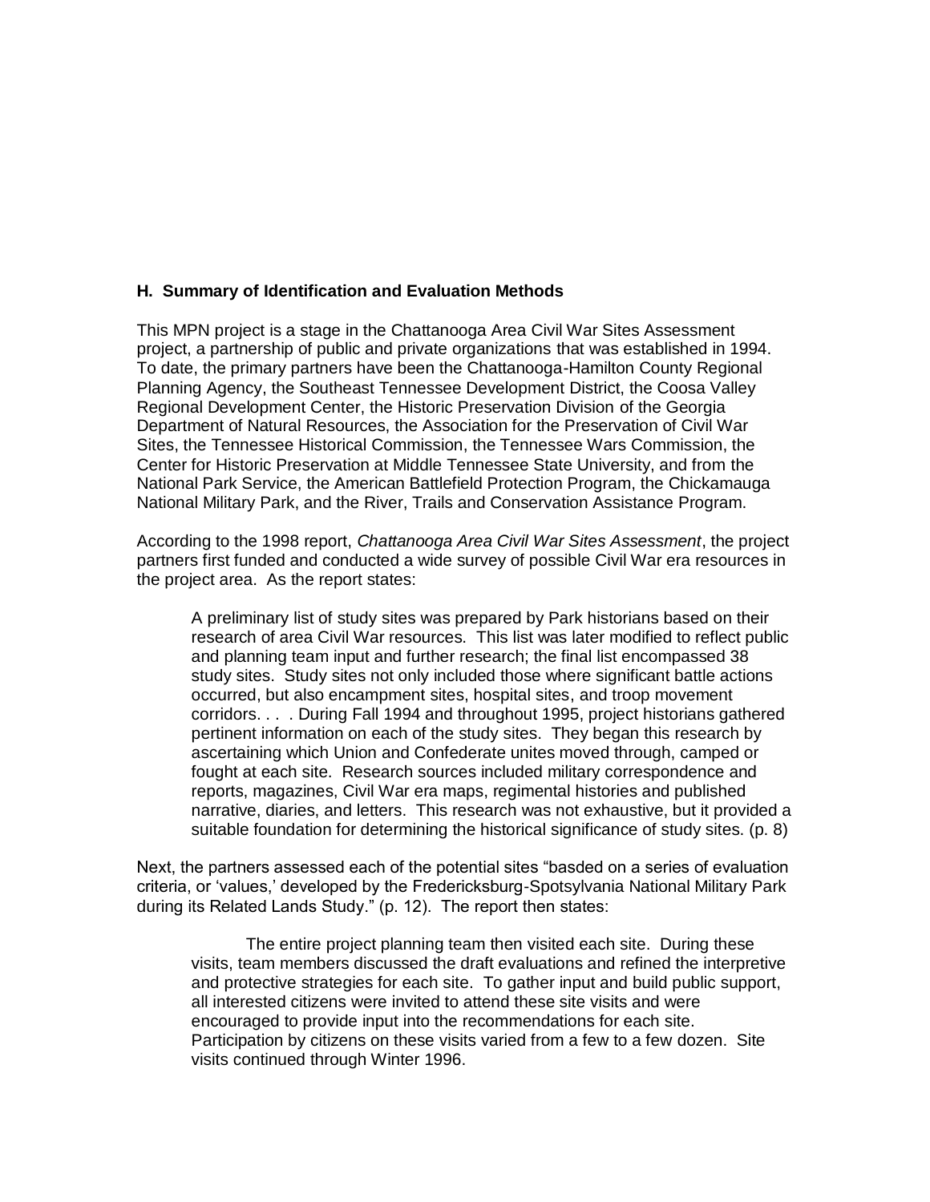### H. Summary of Identification and Evaluation Methods

This MPN project is a stage in the Chattanooga Area Civil War Sites Assessment project, a partnership of public and private organizations that was established in 1994. To date, the primary partners have been the Chattanooga-Hamilton County Regional Planning Agency, the Southeast Tennessee Development District, the Coosa Valley Regional Development Center, the Historic Preservation Division of the Georgia Department of Natural Resources, the Association for the Preservation of Civil War Sites, the Tennessee Historical Commission, the Tennessee Wars Commission, the Center for Historic Preservation at Middle Tennessee State University, and from the National Park Service, the American Battlefield Protection Program, the Chickamauga National Military Park, and the River, Trails and Conservation Assistance Program.

According to the 1998 report, *Chattanooga Area Civil War Sites Assessment*, the project partners first funded and conducted a wide survey of possible Civil War era resources in the project area. As the report states:

> A preliminary list of study sites was prepared by Park historians based on their research of area Civil War resources. This list was later modified to reflect public and planning team input and further research; the final list encompassed 38 study sites. Study sites not only included those where significant battle actions occurred, but also encampment sites, hospital sites, and troop movement corridors. . . . During Fall 1994 and throughout 1995, project historians gathered pertinent information on each of the study sites. They began this research by ascertaining which Union and Confederate unites moved through, camped or fought at each site. Research sources included military correspondence and reports, magazines, Civil War era maps, regimental histories and published narrative, diaries, and letters. This research was not exhaustive, but it provided a suitable foundation for determining the historical significance of study sites. (p. 8)

Next, the partners assessed each of the potential sites "basded on a series of evaluation criteria, or 'values,' developed by the Fredericksburg-Spotsylvania National Military Park during its Related Lands Study." (p. 12). The report then states:

> The entire project planning team then visited each site. During these visits, team members discussed the draft evaluations and refined the interpretive and protective strategies for each site. To gather input and build public support, all interested citizens were invited to attend these site visits and were encouraged to provide input into the recommendations for each site. Participation by citizens on these visits varied from a few to a few dozen. Site visits continued through Winter 1996.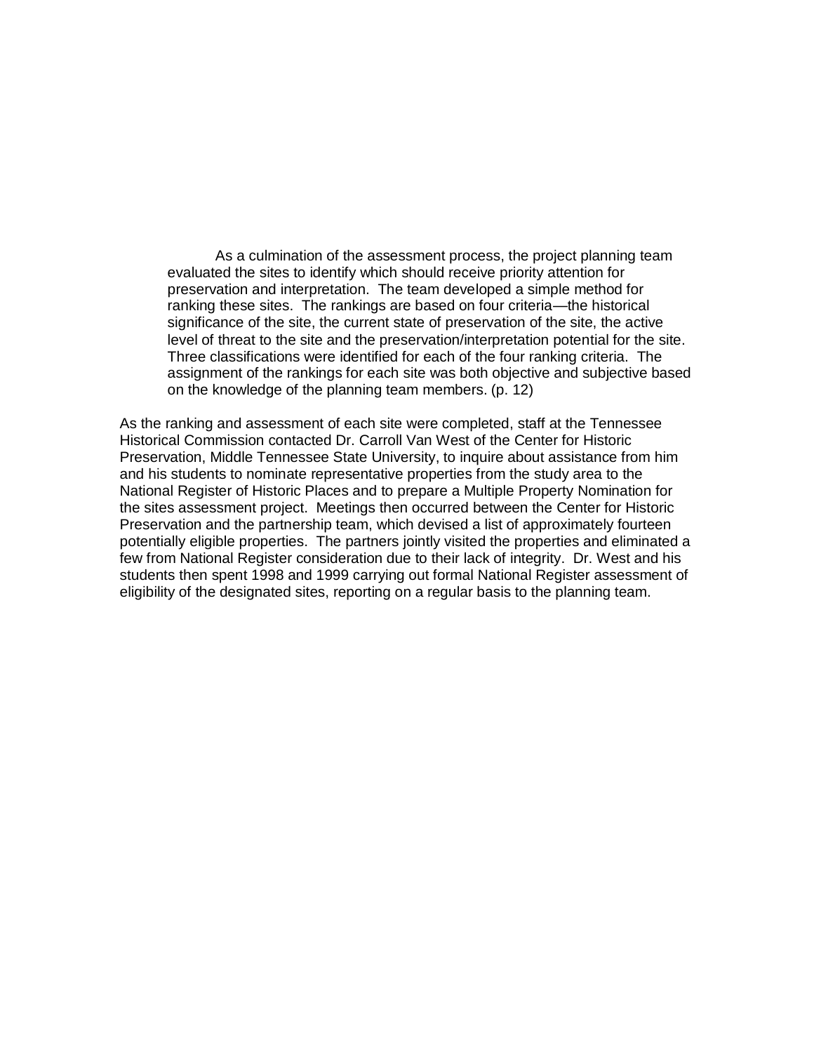> As a culmination of the assessment process, the project planning team evaluated the sites to identify which should receive priority attention for preservation and interpretation. The team developed a simple method for ranking these sites. The rankings are based on four criteria—the historical significance of the site, the current state of preservation of the site, the active level of threat to the site and the preservation/interpretation potential for the site. Three classifications were identified for each of the four ranking criteria. The assignment of the rankings for each site was both objective and subjective based on the knowledge of the planning team members. (p. 12)

As the ranking and assessment of each site were completed, staff at the Tennessee Historical Commission contacted Dr. Carroll Van West of the Center for Historic Preservation, Middle Tennessee State University, to inquire about assistance from him and his students to nominate representative properties from the study area to the National Register of Historic Places and to prepare a Multiple Property Nomination for the sites assessment project. Meetings then occurred between the Center for Historic Preservation and the partnership team, which devised a list of approximately fourteen potentially eligible properties. The partners jointly visited the properties and eliminated a few from National Register consideration due to their lack of integrity. Dr. West and his students then spent 1998 and 1999 carrying out formal National Register assessment of eligibility of the designated sites, reporting on a regular basis to the planning team.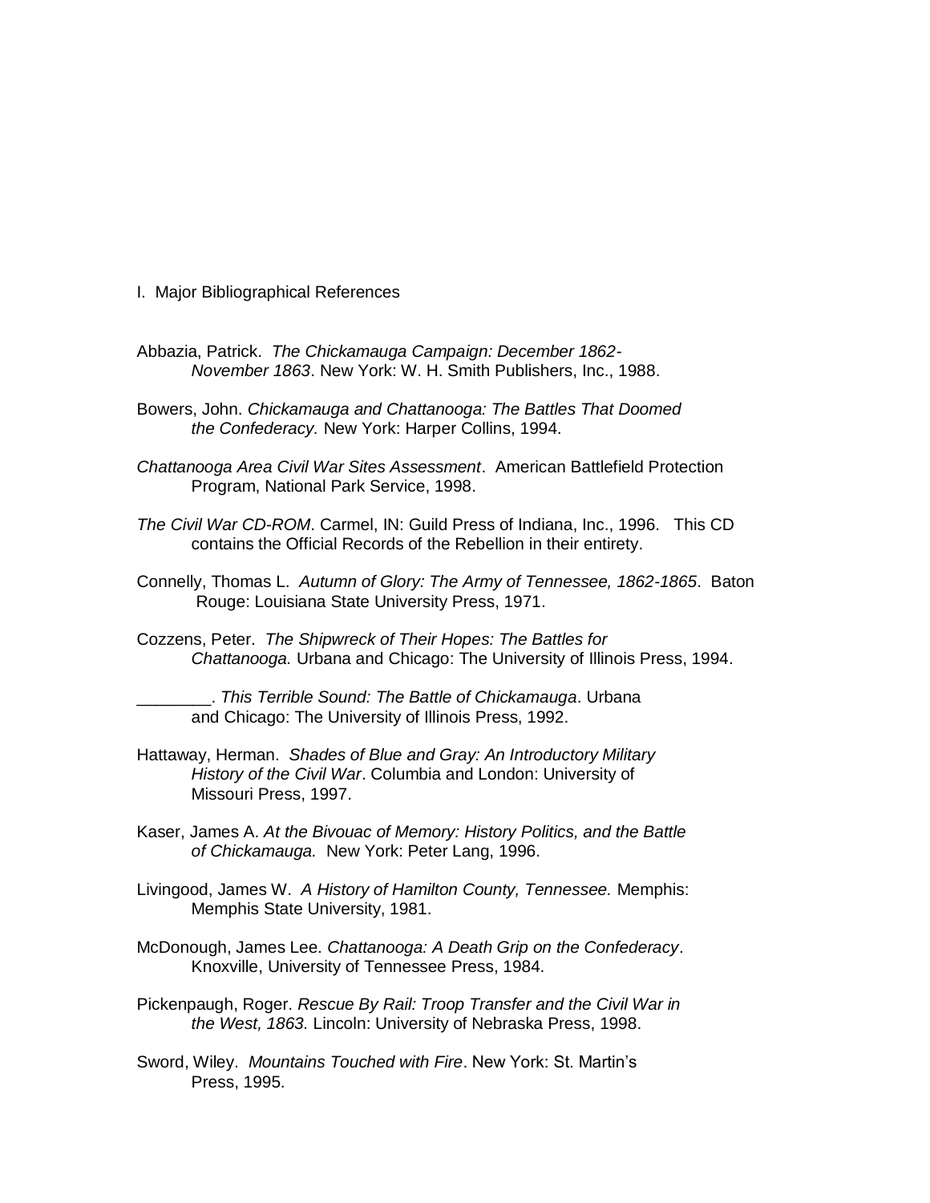I. Major Bibliographical References

Abbazia, Patrick. *The Chickamauga Campaign: December 1862-November 1863*. New York: W. H. Smith Publishers, Inc., 1988.

Bowers, John. *Chickamauga and Chattanooga: The Battles That Doomed the Confederacy.* New York: Harper Collins, 1994.

*Chattanooga Area Civil War Sites Assessment*. American Battlefield Protection Program, National Park Service, 1998.

*The Civil War CD-ROM*. Carmel, IN: Guild Press of Indiana, Inc., 1996. This CD contains the Official Records of the Rebellion in their entirety.

Connelly, Thomas L. *Autumn of Glory: The Army of Tennessee, 1862-1865*. Baton Rouge: Louisiana State University Press, 1971.

Cozzens, Peter. *The Shipwreck of Their Hopes: The Battles for Chattanooga.* Urbana and Chicago: The University of Illinois Press, 1994.

________. *This Terrible Sound: The Battle of Chickamauga*. Urbana and Chicago: The University of Illinois Press, 1992.

Hattaway, Herman. *Shades of Blue and Gray: An Introductory Military History of the Civil War*. Columbia and London: University of Missouri Press, 1997.

Kaser, James A. *At the Bivouac of Memory: History Politics, and the Battle of Chickamauga.* New York: Peter Lang, 1996.

Livingood, James W. *A History of Hamilton County, Tennessee.* Memphis: Memphis State University, 1981.

McDonough, James Lee. *Chattanooga: A Death Grip on the Confederacy*. Knoxville, University of Tennessee Press, 1984.

Pickenpaugh, Roger. *Rescue By Rail: Troop Transfer and the Civil War in the West, 1863.* Lincoln: University of Nebraska Press, 1998.

Sword, Wiley. *Mountains Touched with Fire*. New York: St. Martin's Press, 1995.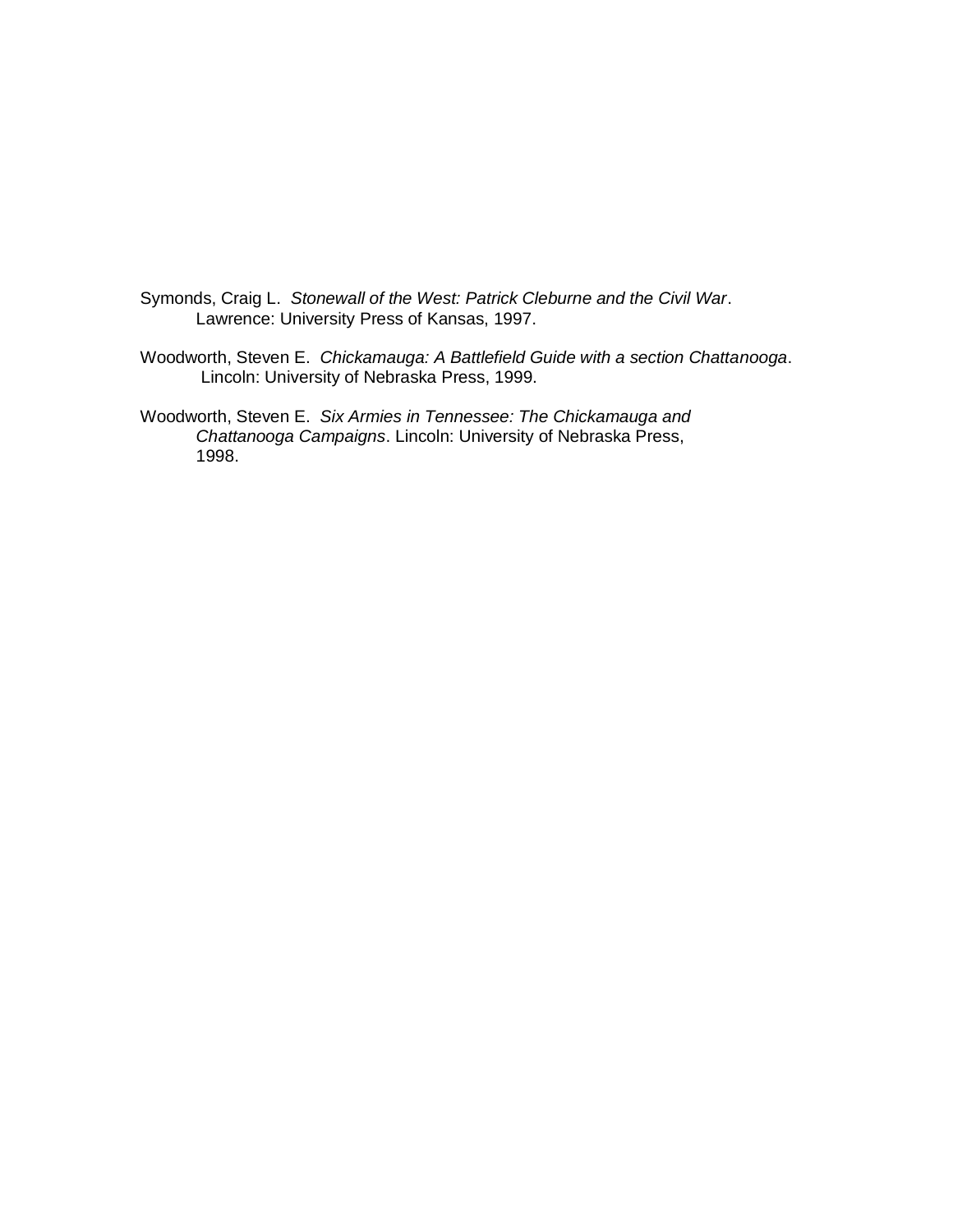Symonds, Craig L. *Stonewall of the West: Patrick Cleburne and the Civil War*. Lawrence: University Press of Kansas, 1997.

Woodworth, Steven E. *Chickamauga: A Battlefield Guide with a section Chattanooga*. Lincoln: University of Nebraska Press, 1999.

Woodworth, Steven E. *Six Armies in Tennessee: The Chickamauga and Chattanooga Campaigns*. Lincoln: University of Nebraska Press, 1998.